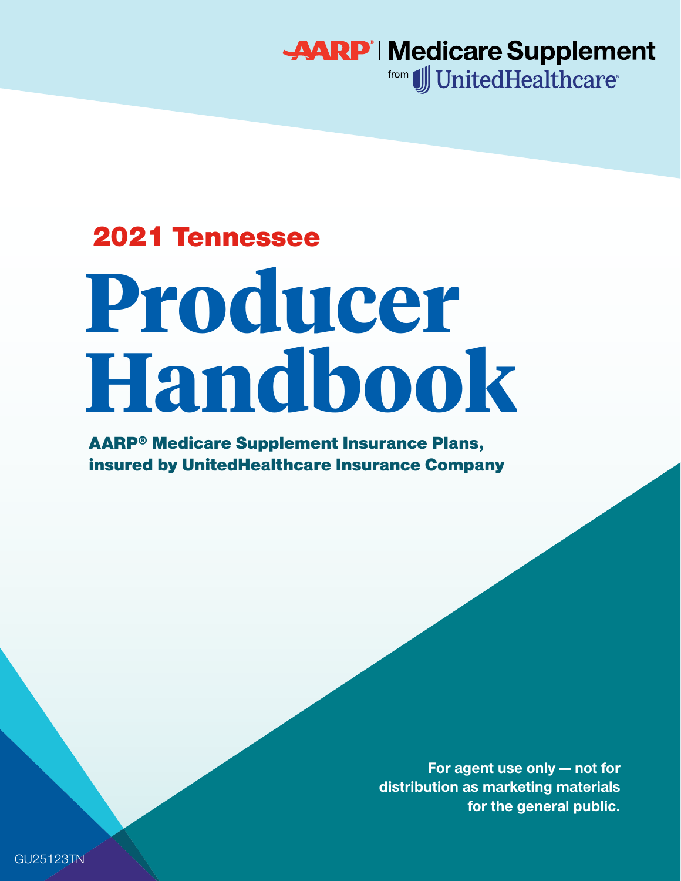AARP® | Medicare Supplement
from UnitedHealthcare®

## 2021 Tennessee

# Producer Handbook

**AARP® Medicare Supplement Insurance Plans, insured by UnitedHealthcare Insurance Company**

**For agent use only — not for distribution as marketing materials for the general public.**

GU25123TN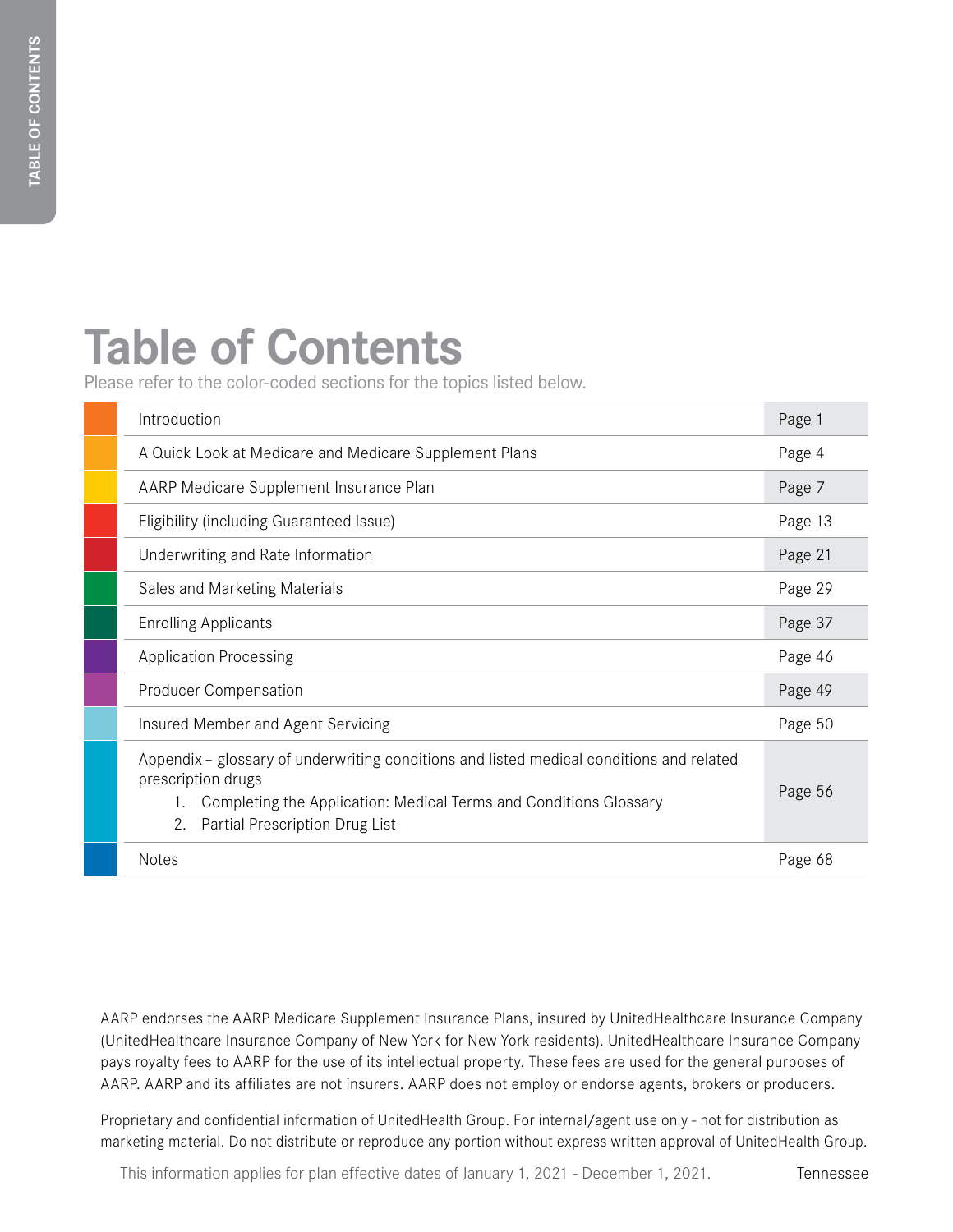# Table of Contents

Please refer to the color-coded sections for the topics listed below.

| Section | Page |
|---|---|
| Introduction | Page 1 |
| A Quick Look at Medicare and Medicare Supplement Plans | Page 4 |
| AARP Medicare Supplement Insurance Plan | Page 7 |
| Eligibility (including Guaranteed Issue) | Page 13 |
| Underwriting and Rate Information | Page 21 |
| Sales and Marketing Materials | Page 29 |
| Enrolling Applicants | Page 37 |
| Application Processing | Page 46 |
| Producer Compensation | Page 49 |
| Insured Member and Agent Servicing | Page 50 |
| Appendix – glossary of underwriting conditions and listed medical conditions and related prescription drugs<br>1. Completing the Application: Medical Terms and Conditions Glossary<br>2. Partial Prescription Drug List | Page 56 |
| Notes | Page 68 |

AARP endorses the AARP Medicare Supplement Insurance Plans, insured by UnitedHealthcare Insurance Company (UnitedHealthcare Insurance Company of New York for New York residents). UnitedHealthcare Insurance Company pays royalty fees to AARP for the use of its intellectual property. These fees are used for the general purposes of AARP. AARP and its affiliates are not insurers. AARP does not employ or endorse agents, brokers or producers.

Proprietary and confidential information of UnitedHealth Group. For internal/agent use only - not for distribution as marketing material. Do not distribute or reproduce any portion without express written approval of UnitedHealth Group.

This information applies for plan effective dates of January 1, 2021 - December 1, 2021. Tennessee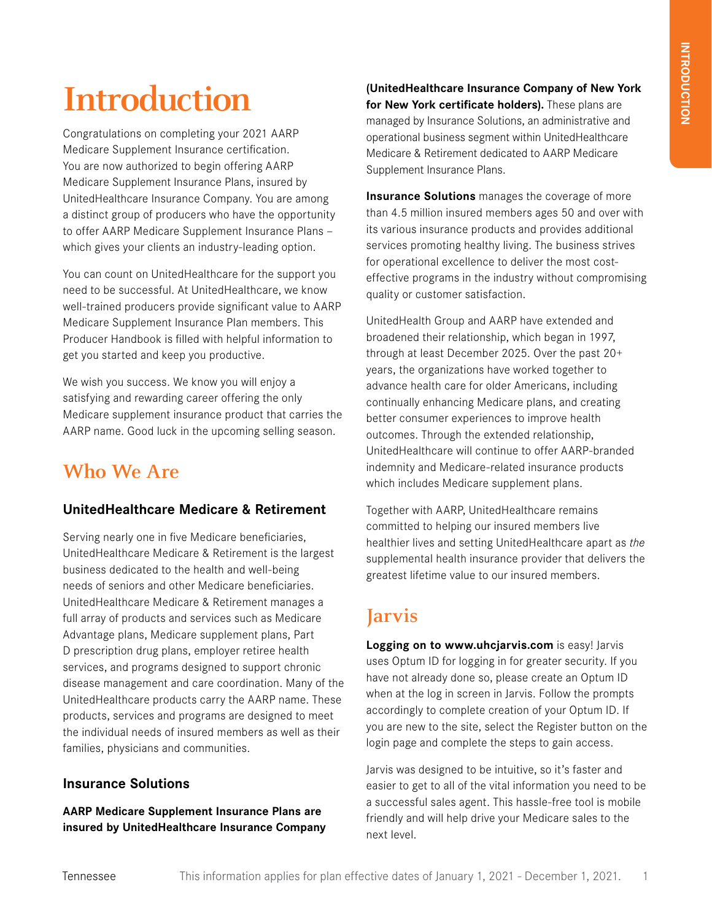# Introduction

Congratulations on completing your 2021 AARP Medicare Supplement Insurance certification. You are now authorized to begin offering AARP Medicare Supplement Insurance Plans, insured by UnitedHealthcare Insurance Company. You are among a distinct group of producers who have the opportunity to offer AARP Medicare Supplement Insurance Plans – which gives your clients an industry-leading option.

You can count on UnitedHealthcare for the support you need to be successful. At UnitedHealthcare, we know well-trained producers provide significant value to AARP Medicare Supplement Insurance Plan members. This Producer Handbook is filled with helpful information to get you started and keep you productive.

We wish you success. We know you will enjoy a satisfying and rewarding career offering the only Medicare supplement insurance product that carries the AARP name. Good luck in the upcoming selling season.

## Who We Are

### UnitedHealthcare Medicare & Retirement

Serving nearly one in five Medicare beneficiaries, UnitedHealthcare Medicare & Retirement is the largest business dedicated to the health and well-being needs of seniors and other Medicare beneficiaries. UnitedHealthcare Medicare & Retirement manages a full array of products and services such as Medicare Advantage plans, Medicare supplement plans, Part D prescription drug plans, employer retiree health services, and programs designed to support chronic disease management and care coordination. Many of the UnitedHealthcare products carry the AARP name. These products, services and programs are designed to meet the individual needs of insured members as well as their families, physicians and communities.

### Insurance Solutions

**AARP Medicare Supplement Insurance Plans are insured by UnitedHealthcare Insurance Company (UnitedHealthcare Insurance Company of New York for New York certificate holders).** These plans are managed by Insurance Solutions, an administrative and operational business segment within UnitedHealthcare Medicare & Retirement dedicated to AARP Medicare Supplement Insurance Plans.

**Insurance Solutions** manages the coverage of more than 4.5 million insured members ages 50 and over with its various insurance products and provides additional services promoting healthy living. The business strives for operational excellence to deliver the most cost-effective programs in the industry without compromising quality or customer satisfaction.

UnitedHealth Group and AARP have extended and broadened their relationship, which began in 1997, through at least December 2025. Over the past 20+ years, the organizations have worked together to advance health care for older Americans, including continually enhancing Medicare plans, and creating better consumer experiences to improve health outcomes. Through the extended relationship, UnitedHealthcare will continue to offer AARP-branded indemnity and Medicare-related insurance products which includes Medicare supplement plans.

Together with AARP, UnitedHealthcare remains committed to helping our insured members live healthier lives and setting UnitedHealthcare apart as *the* supplemental health insurance provider that delivers the greatest lifetime value to our insured members.

## Jarvis

**Logging on to www.uhcjarvis.com** is easy! Jarvis uses Optum ID for logging in for greater security. If you have not already done so, please create an Optum ID when at the log in screen in Jarvis. Follow the prompts accordingly to complete creation of your Optum ID. If you are new to the site, select the Register button on the login page and complete the steps to gain access.

Jarvis was designed to be intuitive, so it's faster and easier to get to all of the vital information you need to be a successful sales agent. This hassle-free tool is mobile friendly and will help drive your Medicare sales to the next level.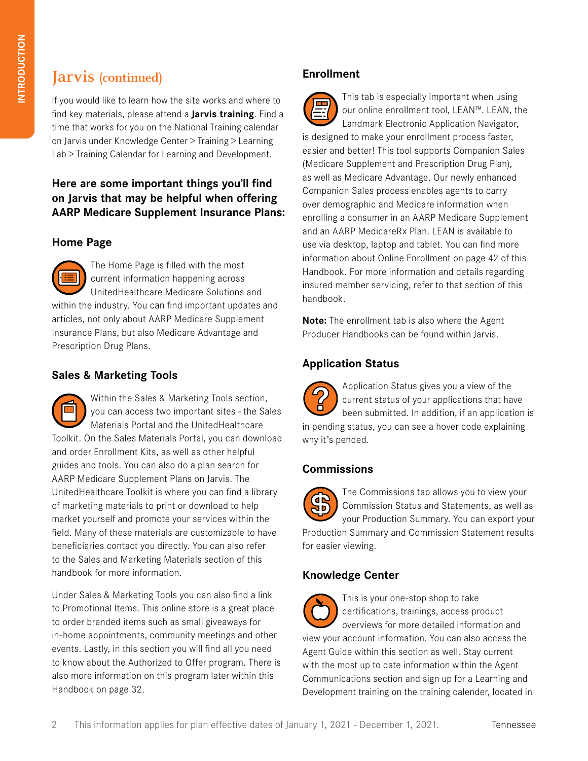## Jarvis (continued)

If you would like to learn how the site works and where to find key materials, please attend a **Jarvis training**. Find a time that works for you on the National Training calendar on Jarvis under Knowledge Center > Training > Learning Lab > Training Calendar for Learning and Development.

### Here are some important things you'll find on Jarvis that may be helpful when offering AARP Medicare Supplement Insurance Plans:

#### Home Page

The Home Page is filled with the most current information happening across UnitedHealthcare Medicare Solutions and within the industry. You can find important updates and articles, not only about AARP Medicare Supplement Insurance Plans, but also Medicare Advantage and Prescription Drug Plans.

#### Sales & Marketing Tools

Within the Sales & Marketing Tools section, you can access two important sites - the Sales Materials Portal and the UnitedHealthcare Toolkit. On the Sales Materials Portal, you can download and order Enrollment Kits, as well as other helpful guides and tools. You can also do a plan search for AARP Medicare Supplement Plans on Jarvis. The UnitedHealthcare Toolkit is where you can find a library of marketing materials to print or download to help market yourself and promote your services within the field. Many of these materials are customizable to have beneficiaries contact you directly. You can also refer to the Sales and Marketing Materials section of this handbook for more information.

Under Sales & Marketing Tools you can also find a link to Promotional Items. This online store is a great place to order branded items such as small giveaways for in-home appointments, community meetings and other events. Lastly, in this section you will find all you need to know about the Authorized to Offer program. There is also more information on this program later within this Handbook on page 32.

#### Enrollment

This tab is especially important when using our online enrollment tool, LEAN™. LEAN, the Landmark Electronic Application Navigator, is designed to make your enrollment process faster, easier and better! This tool supports Companion Sales (Medicare Supplement and Prescription Drug Plan), as well as Medicare Advantage. Our newly enhanced Companion Sales process enables agents to carry over demographic and Medicare information when enrolling a consumer in an AARP Medicare Supplement and an AARP MedicareRx Plan. LEAN is available to use via desktop, laptop and tablet. You can find more information about Online Enrollment on page 42 of this Handbook. For more information and details regarding insured member servicing, refer to that section of this handbook.

**Note:** The enrollment tab is also where the Agent Producer Handbooks can be found within Jarvis.

#### Application Status

Application Status gives you a view of the current status of your applications that have been submitted. In addition, if an application is in pending status, you can see a hover code explaining why it's pended.

#### Commissions

The Commissions tab allows you to view your Commission Status and Statements, as well as your Production Summary. You can export your Production Summary and Commission Statement results for easier viewing.

#### Knowledge Center

This is your one-stop shop to take certifications, trainings, access product overviews for more detailed information and view your account information. You can also access the Agent Guide within this section as well. Stay current with the most up to date information within the Agent Communications section and sign up for a Learning and Development training on the training calender, located in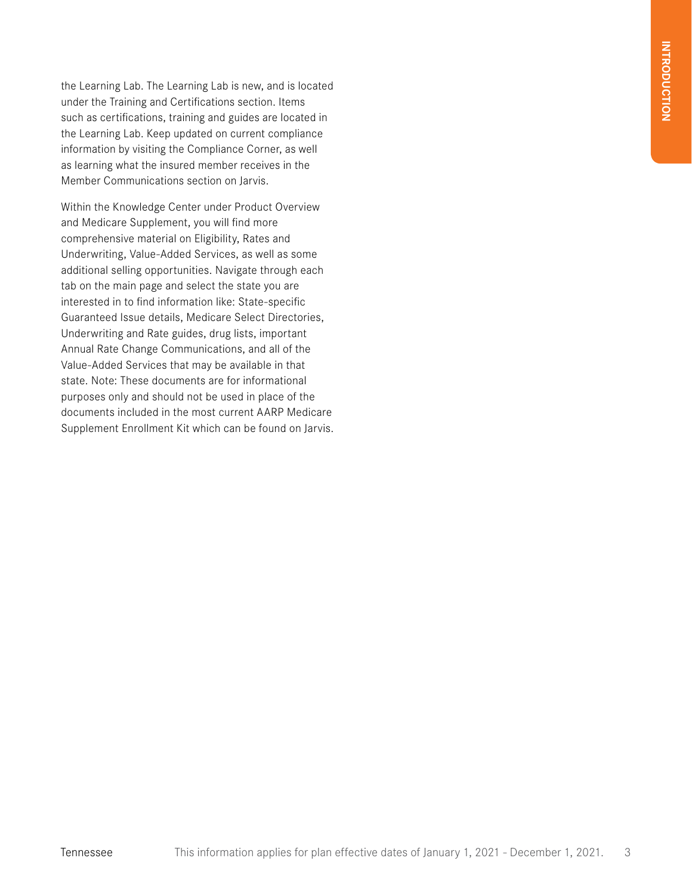the Learning Lab. The Learning Lab is new, and is located under the Training and Certifications section. Items such as certifications, training and guides are located in the Learning Lab. Keep updated on current compliance information by visiting the Compliance Corner, as well as learning what the insured member receives in the Member Communications section on Jarvis.

Within the Knowledge Center under Product Overview and Medicare Supplement, you will find more comprehensive material on Eligibility, Rates and Underwriting, Value-Added Services, as well as some additional selling opportunities. Navigate through each tab on the main page and select the state you are interested in to find information like: State-specific Guaranteed Issue details, Medicare Select Directories, Underwriting and Rate guides, drug lists, important Annual Rate Change Communications, and all of the Value-Added Services that may be available in that state. Note: These documents are for informational purposes only and should not be used in place of the documents included in the most current AARP Medicare Supplement Enrollment Kit which can be found on Jarvis.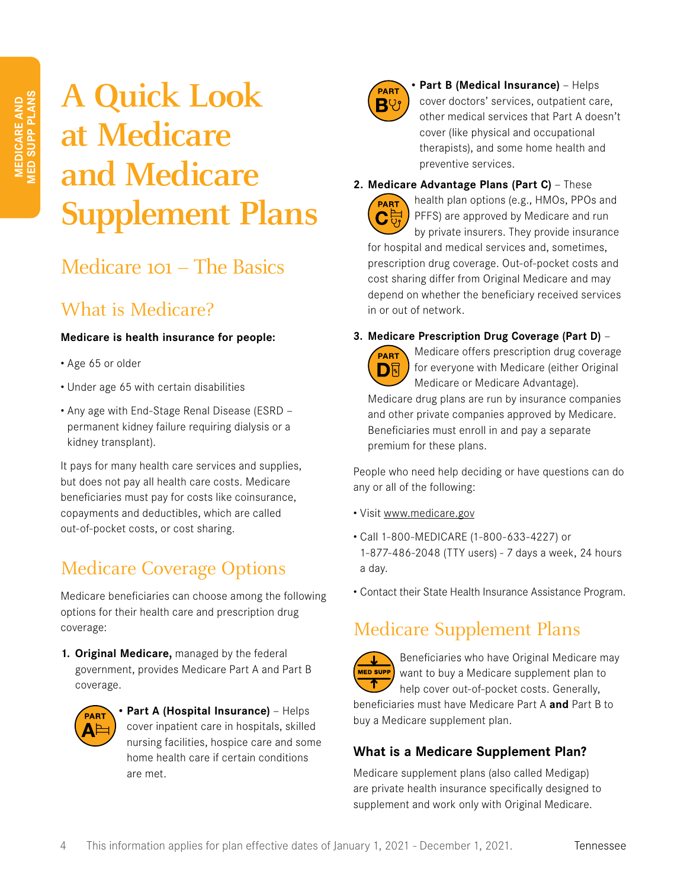# A Quick Look at Medicare and Medicare Supplement Plans

## Medicare 101 – The Basics

### What is Medicare?

**Medicare is health insurance for people:**

- Age 65 or older
- Under age 65 with certain disabilities
- Any age with End-Stage Renal Disease (ESRD – permanent kidney failure requiring dialysis or a kidney transplant).

It pays for many health care services and supplies, but does not pay all health care costs. Medicare beneficiaries must pay for costs like coinsurance, copayments and deductibles, which are called out-of-pocket costs, or cost sharing.

### Medicare Coverage Options

Medicare beneficiaries can choose among the following options for their health care and prescription drug coverage:

1. **Original Medicare,** managed by the federal government, provides Medicare Part A and Part B coverage.
   - **Part A (Hospital Insurance)** – Helps cover inpatient care in hospitals, skilled nursing facilities, hospice care and some home health care if certain conditions are met.
   - **Part B (Medical Insurance)** – Helps cover doctors' services, outpatient care, other medical services that Part A doesn't cover (like physical and occupational therapists), and some home health and preventive services.
2. **Medicare Advantage Plans (Part C)** – These health plan options (e.g., HMOs, PPOs and PFFS) are approved by Medicare and run by private insurers. They provide insurance for hospital and medical services and, sometimes, prescription drug coverage. Out-of-pocket costs and cost sharing differ from Original Medicare and may depend on whether the beneficiary received services in or out of network.
3. **Medicare Prescription Drug Coverage (Part D)** – Medicare offers prescription drug coverage for everyone with Medicare (either Original Medicare or Medicare Advantage). Medicare drug plans are run by insurance companies and other private companies approved by Medicare. Beneficiaries must enroll in and pay a separate premium for these plans.

People who need help deciding or have questions can do any or all of the following:

- Visit www.medicare.gov
- Call 1-800-MEDICARE (1-800-633-4227) or 1-877-486-2048 (TTY users) - 7 days a week, 24 hours a day.
- Contact their State Health Insurance Assistance Program.

### Medicare Supplement Plans

Beneficiaries who have Original Medicare may want to buy a Medicare supplement plan to help cover out-of-pocket costs. Generally, beneficiaries must have Medicare Part A **and** Part B to buy a Medicare supplement plan.

#### What is a Medicare Supplement Plan?

Medicare supplement plans (also called Medigap) are private health insurance specifically designed to supplement and work only with Original Medicare.

This information applies for plan effective dates of January 1, 2021 - December 1, 2021.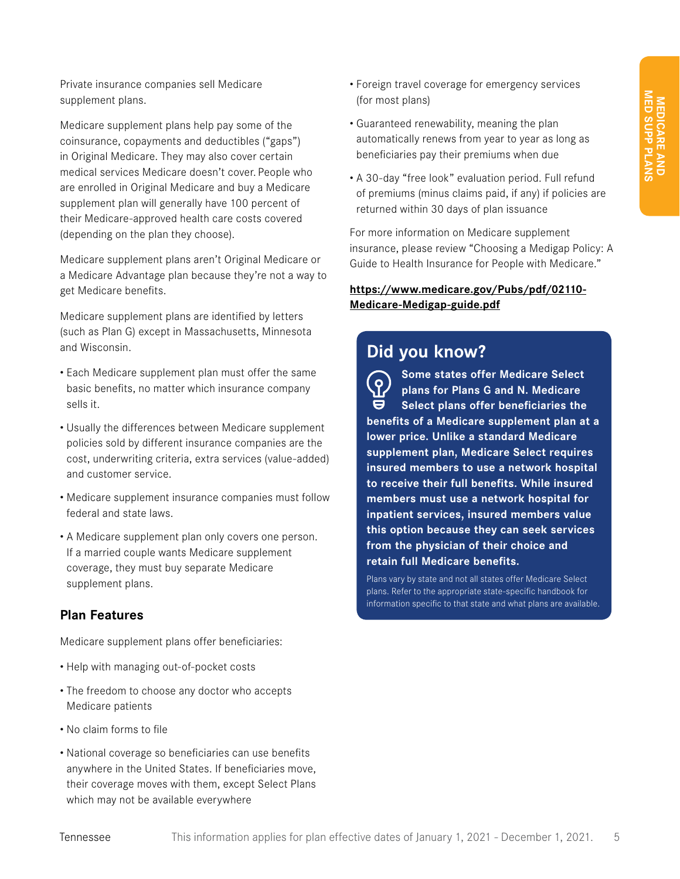Private insurance companies sell Medicare supplement plans.

Medicare supplement plans help pay some of the coinsurance, copayments and deductibles ("gaps") in Original Medicare. They may also cover certain medical services Medicare doesn't cover. People who are enrolled in Original Medicare and buy a Medicare supplement plan will generally have 100 percent of their Medicare-approved health care costs covered (depending on the plan they choose).

Medicare supplement plans aren't Original Medicare or a Medicare Advantage plan because they're not a way to get Medicare benefits.

Medicare supplement plans are identified by letters (such as Plan G) except in Massachusetts, Minnesota and Wisconsin.

- Each Medicare supplement plan must offer the same basic benefits, no matter which insurance company sells it.
- Usually the differences between Medicare supplement policies sold by different insurance companies are the cost, underwriting criteria, extra services (value-added) and customer service.
- Medicare supplement insurance companies must follow federal and state laws.
- A Medicare supplement plan only covers one person. If a married couple wants Medicare supplement coverage, they must buy separate Medicare supplement plans.

### Plan Features

Medicare supplement plans offer beneficiaries:

- Help with managing out-of-pocket costs
- The freedom to choose any doctor who accepts Medicare patients
- No claim forms to file
- National coverage so beneficiaries can use benefits anywhere in the United States. If beneficiaries move, their coverage moves with them, except Select Plans which may not be available everywhere
- Foreign travel coverage for emergency services (for most plans)
- Guaranteed renewability, meaning the plan automatically renews from year to year as long as beneficiaries pay their premiums when due
- A 30-day "free look" evaluation period. Full refund of premiums (minus claims paid, if any) if policies are returned within 30 days of plan issuance

For more information on Medicare supplement insurance, please review "Choosing a Medigap Policy: A Guide to Health Insurance for People with Medicare."

**https://www.medicare.gov/Pubs/pdf/02110-Medicare-Medigap-guide.pdf**

## Did you know?

**Some states offer Medicare Select plans for Plans G and N. Medicare Select plans offer beneficiaries the benefits of a Medicare supplement plan at a lower price. Unlike a standard Medicare supplement plan, Medicare Select requires insured members to use a network hospital to receive their full benefits. While insured members must use a network hospital for inpatient services, insured members value this option because they can seek services from the physician of their choice and retain full Medicare benefits.**

Plans vary by state and not all states offer Medicare Select plans. Refer to the appropriate state-specific handbook for information specific to that state and what plans are available.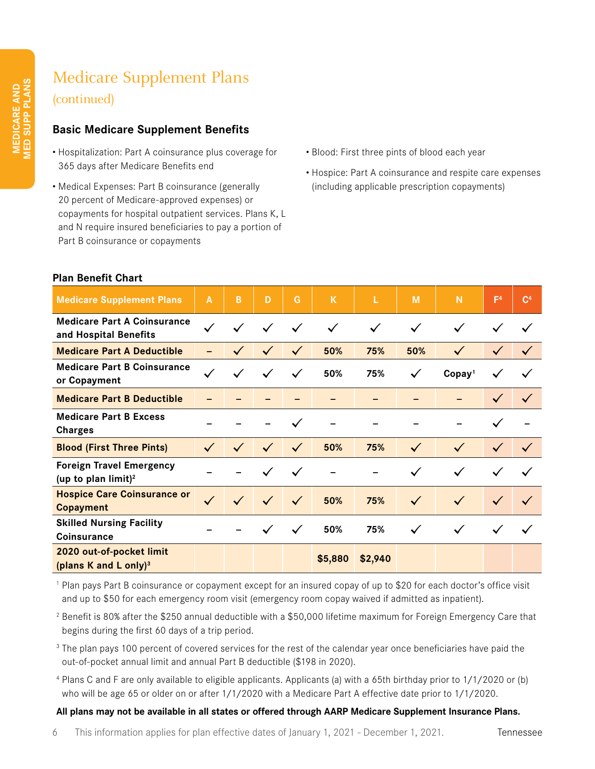# Medicare Supplement Plans

(continued)

## Basic Medicare Supplement Benefits

- Hospitalization: Part A coinsurance plus coverage for 365 days after Medicare Benefits end
- Medical Expenses: Part B coinsurance (generally 20 percent of Medicare-approved expenses) or copayments for hospital outpatient services. Plans K, L and N require insured beneficiaries to pay a portion of Part B coinsurance or copayments
- Blood: First three pints of blood each year
- Hospice: Part A coinsurance and respite care expenses (including applicable prescription copayments)

### Plan Benefit Chart

| Medicare Supplement Plans | A | B | D | G | K | L | M | N | F[4] | C[4] |
|---|---|---|---|---|---|---|---|---|---|---|
| Medicare Part A Coinsurance and Hospital Benefits | ✓ | ✓ | ✓ | ✓ | ✓ | ✓ | ✓ | ✓ | ✓ | ✓ |
| Medicare Part A Deductible | – | ✓ | ✓ | ✓ | 50% | 75% | 50% | ✓ | ✓ | ✓ |
| Medicare Part B Coinsurance or Copayment | ✓ | ✓ | ✓ | ✓ | 50% | 75% | ✓ | Copay[1] | ✓ | ✓ |
| Medicare Part B Deductible | – | – | – | – | – | – | – | – | ✓ | ✓ |
| Medicare Part B Excess Charges | – | – | – | ✓ | – | – | – | – | ✓ | – |
| Blood (First Three Pints) | ✓ | ✓ | ✓ | ✓ | 50% | 75% | ✓ | ✓ | ✓ | ✓ |
| Foreign Travel Emergency (up to plan limit)[2] | – | – | ✓ | ✓ | – | – | ✓ | ✓ | ✓ | ✓ |
| Hospice Care Coinsurance or Copayment | ✓ | ✓ | ✓ | ✓ | 50% | 75% | ✓ | ✓ | ✓ | ✓ |
| Skilled Nursing Facility Coinsurance | – | – | ✓ | ✓ | 50% | 75% | ✓ | ✓ | ✓ | ✓ |
| 2020 out-of-pocket limit (plans K and L only)[3] | | | | | $5,880 | $2,940 | | | | |

[1] Plan pays Part B coinsurance or copayment except for an insured copay of up to $20 for each doctor's office visit and up to $50 for each emergency room visit (emergency room copay waived if admitted as inpatient).

[2] Benefit is 80% after the $250 annual deductible with a $50,000 lifetime maximum for Foreign Emergency Care that begins during the first 60 days of a trip period.

[3] The plan pays 100 percent of covered services for the rest of the calendar year once beneficiaries have paid the out-of-pocket annual limit and annual Part B deductible ($198 in 2020).

[4] Plans C and F are only available to eligible applicants. Applicants (a) with a 65th birthday prior to 1/1/2020 or (b) who will be age 65 or older on or after 1/1/2020 with a Medicare Part A effective date prior to 1/1/2020.

**All plans may not be available in all states or offered through AARP Medicare Supplement Insurance Plans.**

This information applies for plan effective dates of January 1, 2021 - December 1, 2021.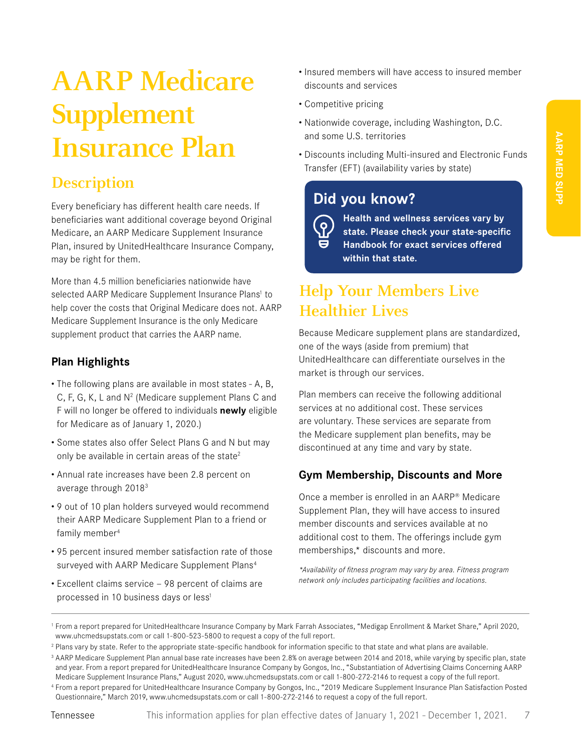# AARP Medicare Supplement Insurance Plan

## Description

Every beneficiary has different health care needs. If beneficiaries want additional coverage beyond Original Medicare, an AARP Medicare Supplement Insurance Plan, insured by UnitedHealthcare Insurance Company, may be right for them.

More than 4.5 million beneficiaries nationwide have selected AARP Medicare Supplement Insurance Plans[1] to help cover the costs that Original Medicare does not. AARP Medicare Supplement Insurance is the only Medicare supplement product that carries the AARP name.

### Plan Highlights

- The following plans are available in most states - A, B, C, F, G, K, L and N[2] (Medicare supplement Plans C and F will no longer be offered to individuals **newly** eligible for Medicare as of January 1, 2020.)
- Some states also offer Select Plans G and N but may only be available in certain areas of the state[2]
- Annual rate increases have been 2.8 percent on average through 2018[3]
- 9 out of 10 plan holders surveyed would recommend their AARP Medicare Supplement Plan to a friend or family member[4]
- 95 percent insured member satisfaction rate of those surveyed with AARP Medicare Supplement Plans[4]
- Excellent claims service – 98 percent of claims are processed in 10 business days or less[1]
- Insured members will have access to insured member discounts and services
- Competitive pricing
- Nationwide coverage, including Washington, D.C. and some U.S. territories
- Discounts including Multi-insured and Electronic Funds Transfer (EFT) (availability varies by state)

### Did you know?

**Health and wellness services vary by state. Please check your state-specific Handbook for exact services offered within that state.**

## Help Your Members Live Healthier Lives

Because Medicare supplement plans are standardized, one of the ways (aside from premium) that UnitedHealthcare can differentiate ourselves in the market is through our services.

Plan members can receive the following additional services at no additional cost. These services are voluntary. These services are separate from the Medicare supplement plan benefits, may be discontinued at any time and vary by state.

### Gym Membership, Discounts and More

Once a member is enrolled in an AARP® Medicare Supplement Plan, they will have access to insured member discounts and services available at no additional cost to them. The offerings include gym memberships,* discounts and more.

*\*Availability of fitness program may vary by area. Fitness program network only includes participating facilities and locations.*

---

[1] From a report prepared for UnitedHealthcare Insurance Company by Mark Farrah Associates, "Medigap Enrollment & Market Share," April 2020, www.uhcmedsupstats.com or call 1-800-523-5800 to request a copy of the full report.

[2] Plans vary by state. Refer to the appropriate state-specific handbook for information specific to that state and what plans are available.

[3] AARP Medicare Supplement Plan annual base rate increases have been 2.8% on average between 2014 and 2018, while varying by specific plan, state and year. From a report prepared for UnitedHealthcare Insurance Company by Gongos, Inc., "Substantiation of Advertising Claims Concerning AARP Medicare Supplement Insurance Plans," August 2020, www.uhcmedsupstats.com or call 1-800-272-2146 to request a copy of the full report.

[4] From a report prepared for UnitedHealthcare Insurance Company by Gongos, Inc., "2019 Medicare Supplement Insurance Plan Satisfaction Posted Questionnaire," March 2019, www.uhcmedsupstats.com or call 1-800-272-2146 to request a copy of the full report.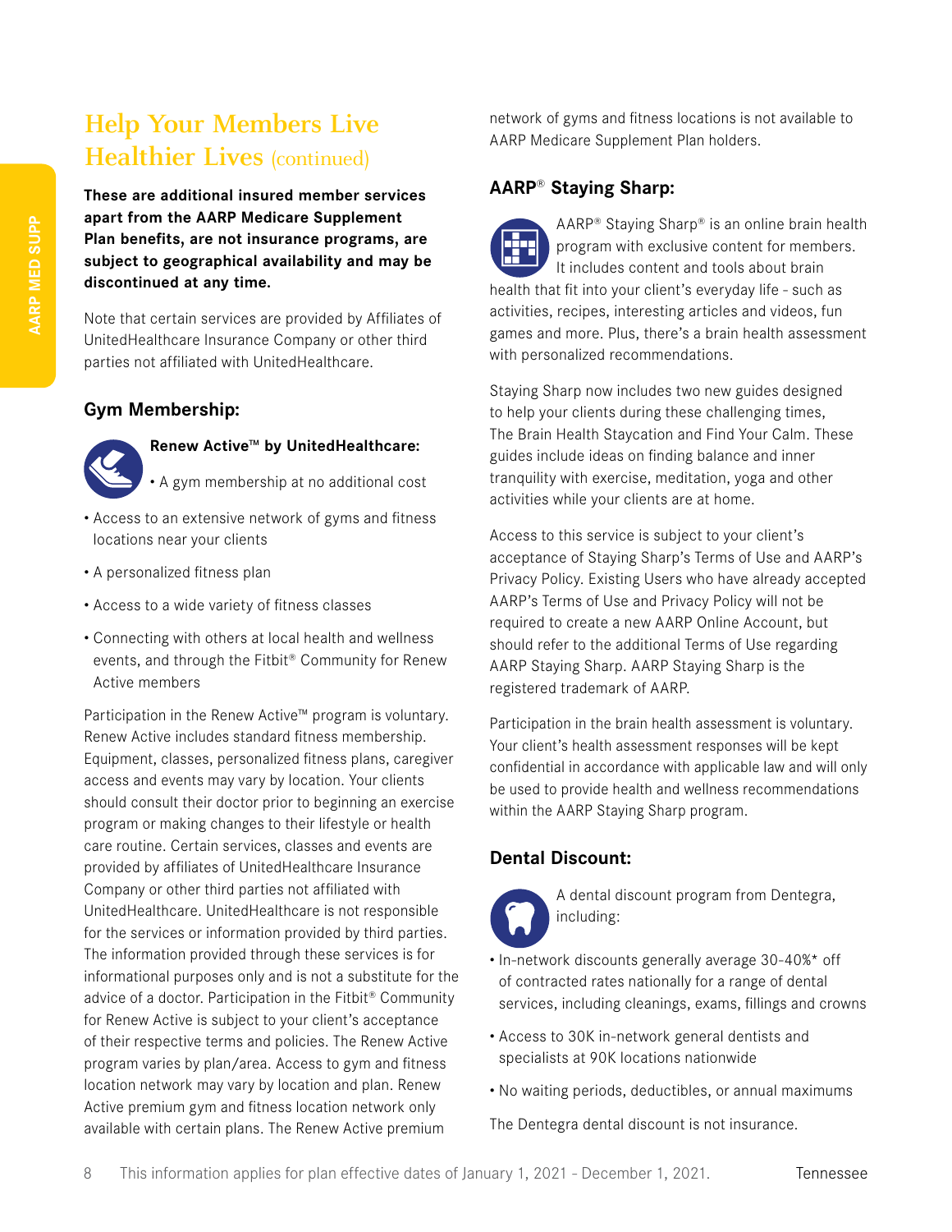## Help Your Members Live Healthier Lives (continued)

**These are additional insured member services apart from the AARP Medicare Supplement Plan benefits, are not insurance programs, are subject to geographical availability and may be discontinued at any time.**

Note that certain services are provided by Affiliates of UnitedHealthcare Insurance Company or other third parties not affiliated with UnitedHealthcare.

### Gym Membership:

**Renew Active™ by UnitedHealthcare:**

- A gym membership at no additional cost
- Access to an extensive network of gyms and fitness locations near your clients
- A personalized fitness plan
- Access to a wide variety of fitness classes
- Connecting with others at local health and wellness events, and through the Fitbit® Community for Renew Active members

Participation in the Renew Active™ program is voluntary. Renew Active includes standard fitness membership. Equipment, classes, personalized fitness plans, caregiver access and events may vary by location. Your clients should consult their doctor prior to beginning an exercise program or making changes to their lifestyle or health care routine. Certain services, classes and events are provided by affiliates of UnitedHealthcare Insurance Company or other third parties not affiliated with UnitedHealthcare. UnitedHealthcare is not responsible for the services or information provided by third parties. The information provided through these services is for informational purposes only and is not a substitute for the advice of a doctor. Participation in the Fitbit® Community for Renew Active is subject to your client's acceptance of their respective terms and policies. The Renew Active program varies by plan/area. Access to gym and fitness location network may vary by location and plan. Renew Active premium gym and fitness location network only available with certain plans. The Renew Active premium network of gyms and fitness locations is not available to AARP Medicare Supplement Plan holders.

### AARP® Staying Sharp:

AARP® Staying Sharp® is an online brain health program with exclusive content for members. It includes content and tools about brain health that fit into your client's everyday life - such as activities, recipes, interesting articles and videos, fun games and more. Plus, there's a brain health assessment with personalized recommendations.

Staying Sharp now includes two new guides designed to help your clients during these challenging times, The Brain Health Staycation and Find Your Calm. These guides include ideas on finding balance and inner tranquility with exercise, meditation, yoga and other activities while your clients are at home.

Access to this service is subject to your client's acceptance of Staying Sharp's Terms of Use and AARP's Privacy Policy. Existing Users who have already accepted AARP's Terms of Use and Privacy Policy will not be required to create a new AARP Online Account, but should refer to the additional Terms of Use regarding AARP Staying Sharp. AARP Staying Sharp is the registered trademark of AARP.

Participation in the brain health assessment is voluntary. Your client's health assessment responses will be kept confidential in accordance with applicable law and will only be used to provide health and wellness recommendations within the AARP Staying Sharp program.

### Dental Discount:

A dental discount program from Dentegra, including:

- In-network discounts generally average 30-40%* off of contracted rates nationally for a range of dental services, including cleanings, exams, fillings and crowns
- Access to 30K in-network general dentists and specialists at 90K locations nationwide
- No waiting periods, deductibles, or annual maximums

The Dentegra dental discount is not insurance.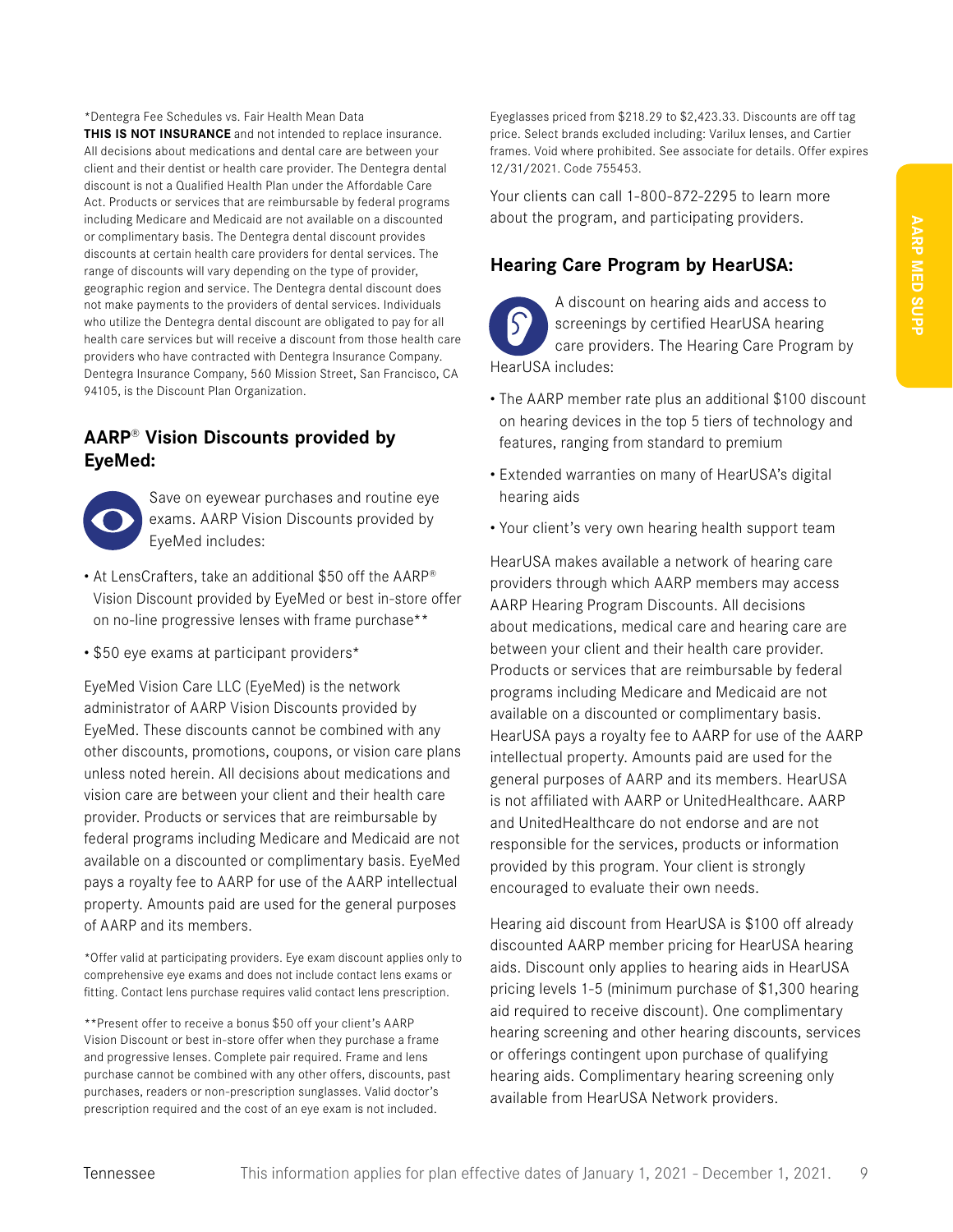*Dentegra Fee Schedules vs. Fair Health Mean Data

**THIS IS NOT INSURANCE** and not intended to replace insurance. All decisions about medications and dental care are between your client and their dentist or health care provider. The Dentegra dental discount is not a Qualified Health Plan under the Affordable Care Act. Products or services that are reimbursable by federal programs including Medicare and Medicaid are not available on a discounted or complimentary basis. The Dentegra dental discount provides discounts at certain health care providers for dental services. The range of discounts will vary depending on the type of provider, geographic region and service. The Dentegra dental discount does not make payments to the providers of dental services. Individuals who utilize the Dentegra dental discount are obligated to pay for all health care services but will receive a discount from those health care providers who have contracted with Dentegra Insurance Company. Dentegra Insurance Company, 560 Mission Street, San Francisco, CA 94105, is the Discount Plan Organization.

## AARP® Vision Discounts provided by EyeMed:

Save on eyewear purchases and routine eye exams. AARP Vision Discounts provided by EyeMed includes:

- At LensCrafters, take an additional $50 off the AARP® Vision Discount provided by EyeMed or best in-store offer on no-line progressive lenses with frame purchase**
- $50 eye exams at participant providers*

EyeMed Vision Care LLC (EyeMed) is the network administrator of AARP Vision Discounts provided by EyeMed. These discounts cannot be combined with any other discounts, promotions, coupons, or vision care plans unless noted herein. All decisions about medications and vision care are between your client and their health care provider. Products or services that are reimbursable by federal programs including Medicare and Medicaid are not available on a discounted or complimentary basis. EyeMed pays a royalty fee to AARP for use of the AARP intellectual property. Amounts paid are used for the general purposes of AARP and its members.

*Offer valid at participating providers. Eye exam discount applies only to comprehensive eye exams and does not include contact lens exams or fitting. Contact lens purchase requires valid contact lens prescription.

**Present offer to receive a bonus $50 off your client's AARP Vision Discount or best in-store offer when they purchase a frame and progressive lenses. Complete pair required. Frame and lens purchase cannot be combined with any other offers, discounts, past purchases, readers or non-prescription sunglasses. Valid doctor's prescription required and the cost of an eye exam is not included. Eyeglasses priced from $218.29 to $2,423.33. Discounts are off tag price. Select brands excluded including: Varilux lenses, and Cartier frames. Void where prohibited. See associate for details. Offer expires 12/31/2021. Code 755453.

Your clients can call 1-800-872-2295 to learn more about the program, and participating providers.

## Hearing Care Program by HearUSA:

A discount on hearing aids and access to screenings by certified HearUSA hearing care providers. The Hearing Care Program by HearUSA includes:

- The AARP member rate plus an additional $100 discount on hearing devices in the top 5 tiers of technology and features, ranging from standard to premium
- Extended warranties on many of HearUSA's digital hearing aids
- Your client's very own hearing health support team

HearUSA makes available a network of hearing care providers through which AARP members may access AARP Hearing Program Discounts. All decisions about medications, medical care and hearing care are between your client and their health care provider. Products or services that are reimbursable by federal programs including Medicare and Medicaid are not available on a discounted or complimentary basis. HearUSA pays a royalty fee to AARP for use of the AARP intellectual property. Amounts paid are used for the general purposes of AARP and its members. HearUSA is not affiliated with AARP or UnitedHealthcare. AARP and UnitedHealthcare do not endorse and are not responsible for the services, products or information provided by this program. Your client is strongly encouraged to evaluate their own needs.

Hearing aid discount from HearUSA is $100 off already discounted AARP member pricing for HearUSA hearing aids. Discount only applies to hearing aids in HearUSA pricing levels 1-5 (minimum purchase of $1,300 hearing aid required to receive discount). One complimentary hearing screening and other hearing discounts, services or offerings contingent upon purchase of qualifying hearing aids. Complimentary hearing screening only available from HearUSA Network providers.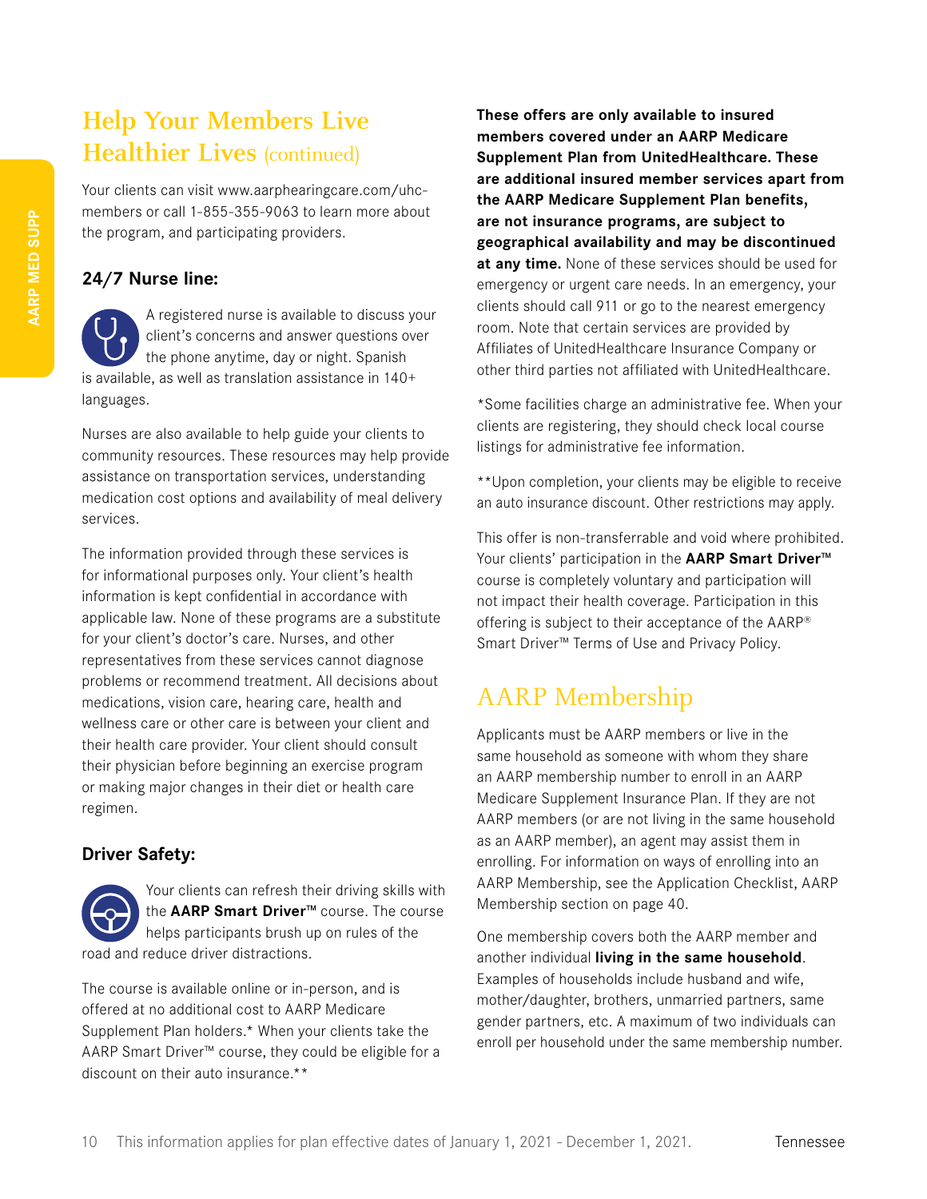## Help Your Members Live Healthier Lives (continued)

Your clients can visit www.aarphearingcare.com/uhc-members or call 1-855-355-9063 to learn more about the program, and participating providers.

### 24/7 Nurse line:

A registered nurse is available to discuss your client's concerns and answer questions over the phone anytime, day or night. Spanish is available, as well as translation assistance in 140+ languages.

Nurses are also available to help guide your clients to community resources. These resources may help provide assistance on transportation services, understanding medication cost options and availability of meal delivery services.

The information provided through these services is for informational purposes only. Your client's health information is kept confidential in accordance with applicable law. None of these programs are a substitute for your client's doctor's care. Nurses, and other representatives from these services cannot diagnose problems or recommend treatment. All decisions about medications, vision care, hearing care, health and wellness care or other care is between your client and their health care provider. Your client should consult their physician before beginning an exercise program or making major changes in their diet or health care regimen.

### Driver Safety:

Your clients can refresh their driving skills with the **AARP Smart Driver™** course. The course helps participants brush up on rules of the road and reduce driver distractions.

The course is available online or in-person, and is offered at no additional cost to AARP Medicare Supplement Plan holders.* When your clients take the AARP Smart Driver™ course, they could be eligible for a discount on their auto insurance.**

**These offers are only available to insured members covered under an AARP Medicare Supplement Plan from UnitedHealthcare. These are additional insured member services apart from the AARP Medicare Supplement Plan benefits, are not insurance programs, are subject to geographical availability and may be discontinued at any time.** None of these services should be used for emergency or urgent care needs. In an emergency, your clients should call 911 or go to the nearest emergency room. Note that certain services are provided by Affiliates of UnitedHealthcare Insurance Company or other third parties not affiliated with UnitedHealthcare.

*Some facilities charge an administrative fee. When your clients are registering, they should check local course listings for administrative fee information.

**Upon completion, your clients may be eligible to receive an auto insurance discount. Other restrictions may apply.

This offer is non-transferrable and void where prohibited. Your clients' participation in the **AARP Smart Driver™** course is completely voluntary and participation will not impact their health coverage. Participation in this offering is subject to their acceptance of the AARP® Smart Driver™ Terms of Use and Privacy Policy.

## AARP Membership

Applicants must be AARP members or live in the same household as someone with whom they share an AARP membership number to enroll in an AARP Medicare Supplement Insurance Plan. If they are not AARP members (or are not living in the same household as an AARP member), an agent may assist them in enrolling. For information on ways of enrolling into an AARP Membership, see the Application Checklist, AARP Membership section on page 40.

One membership covers both the AARP member and another individual **living in the same household**. Examples of households include husband and wife, mother/daughter, brothers, unmarried partners, same gender partners, etc. A maximum of two individuals can enroll per household under the same membership number.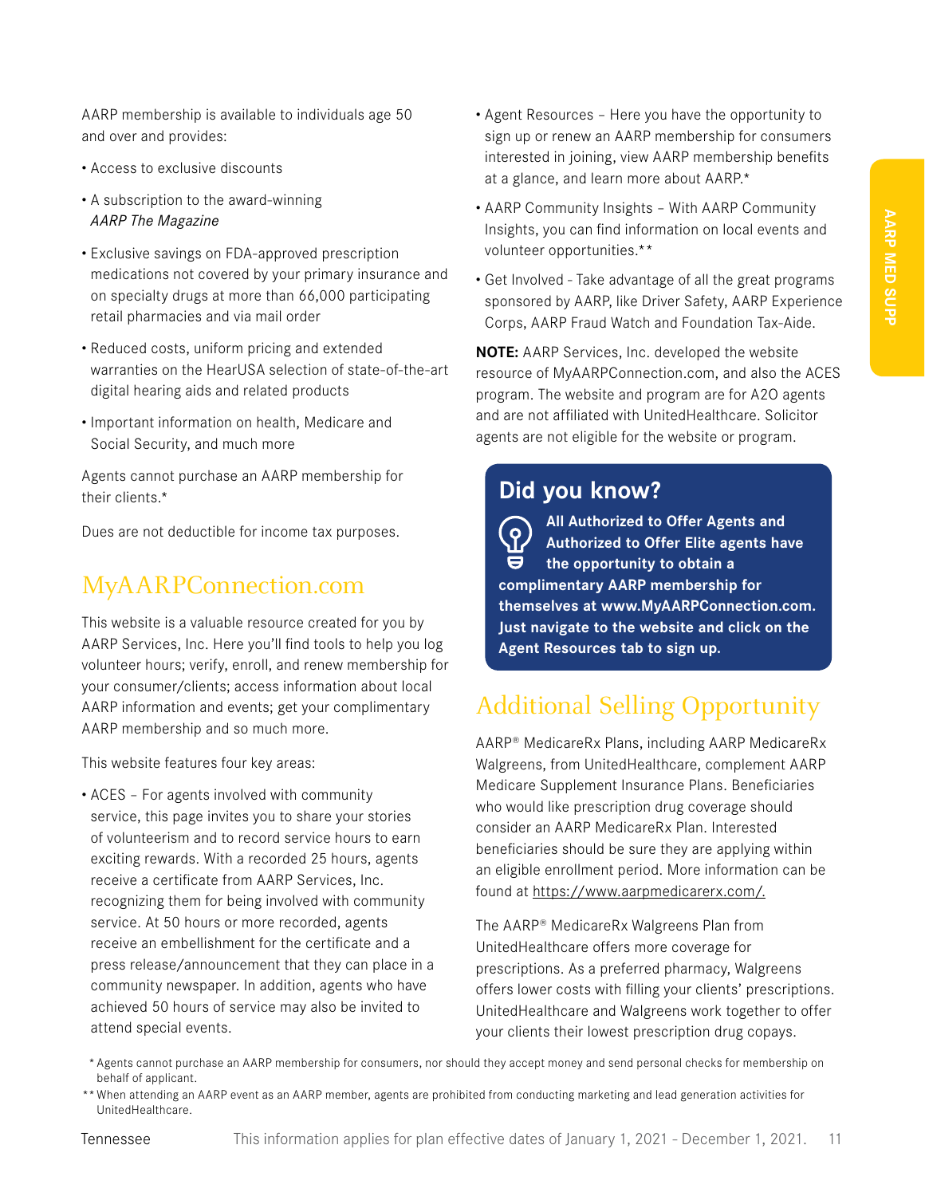AARP membership is available to individuals age 50 and over and provides:

- Access to exclusive discounts
- A subscription to the award-winning *AARP The Magazine*
- Exclusive savings on FDA-approved prescription medications not covered by your primary insurance and on specialty drugs at more than 66,000 participating retail pharmacies and via mail order
- Reduced costs, uniform pricing and extended warranties on the HearUSA selection of state-of-the-art digital hearing aids and related products
- Important information on health, Medicare and Social Security, and much more

Agents cannot purchase an AARP membership for their clients.*

Dues are not deductible for income tax purposes.

## MyAARPConnection.com

This website is a valuable resource created for you by AARP Services, Inc. Here you'll find tools to help you log volunteer hours; verify, enroll, and renew membership for your consumer/clients; access information about local AARP information and events; get your complimentary AARP membership and so much more.

This website features four key areas:

- ACES – For agents involved with community service, this page invites you to share your stories of volunteerism and to record service hours to earn exciting rewards. With a recorded 25 hours, agents receive a certificate from AARP Services, Inc. recognizing them for being involved with community service. At 50 hours or more recorded, agents receive an embellishment for the certificate and a press release/announcement that they can place in a community newspaper. In addition, agents who have achieved 50 hours of service may also be invited to attend special events.
- Agent Resources – Here you have the opportunity to sign up or renew an AARP membership for consumers interested in joining, view AARP membership benefits at a glance, and learn more about AARP.*
- AARP Community Insights – With AARP Community Insights, you can find information on local events and volunteer opportunities.**
- Get Involved - Take advantage of all the great programs sponsored by AARP, like Driver Safety, AARP Experience Corps, AARP Fraud Watch and Foundation Tax-Aide.

**NOTE:** AARP Services, Inc. developed the website resource of MyAARPConnection.com, and also the ACES program. The website and program are for A2O agents and are not affiliated with UnitedHealthcare. Solicitor agents are not eligible for the website or program.

### Did you know?

**All Authorized to Offer Agents and Authorized to Offer Elite agents have the opportunity to obtain a complimentary AARP membership for themselves at www.MyAARPConnection.com. Just navigate to the website and click on the Agent Resources tab to sign up.**

## Additional Selling Opportunity

AARP® MedicareRx Plans, including AARP MedicareRx Walgreens, from UnitedHealthcare, complement AARP Medicare Supplement Insurance Plans. Beneficiaries who would like prescription drug coverage should consider an AARP MedicareRx Plan. Interested beneficiaries should be sure they are applying within an eligible enrollment period. More information can be found at https://www.aarpmedicarerx.com/.

The AARP® MedicareRx Walgreens Plan from UnitedHealthcare offers more coverage for prescriptions. As a preferred pharmacy, Walgreens offers lower costs with filling your clients' prescriptions. UnitedHealthcare and Walgreens work together to offer your clients their lowest prescription drug copays.

\* Agents cannot purchase an AARP membership for consumers, nor should they accept money and send personal checks for membership on behalf of applicant.

\*\* When attending an AARP event as an AARP member, agents are prohibited from conducting marketing and lead generation activities for UnitedHealthcare.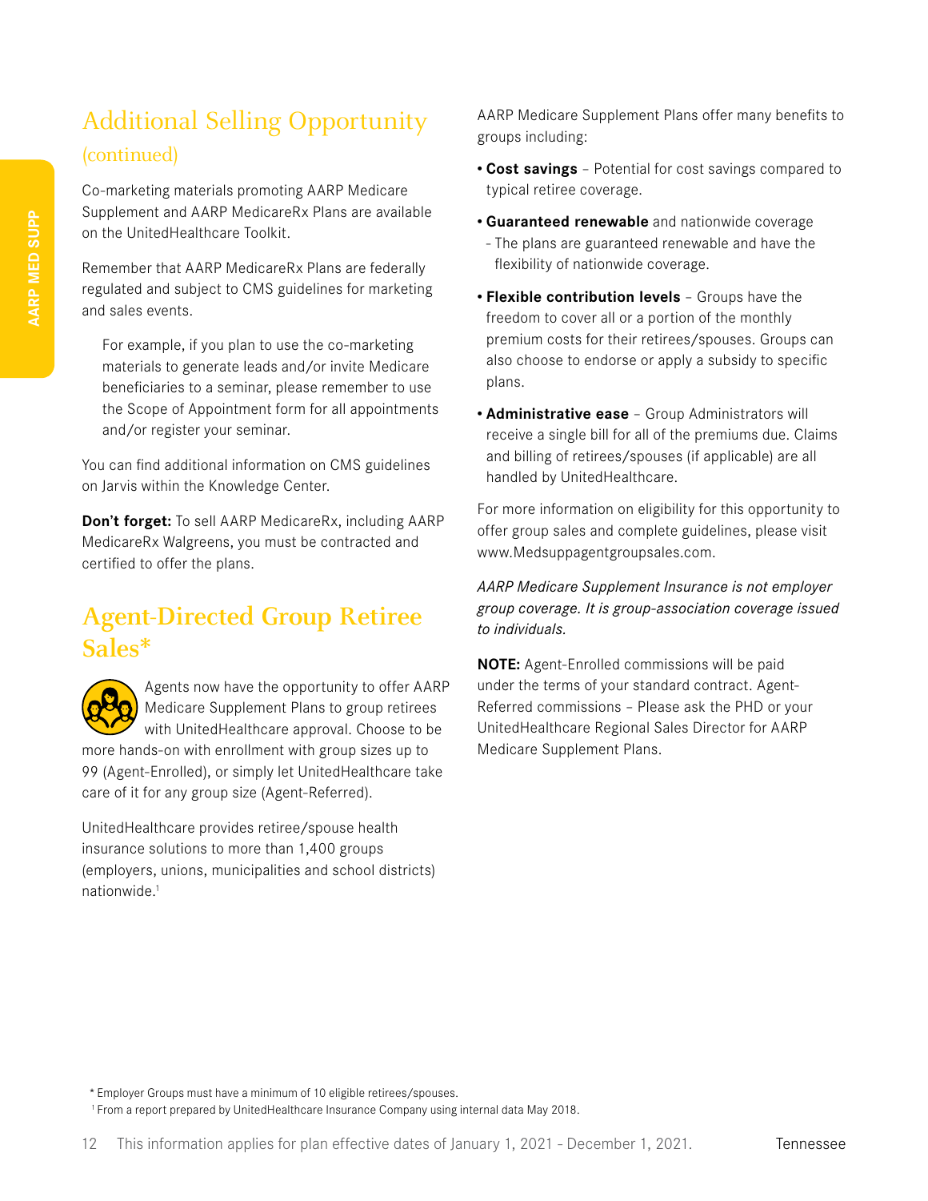## Additional Selling Opportunity (continued)

Co-marketing materials promoting AARP Medicare Supplement and AARP MedicareRx Plans are available on the UnitedHealthcare Toolkit.

Remember that AARP MedicareRx Plans are federally regulated and subject to CMS guidelines for marketing and sales events.

> For example, if you plan to use the co-marketing materials to generate leads and/or invite Medicare beneficiaries to a seminar, please remember to use the Scope of Appointment form for all appointments and/or register your seminar.

You can find additional information on CMS guidelines on Jarvis within the Knowledge Center.

**Don't forget:** To sell AARP MedicareRx, including AARP MedicareRx Walgreens, you must be contracted and certified to offer the plans.

## Agent-Directed Group Retiree Sales*

Agents now have the opportunity to offer AARP Medicare Supplement Plans to group retirees with UnitedHealthcare approval. Choose to be more hands-on with enrollment with group sizes up to 99 (Agent-Enrolled), or simply let UnitedHealthcare take care of it for any group size (Agent-Referred).

UnitedHealthcare provides retiree/spouse health insurance solutions to more than 1,400 groups (employers, unions, municipalities and school districts) nationwide.[1]

AARP Medicare Supplement Plans offer many benefits to groups including:

- **Cost savings** – Potential for cost savings compared to typical retiree coverage.
- **Guaranteed renewable** and nationwide coverage - The plans are guaranteed renewable and have the flexibility of nationwide coverage.
- **Flexible contribution levels** – Groups have the freedom to cover all or a portion of the monthly premium costs for their retirees/spouses. Groups can also choose to endorse or apply a subsidy to specific plans.
- **Administrative ease** – Group Administrators will receive a single bill for all of the premiums due. Claims and billing of retirees/spouses (if applicable) are all handled by UnitedHealthcare.

For more information on eligibility for this opportunity to offer group sales and complete guidelines, please visit www.Medsuppagentgroupsales.com.

*AARP Medicare Supplement Insurance is not employer group coverage. It is group-association coverage issued to individuals.*

**NOTE:** Agent-Enrolled commissions will be paid under the terms of your standard contract. Agent-Referred commissions – Please ask the PHD or your UnitedHealthcare Regional Sales Director for AARP Medicare Supplement Plans.

\* Employer Groups must have a minimum of 10 eligible retirees/spouses.

[1] From a report prepared by UnitedHealthcare Insurance Company using internal data May 2018.

This information applies for plan effective dates of January 1, 2021 - December 1, 2021.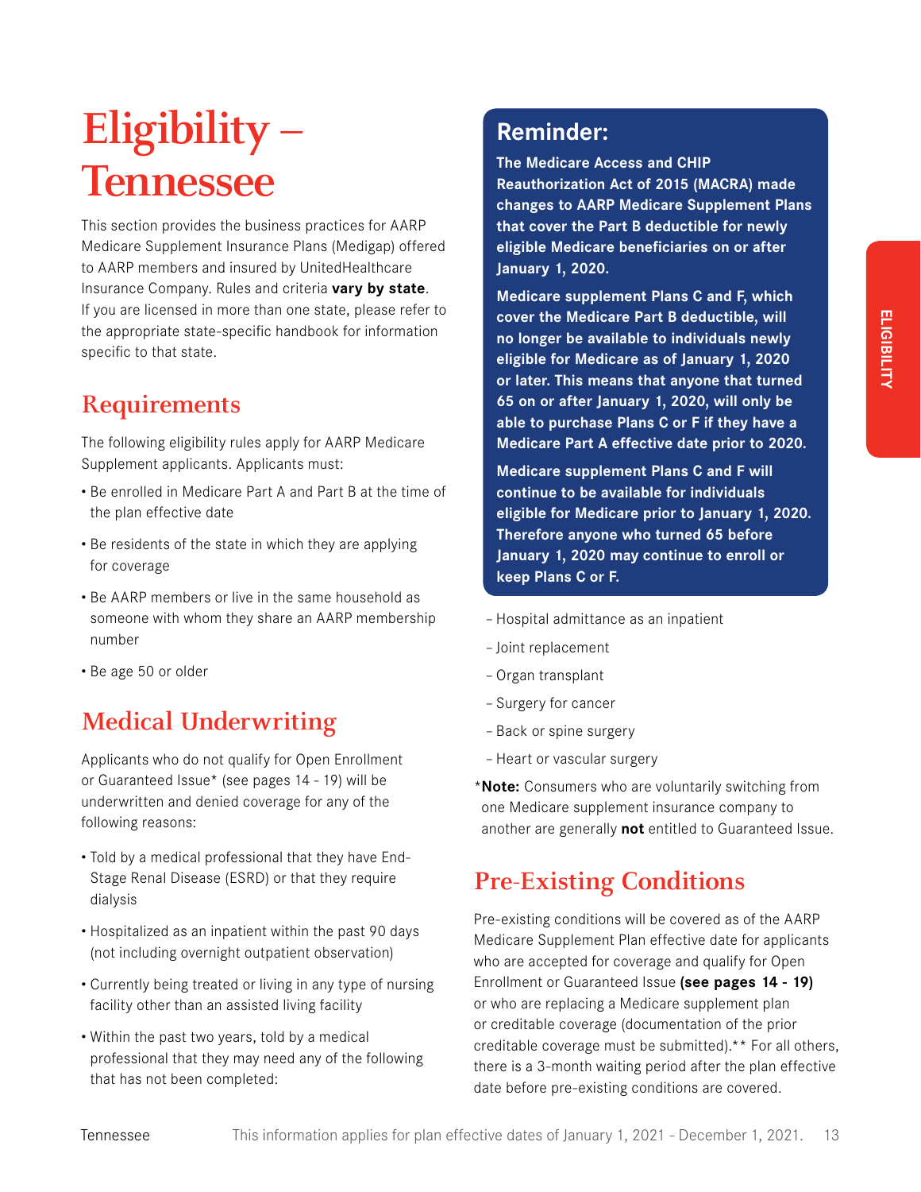# Eligibility – Tennessee

This section provides the business practices for AARP Medicare Supplement Insurance Plans (Medigap) offered to AARP members and insured by UnitedHealthcare Insurance Company. Rules and criteria **vary by state**. If you are licensed in more than one state, please refer to the appropriate state-specific handbook for information specific to that state.

## Requirements

The following eligibility rules apply for AARP Medicare Supplement applicants. Applicants must:

- Be enrolled in Medicare Part A and Part B at the time of the plan effective date
- Be residents of the state in which they are applying for coverage
- Be AARP members or live in the same household as someone with whom they share an AARP membership number
- Be age 50 or older

## Medical Underwriting

Applicants who do not qualify for Open Enrollment or Guaranteed Issue* (see pages 14 - 19) will be underwritten and denied coverage for any of the following reasons:

- Told by a medical professional that they have End-Stage Renal Disease (ESRD) or that they require dialysis
- Hospitalized as an inpatient within the past 90 days (not including overnight outpatient observation)
- Currently being treated or living in any type of nursing facility other than an assisted living facility
- Within the past two years, told by a medical professional that they may need any of the following that has not been completed:
  - Hospital admittance as an inpatient
  - Joint replacement
  - Organ transplant
  - Surgery for cancer
  - Back or spine surgery
  - Heart or vascular surgery

*__Note:__ Consumers who are voluntarily switching from one Medicare supplement insurance company to another are generally **not** entitled to Guaranteed Issue.

### Reminder:

**The Medicare Access and CHIP Reauthorization Act of 2015 (MACRA) made changes to AARP Medicare Supplement Plans that cover the Part B deductible for newly eligible Medicare beneficiaries on or after January 1, 2020.**

**Medicare supplement Plans C and F, which cover the Medicare Part B deductible, will no longer be available to individuals newly eligible for Medicare as of January 1, 2020 or later. This means that anyone that turned 65 on or after January 1, 2020, will only be able to purchase Plans C or F if they have a Medicare Part A effective date prior to 2020.**

**Medicare supplement Plans C and F will continue to be available for individuals eligible for Medicare prior to January 1, 2020. Therefore anyone who turned 65 before January 1, 2020 may continue to enroll or keep Plans C or F.**

## Pre-Existing Conditions

Pre-existing conditions will be covered as of the AARP Medicare Supplement Plan effective date for applicants who are accepted for coverage and qualify for Open Enrollment or Guaranteed Issue **(see pages 14 - 19)** or who are replacing a Medicare supplement plan or creditable coverage (documentation of the prior creditable coverage must be submitted).** For all others, there is a 3-month waiting period after the plan effective date before pre-existing conditions are covered.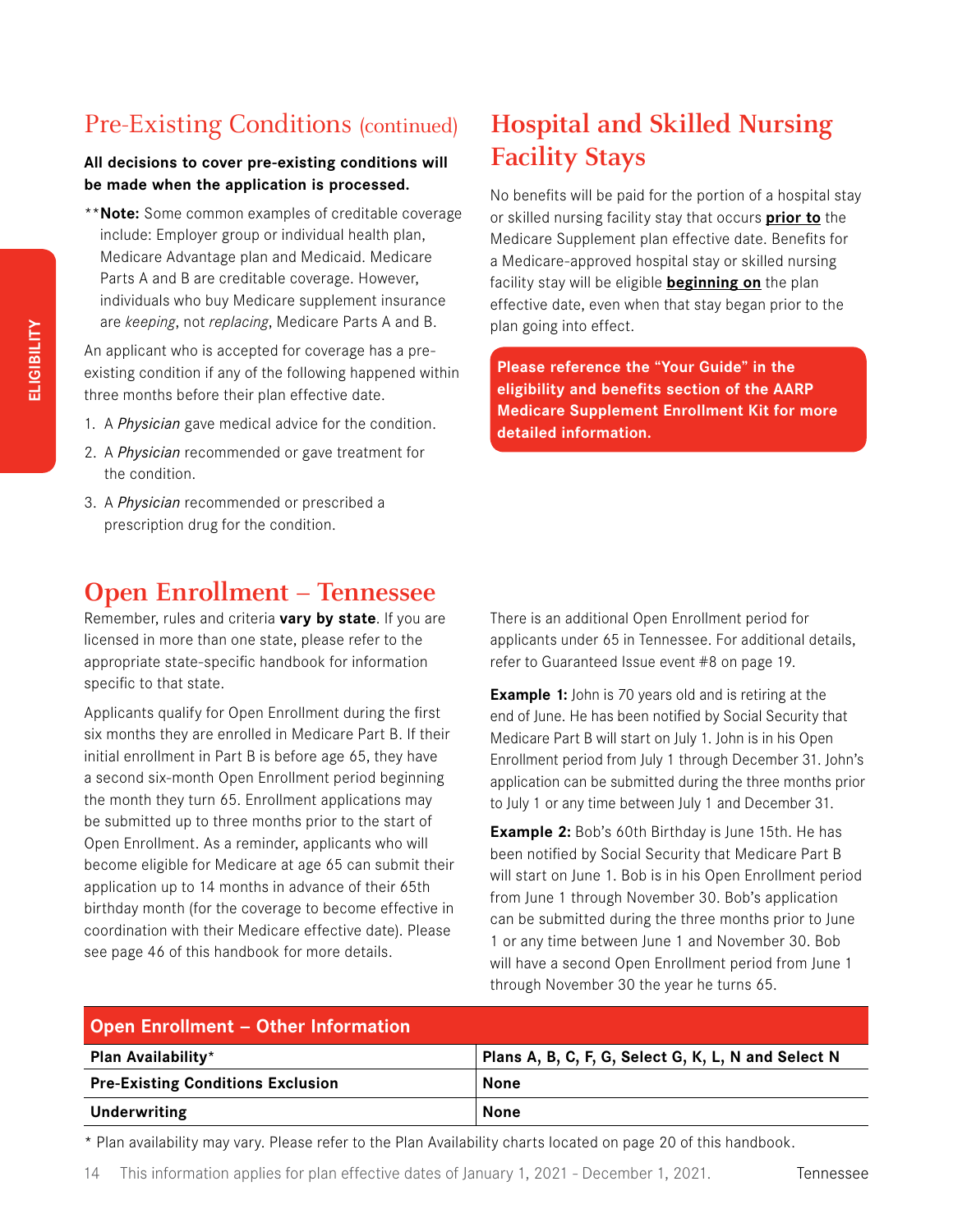## Pre-Existing Conditions (continued)

**All decisions to cover pre-existing conditions will be made when the application is processed.**

**\*\*Note:** Some common examples of creditable coverage include: Employer group or individual health plan, Medicare Advantage plan and Medicaid. Medicare Parts A and B are creditable coverage. However, individuals who buy Medicare supplement insurance are *keeping*, not *replacing*, Medicare Parts A and B.

An applicant who is accepted for coverage has a pre-existing condition if any of the following happened within three months before their plan effective date.

1. A *Physician* gave medical advice for the condition.
2. A *Physician* recommended or gave treatment for the condition.
3. A *Physician* recommended or prescribed a prescription drug for the condition.

## Hospital and Skilled Nursing Facility Stays

No benefits will be paid for the portion of a hospital stay or skilled nursing facility stay that occurs **prior to** the Medicare Supplement plan effective date. Benefits for a Medicare-approved hospital stay or skilled nursing facility stay will be eligible **beginning on** the plan effective date, even when that stay began prior to the plan going into effect.

**Please reference the "Your Guide" in the eligibility and benefits section of the AARP Medicare Supplement Enrollment Kit for more detailed information.**

## Open Enrollment – Tennessee

Remember, rules and criteria **vary by state**. If you are licensed in more than one state, please refer to the appropriate state-specific handbook for information specific to that state.

Applicants qualify for Open Enrollment during the first six months they are enrolled in Medicare Part B. If their initial enrollment in Part B is before age 65, they have a second six-month Open Enrollment period beginning the month they turn 65. Enrollment applications may be submitted up to three months prior to the start of Open Enrollment. As a reminder, applicants who will become eligible for Medicare at age 65 can submit their application up to 14 months in advance of their 65th birthday month (for the coverage to become effective in coordination with their Medicare effective date). Please see page 46 of this handbook for more details.

There is an additional Open Enrollment period for applicants under 65 in Tennessee. For additional details, refer to Guaranteed Issue event #8 on page 19.

**Example 1:** John is 70 years old and is retiring at the end of June. He has been notified by Social Security that Medicare Part B will start on July 1. John is in his Open Enrollment period from July 1 through December 31. John's application can be submitted during the three months prior to July 1 or any time between July 1 and December 31.

**Example 2:** Bob's 60th Birthday is June 15th. He has been notified by Social Security that Medicare Part B will start on June 1. Bob is in his Open Enrollment period from June 1 through November 30. Bob's application can be submitted during the three months prior to June 1 or any time between June 1 and November 30. Bob will have a second Open Enrollment period from June 1 through November 30 the year he turns 65.

| Open Enrollment – Other Information | |
|---|---|
| **Plan Availability*** | **Plans A, B, C, F, G, Select G, K, L, N and Select N** |
| **Pre-Existing Conditions Exclusion** | **None** |
| **Underwriting** | **None** |

\* Plan availability may vary. Please refer to the Plan Availability charts located on page 20 of this handbook.

This information applies for plan effective dates of January 1, 2021 - December 1, 2021.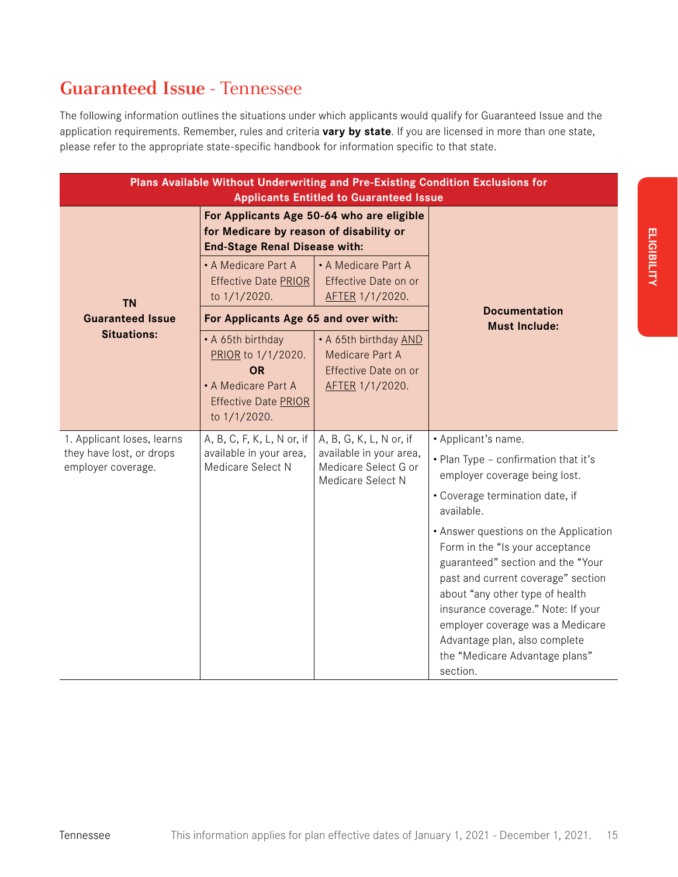# **Guaranteed Issue** - Tennessee

The following information outlines the situations under which applicants would qualify for Guaranteed Issue and the application requirements. Remember, rules and criteria **vary by state**. If you are licensed in more than one state, please refer to the appropriate state-specific handbook for information specific to that state.

| **Plans Available Without Underwriting and Pre-Existing Condition Exclusions for Applicants Entitled to Guaranteed Issue** | | | |
|---|---|---|---|
| **TN Guaranteed Issue Situations:** | **For Applicants Age 50-64 who are eligible for Medicare by reason of disability or End-Stage Renal Disease with:** | | **Documentation Must Include:** |
| | • A Medicare Part A Effective Date PRIOR to 1/1/2020. | • A Medicare Part A Effective Date on or AFTER 1/1/2020. | |
| | **For Applicants Age 65 and over with:** | | |
| | • A 65th birthday PRIOR to 1/1/2020. **OR** • A Medicare Part A Effective Date PRIOR to 1/1/2020. | • A 65th birthday AND Medicare Part A Effective Date on or AFTER 1/1/2020. | |
| 1. Applicant loses, learns they have lost, or drops employer coverage. | A, B, C, F, K, L, N or, if available in your area, Medicare Select N | A, B, G, K, L, N or, if available in your area, Medicare Select G or Medicare Select N | • Applicant's name.<br>• Plan Type – confirmation that it's employer coverage being lost.<br>• Coverage termination date, if available.<br>• Answer questions on the Application Form in the "Is your acceptance guaranteed" section and the "Your past and current coverage" section about "any other type of health insurance coverage." Note: If your employer coverage was a Medicare Advantage plan, also complete the "Medicare Advantage plans" section. |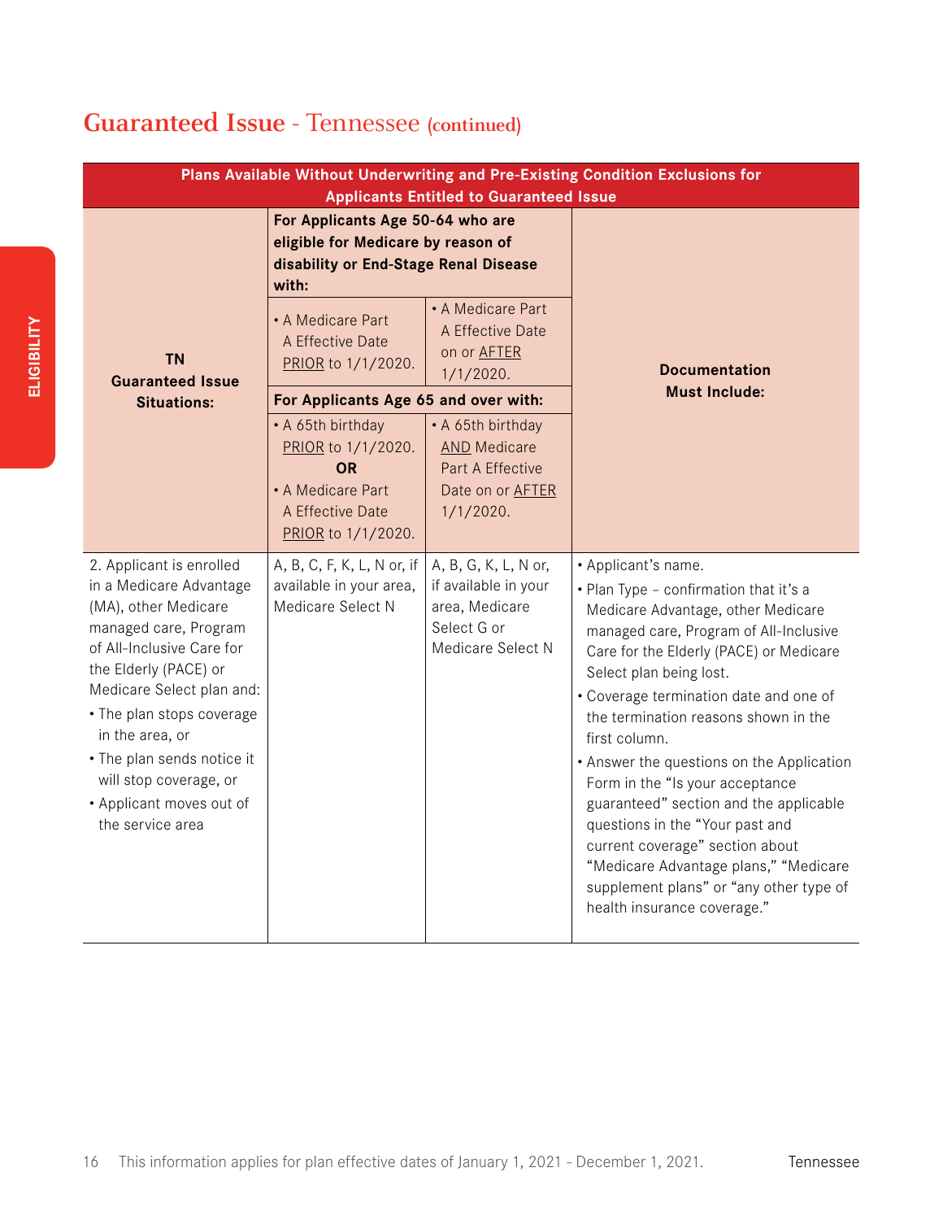# Guaranteed Issue - Tennessee (continued)

| Plans Available Without Underwriting and Pre-Existing Condition Exclusions for Applicants Entitled to Guaranteed Issue | | | |
|---|---|---|---|
| **TN Guaranteed Issue Situations:** | **For Applicants Age 50-64 who are eligible for Medicare by reason of disability or End-Stage Renal Disease with:** | | **Documentation Must Include:** |
| | • A Medicare Part A Effective Date PRIOR to 1/1/2020. | • A Medicare Part A Effective Date on or AFTER 1/1/2020. | |
| | **For Applicants Age 65 and over with:** | | |
| | • A 65th birthday PRIOR to 1/1/2020. **OR** • A Medicare Part A Effective Date PRIOR to 1/1/2020. | • A 65th birthday AND Medicare Part A Effective Date on or AFTER 1/1/2020. | |
| 2. Applicant is enrolled in a Medicare Advantage (MA), other Medicare managed care, Program of All-Inclusive Care for the Elderly (PACE) or Medicare Select plan and: • The plan stops coverage in the area, or • The plan sends notice it will stop coverage, or • Applicant moves out of the service area | A, B, C, F, K, L, N or, if available in your area, Medicare Select N | A, B, G, K, L, N or, if available in your area, Medicare Select G or Medicare Select N | • Applicant's name. • Plan Type – confirmation that it's a Medicare Advantage, other Medicare managed care, Program of All-Inclusive Care for the Elderly (PACE) or Medicare Select plan being lost. • Coverage termination date and one of the termination reasons shown in the first column. • Answer the questions on the Application Form in the "Is your acceptance guaranteed" section and the applicable questions in the "Your past and current coverage" section about "Medicare Advantage plans," "Medicare supplement plans" or "any other type of health insurance coverage." |

This information applies for plan effective dates of January 1, 2021 - December 1, 2021.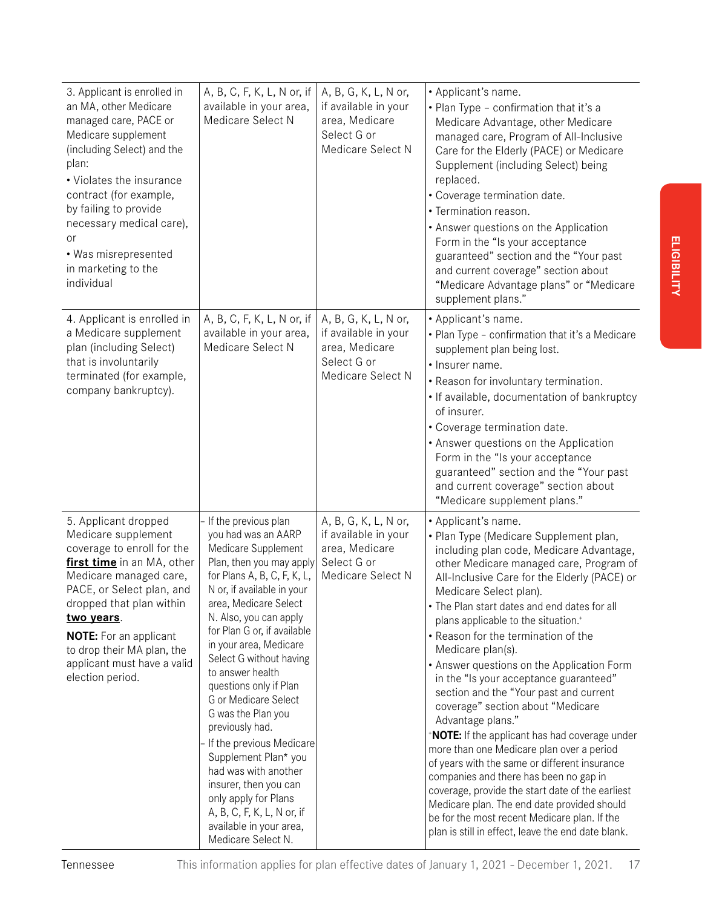| | | | |
|---|---|---|---|
| 3. Applicant is enrolled in an MA, other Medicare managed care, PACE or Medicare supplement (including Select) and the plan:<br>• Violates the insurance contract (for example, by failing to provide necessary medical care), or<br>• Was misrepresented in marketing to the individual | A, B, C, F, K, L, N or, if available in your area, Medicare Select N | A, B, G, K, L, N or, if available in your area, Medicare Select G or Medicare Select N | • Applicant's name.<br>• Plan Type – confirmation that it's a Medicare Advantage, other Medicare managed care, Program of All-Inclusive Care for the Elderly (PACE) or Medicare Supplement (including Select) being replaced.<br>• Coverage termination date.<br>• Termination reason.<br>• Answer questions on the Application Form in the "Is your acceptance guaranteed" section and the "Your past and current coverage" section about "Medicare Advantage plans" or "Medicare supplement plans." |
| 4. Applicant is enrolled in a Medicare supplement plan (including Select) that is involuntarily terminated (for example, company bankruptcy). | A, B, C, F, K, L, N or, if available in your area, Medicare Select N | A, B, G, K, L, N or, if available in your area, Medicare Select G or Medicare Select N | • Applicant's name.<br>• Plan Type – confirmation that it's a Medicare supplement plan being lost.<br>• Insurer name.<br>• Reason for involuntary termination.<br>• If available, documentation of bankruptcy of insurer.<br>• Coverage termination date.<br>• Answer questions on the Application Form in the "Is your acceptance guaranteed" section and the "Your past and current coverage" section about "Medicare supplement plans." |
| 5. Applicant dropped Medicare supplement coverage to enroll for the **first time** in an MA, other Medicare managed care, PACE, or Select plan, and dropped that plan within **two years**.<br>**NOTE:** For an applicant to drop their MA plan, the applicant must have a valid election period. | - If the previous plan you had was an AARP Medicare Supplement Plan, then you may apply for Plans A, B, C, F, K, L, N or, if available in your area, Medicare Select N. Also, you can apply for Plan G or, if available in your area, Medicare Select G without having to answer health questions only if Plan G or Medicare Select G was the Plan you previously had.<br>- If the previous Medicare Supplement Plan* you had was with another insurer, then you can only apply for Plans A, B, C, F, K, L, N or, if available in your area, Medicare Select N. | A, B, G, K, L, N or, if available in your area, Medicare Select G or Medicare Select N | • Applicant's name.<br>• Plan Type (Medicare Supplement plan, including plan code, Medicare Advantage, other Medicare managed care, Program of All-Inclusive Care for the Elderly (PACE) or Medicare Select plan).<br>• The Plan start dates and end dates for all plans applicable to the situation.[+]<br>• Reason for the termination of the Medicare plan(s).<br>• Answer questions on the Application Form in the "Is your acceptance guaranteed" section and the "Your past and current coverage" section about "Medicare Advantage plans."<br>[+]**NOTE:** If the applicant has had coverage under more than one Medicare plan over a period of years with the same or different insurance companies and there has been no gap in coverage, provide the start date of the earliest Medicare plan. The end date provided should be for the most recent Medicare plan. If the plan is still in effect, leave the end date blank. |

Tennessee This information applies for plan effective dates of January 1, 2021 - December 1, 2021.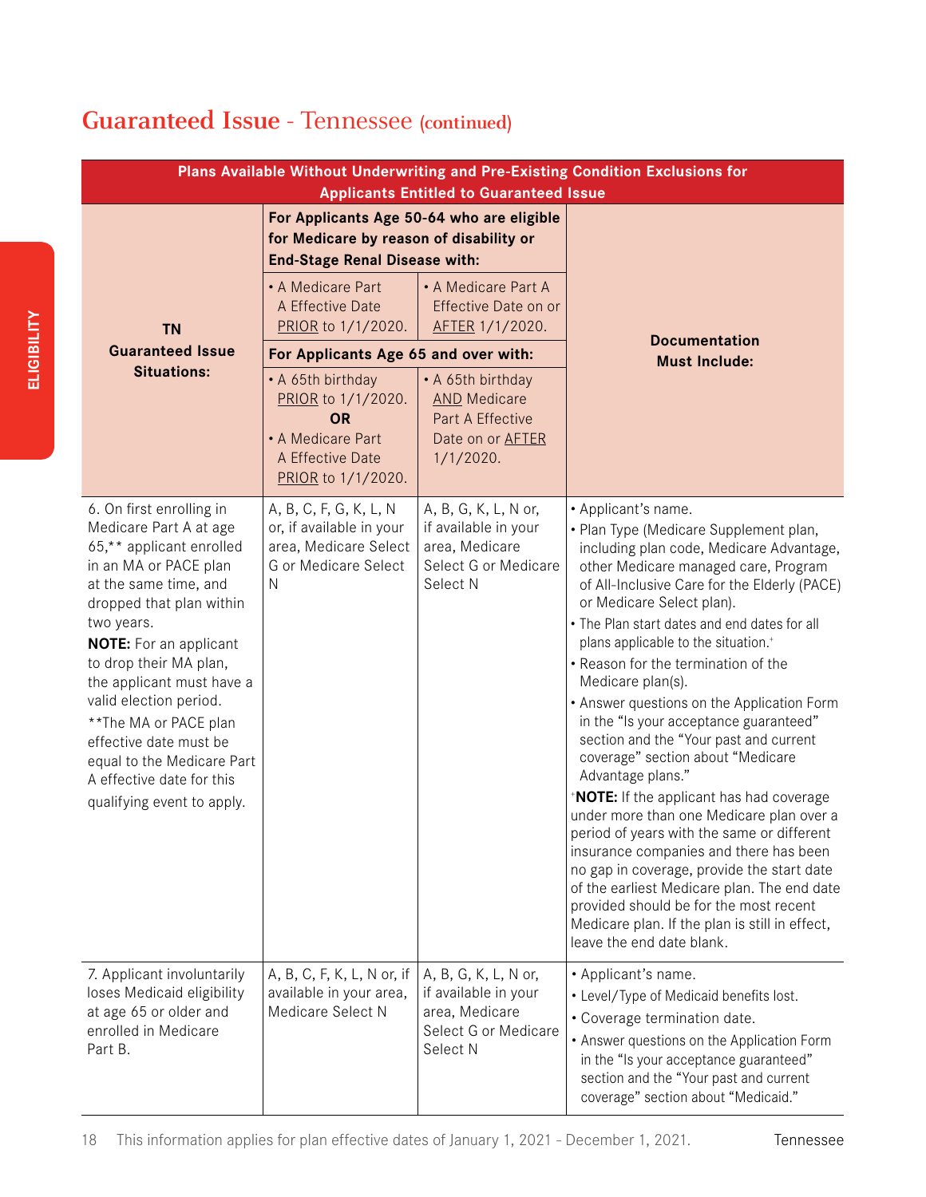## Guaranteed Issue - Tennessee (continued)

| Plans Available Without Underwriting and Pre-Existing Condition Exclusions for Applicants Entitled to Guaranteed Issue | | | |
|---|---|---|---|
| **TN Guaranteed Issue Situations:** | **For Applicants Age 50-64 who are eligible for Medicare by reason of disability or End-Stage Renal Disease with:** • A Medicare Part A Effective Date PRIOR to 1/1/2020. **For Applicants Age 65 and over with:** • A 65th birthday PRIOR to 1/1/2020. **OR** • A Medicare Part A Effective Date PRIOR to 1/1/2020. | **For Applicants Age 50-64 who are eligible for Medicare by reason of disability or End-Stage Renal Disease with:** • A Medicare Part A Effective Date on or AFTER 1/1/2020. **For Applicants Age 65 and over with:** • A 65th birthday AND Medicare Part A Effective Date on or AFTER 1/1/2020. | **Documentation Must Include:** |
| 6. On first enrolling in Medicare Part A at age 65,** applicant enrolled in an MA or PACE plan at the same time, and dropped that plan within two years. **NOTE:** For an applicant to drop their MA plan, the applicant must have a valid election period. **The MA or PACE plan effective date must be equal to the Medicare Part A effective date for this qualifying event to apply. | A, B, C, F, G, K, L, N or, if available in your area, Medicare Select G or Medicare Select N | A, B, G, K, L, N or, if available in your area, Medicare Select G or Medicare Select N | • Applicant's name. • Plan Type (Medicare Supplement plan, including plan code, Medicare Advantage, other Medicare managed care, Program of All-Inclusive Care for the Elderly (PACE) or Medicare Select plan). • The Plan start dates and end dates for all plans applicable to the situation.+ • Reason for the termination of the Medicare plan(s). • Answer questions on the Application Form in the "Is your acceptance guaranteed" section and the "Your past and current coverage" section about "Medicare Advantage plans." +**NOTE:** If the applicant has had coverage under more than one Medicare plan over a period of years with the same or different insurance companies and there has been no gap in coverage, provide the start date of the earliest Medicare plan. The end date provided should be for the most recent Medicare plan. If the plan is still in effect, leave the end date blank. |
| 7. Applicant involuntarily loses Medicaid eligibility at age 65 or older and enrolled in Medicare Part B. | A, B, C, F, K, L, N or, if available in your area, Medicare Select N | A, B, G, K, L, N or, if available in your area, Medicare Select G or Medicare Select N | • Applicant's name. • Level/Type of Medicaid benefits lost. • Coverage termination date. • Answer questions on the Application Form in the "Is your acceptance guaranteed" section and the "Your past and current coverage" section about "Medicaid." |

This information applies for plan effective dates of January 1, 2021 - December 1, 2021.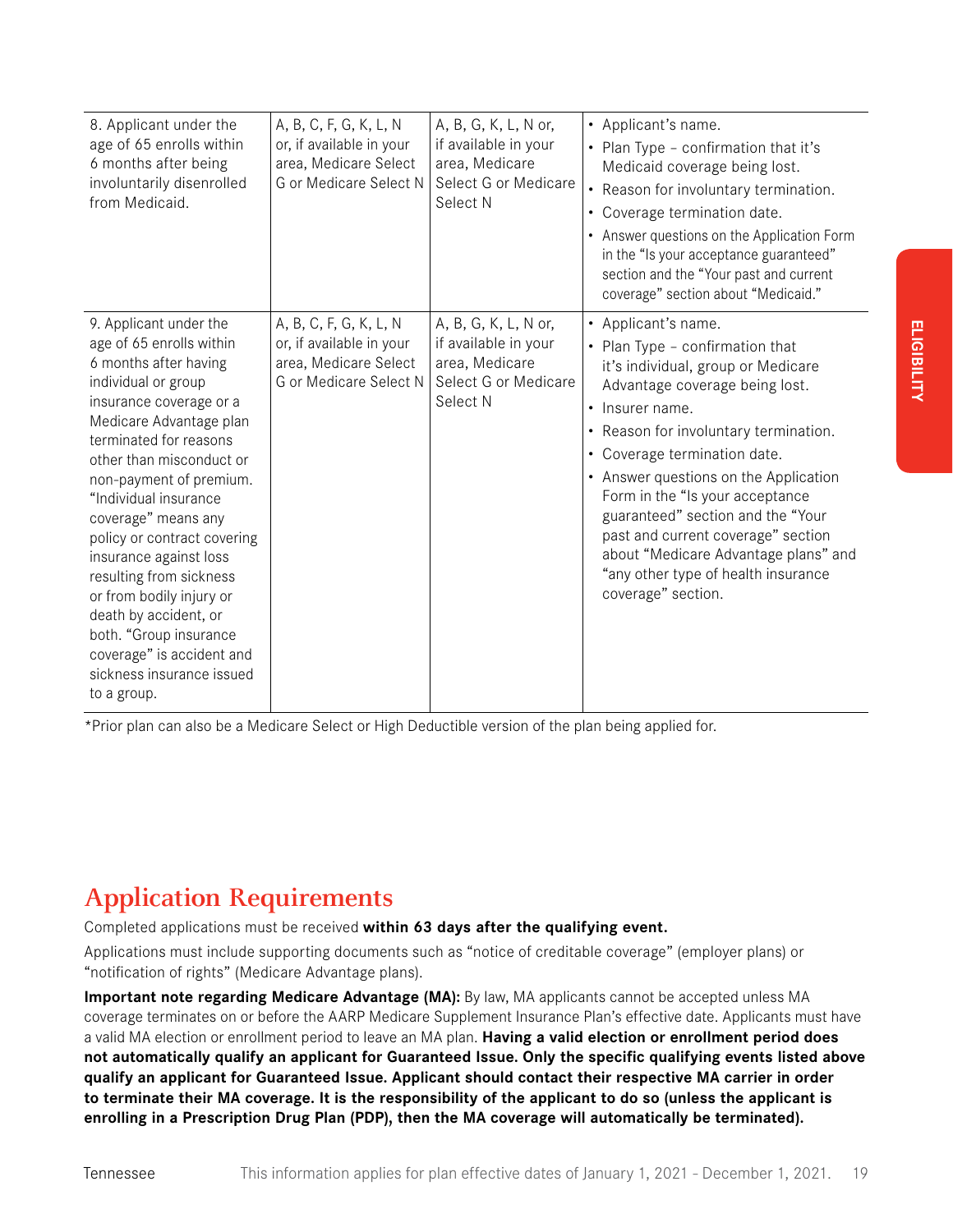| | | | |
|---|---|---|---|
| 8. Applicant under the age of 65 enrolls within 6 months after being involuntarily disenrolled from Medicaid. | A, B, C, F, G, K, L, N or, if available in your area, Medicare Select G or Medicare Select N | A, B, G, K, L, N or, if available in your area, Medicare Select G or Medicare Select N | • Applicant's name.<br>• Plan Type – confirmation that it's Medicaid coverage being lost.<br>• Reason for involuntary termination.<br>• Coverage termination date.<br>• Answer questions on the Application Form in the "Is your acceptance guaranteed" section and the "Your past and current coverage" section about "Medicaid." |
| 9. Applicant under the age of 65 enrolls within 6 months after having individual or group insurance coverage or a Medicare Advantage plan terminated for reasons other than misconduct or non-payment of premium. "Individual insurance coverage" means any policy or contract covering insurance against loss resulting from sickness or from bodily injury or death by accident, or both. "Group insurance coverage" is accident and sickness insurance issued to a group. | A, B, C, F, G, K, L, N or, if available in your area, Medicare Select G or Medicare Select N | A, B, G, K, L, N or, if available in your area, Medicare Select G or Medicare Select N | • Applicant's name.<br>• Plan Type – confirmation that it's individual, group or Medicare Advantage coverage being lost.<br>• Insurer name.<br>• Reason for involuntary termination.<br>• Coverage termination date.<br>• Answer questions on the Application Form in the "Is your acceptance guaranteed" section and the "Your past and current coverage" section about "Medicare Advantage plans" and "any other type of health insurance coverage" section. |

*Prior plan can also be a Medicare Select or High Deductible version of the plan being applied for.

## Application Requirements

Completed applications must be received **within 63 days after the qualifying event.**

Applications must include supporting documents such as "notice of creditable coverage" (employer plans) or "notification of rights" (Medicare Advantage plans).

**Important note regarding Medicare Advantage (MA):** By law, MA applicants cannot be accepted unless MA coverage terminates on or before the AARP Medicare Supplement Insurance Plan's effective date. Applicants must have a valid MA election or enrollment period to leave an MA plan. **Having a valid election or enrollment period does not automatically qualify an applicant for Guaranteed Issue. Only the specific qualifying events listed above qualify an applicant for Guaranteed Issue. Applicant should contact their respective MA carrier in order to terminate their MA coverage. It is the responsibility of the applicant to do so (unless the applicant is enrolling in a Prescription Drug Plan (PDP), then the MA coverage will automatically be terminated).**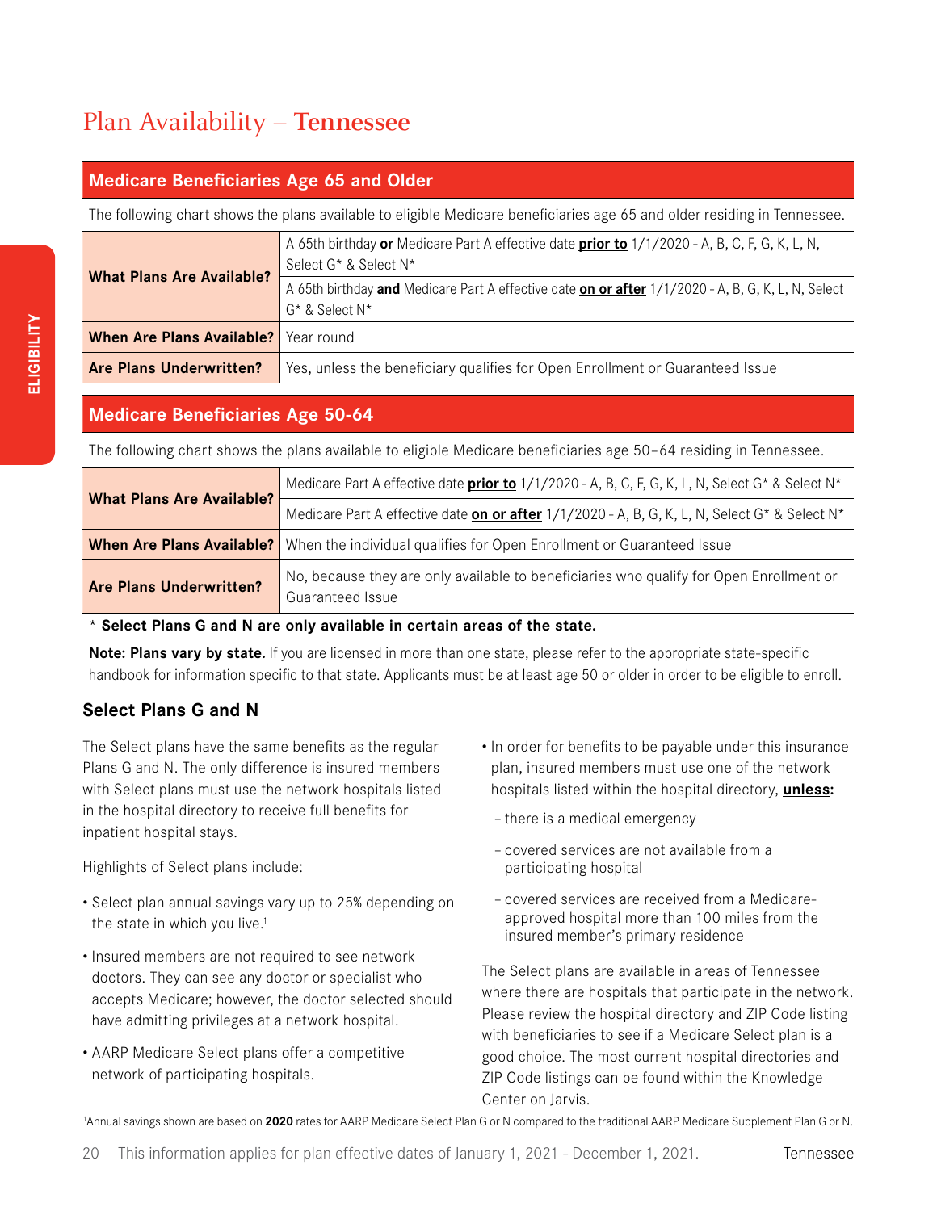# Plan Availability – **Tennessee**

## Medicare Beneficiaries Age 65 and Older

The following chart shows the plans available to eligible Medicare beneficiaries age 65 and older residing in Tennessee.

| | |
|---|---|
| **What Plans Are Available?** | A 65th birthday **or** Medicare Part A effective date **prior to** 1/1/2020 - A, B, C, F, G, K, L, N, Select G* & Select N* |
| | A 65th birthday **and** Medicare Part A effective date **on or after** 1/1/2020 - A, B, G, K, L, N, Select G* & Select N* |
| **When Are Plans Available?** | Year round |
| **Are Plans Underwritten?** | Yes, unless the beneficiary qualifies for Open Enrollment or Guaranteed Issue |

## Medicare Beneficiaries Age 50-64

The following chart shows the plans available to eligible Medicare beneficiaries age 50–64 residing in Tennessee.

| | |
|---|---|
| **What Plans Are Available?** | Medicare Part A effective date **prior to** 1/1/2020 - A, B, C, F, G, K, L, N, Select G* & Select N* |
| | Medicare Part A effective date **on or after** 1/1/2020 - A, B, G, K, L, N, Select G* & Select N* |
| **When Are Plans Available?** | When the individual qualifies for Open Enrollment or Guaranteed Issue |
| **Are Plans Underwritten?** | No, because they are only available to beneficiaries who qualify for Open Enrollment or Guaranteed Issue |

\* **Select Plans G and N are only available in certain areas of the state.**

**Note: Plans vary by state.** If you are licensed in more than one state, please refer to the appropriate state-specific handbook for information specific to that state. Applicants must be at least age 50 or older in order to be eligible to enroll.

### Select Plans G and N

The Select plans have the same benefits as the regular Plans G and N. The only difference is insured members with Select plans must use the network hospitals listed in the hospital directory to receive full benefits for inpatient hospital stays.

Highlights of Select plans include:

- Select plan annual savings vary up to 25% depending on the state in which you live.[1]
- Insured members are not required to see network doctors. They can see any doctor or specialist who accepts Medicare; however, the doctor selected should have admitting privileges at a network hospital.
- AARP Medicare Select plans offer a competitive network of participating hospitals.
- In order for benefits to be payable under this insurance plan, insured members must use one of the network hospitals listed within the hospital directory, **unless:**
  - there is a medical emergency
  - covered services are not available from a participating hospital
  - covered services are received from a Medicare-approved hospital more than 100 miles from the insured member's primary residence

The Select plans are available in areas of Tennessee where there are hospitals that participate in the network. Please review the hospital directory and ZIP Code listing with beneficiaries to see if a Medicare Select plan is a good choice. The most current hospital directories and ZIP Code listings can be found within the Knowledge Center on Jarvis.

[1]Annual savings shown are based on **2020** rates for AARP Medicare Select Plan G or N compared to the traditional AARP Medicare Supplement Plan G or N.

This information applies for plan effective dates of January 1, 2021 - December 1, 2021.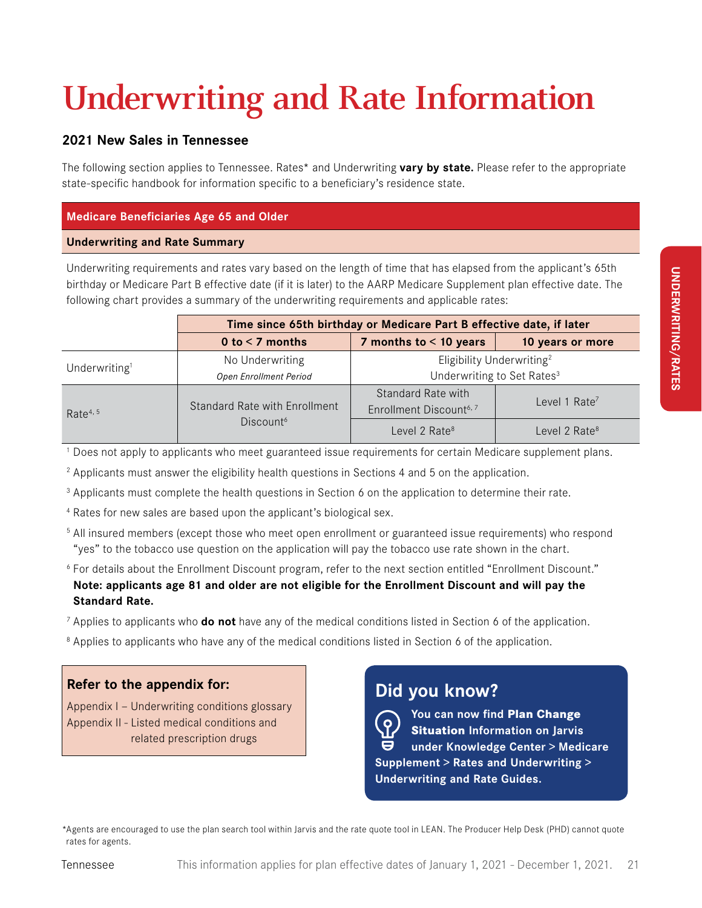# Underwriting and Rate Information

### 2021 New Sales in Tennessee

The following section applies to Tennessee. Rates* and Underwriting **vary by state.** Please refer to the appropriate state-specific handbook for information specific to a beneficiary's residence state.

**Medicare Beneficiaries Age 65 and Older**

**Underwriting and Rate Summary**

Underwriting requirements and rates vary based on the length of time that has elapsed from the applicant's 65th birthday or Medicare Part B effective date (if it is later) to the AARP Medicare Supplement plan effective date. The following chart provides a summary of the underwriting requirements and applicable rates:

| | Time since 65th birthday or Medicare Part B effective date, if later | | |
|---|---|---|---|
| | **0 to < 7 months** | **7 months to < 10 years** | **10 years or more** |
| Underwriting[1] | No Underwriting *Open Enrollment Period* | Eligibility Underwriting[2] Underwriting to Set Rates[3] | |
| Rate[4, 5] | Standard Rate with Enrollment Discount[6] | Standard Rate with Enrollment Discount[6, 7] | Level 1 Rate[7] |
| | | Level 2 Rate[8] | Level 2 Rate[8] |

[1] Does not apply to applicants who meet guaranteed issue requirements for certain Medicare supplement plans.

[2] Applicants must answer the eligibility health questions in Sections 4 and 5 on the application.

[3] Applicants must complete the health questions in Section 6 on the application to determine their rate.

[4] Rates for new sales are based upon the applicant's biological sex.

[5] All insured members (except those who meet open enrollment or guaranteed issue requirements) who respond "yes" to the tobacco use question on the application will pay the tobacco use rate shown in the chart.

[6] For details about the Enrollment Discount program, refer to the next section entitled "Enrollment Discount." **Note: applicants age 81 and older are not eligible for the Enrollment Discount and will pay the Standard Rate.**

[7] Applies to applicants who **do not** have any of the medical conditions listed in Section 6 of the application.

[8] Applies to applicants who have any of the medical conditions listed in Section 6 of the application.

**Refer to the appendix for:**

Appendix I – Underwriting conditions glossary
Appendix II - Listed medical conditions and related prescription drugs

**Did you know?**

You can now find **Plan Change Situation** Information on Jarvis under Knowledge Center > Medicare Supplement > Rates and Underwriting > Underwriting and Rate Guides.

*Agents are encouraged to use the plan search tool within Jarvis and the rate quote tool in LEAN. The Producer Help Desk (PHD) cannot quote rates for agents.

Tennessee — This information applies for plan effective dates of January 1, 2021 - December 1, 2021.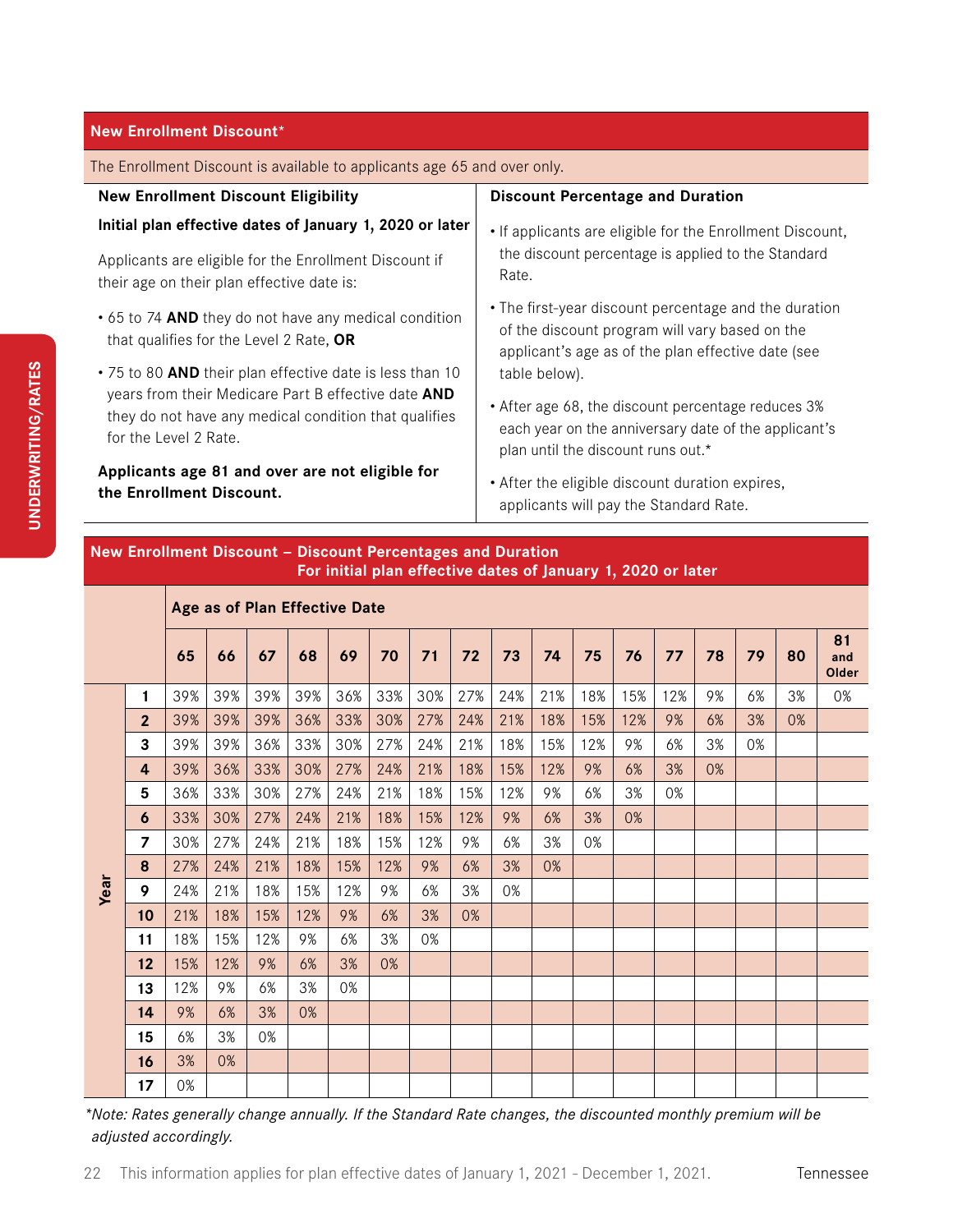## New Enrollment Discount*

The Enrollment Discount is available to applicants age 65 and over only.

### New Enrollment Discount Eligibility

**Initial plan effective dates of January 1, 2020 or later**

Applicants are eligible for the Enrollment Discount if their age on their plan effective date is:

- 65 to 74 **AND** they do not have any medical condition that qualifies for the Level 2 Rate, **OR**
- 75 to 80 **AND** their plan effective date is less than 10 years from their Medicare Part B effective date **AND** they do not have any medical condition that qualifies for the Level 2 Rate.

**Applicants age 81 and over are not eligible for the Enrollment Discount.**

### Discount Percentage and Duration

- If applicants are eligible for the Enrollment Discount, the discount percentage is applied to the Standard Rate.
- The first-year discount percentage and the duration of the discount program will vary based on the applicant's age as of the plan effective date (see table below).
- After age 68, the discount percentage reduces 3% each year on the anniversary date of the applicant's plan until the discount runs out.*
- After the eligible discount duration expires, applicants will pay the Standard Rate.

## New Enrollment Discount – Discount Percentages and Duration
**For initial plan effective dates of January 1, 2020 or later**

| | Age as of Plan Effective Date | | | | | | | | | | | | | | | | |
|---|---|---|---|---|---|---|---|---|---|---|---|---|---|---|---|---|---|
| **Year** | **65** | **66** | **67** | **68** | **69** | **70** | **71** | **72** | **73** | **74** | **75** | **76** | **77** | **78** | **79** | **80** | **81 and Older** |
| **1** | 39% | 39% | 39% | 39% | 36% | 33% | 30% | 27% | 24% | 21% | 18% | 15% | 12% | 9% | 6% | 3% | 0% |
| **2** | 39% | 39% | 39% | 36% | 33% | 30% | 27% | 24% | 21% | 18% | 15% | 12% | 9% | 6% | 3% | 0% | |
| **3** | 39% | 39% | 36% | 33% | 30% | 27% | 24% | 21% | 18% | 15% | 12% | 9% | 6% | 3% | 0% | | |
| **4** | 39% | 36% | 33% | 30% | 27% | 24% | 21% | 18% | 15% | 12% | 9% | 6% | 3% | 0% | | | |
| **5** | 36% | 33% | 30% | 27% | 24% | 21% | 18% | 15% | 12% | 9% | 6% | 3% | 0% | | | | |
| **6** | 33% | 30% | 27% | 24% | 21% | 18% | 15% | 12% | 9% | 6% | 3% | 0% | | | | | |
| **7** | 30% | 27% | 24% | 21% | 18% | 15% | 12% | 9% | 6% | 3% | 0% | | | | | | |
| **8** | 27% | 24% | 21% | 18% | 15% | 12% | 9% | 6% | 3% | 0% | | | | | | | |
| **9** | 24% | 21% | 18% | 15% | 12% | 9% | 6% | 3% | 0% | | | | | | | | |
| **10** | 21% | 18% | 15% | 12% | 9% | 6% | 3% | 0% | | | | | | | | | |
| **11** | 18% | 15% | 12% | 9% | 6% | 3% | 0% | | | | | | | | | | |
| **12** | 15% | 12% | 9% | 6% | 3% | 0% | | | | | | | | | | | |
| **13** | 12% | 9% | 6% | 3% | 0% | | | | | | | | | | | | |
| **14** | 9% | 6% | 3% | 0% | | | | | | | | | | | | | |
| **15** | 6% | 3% | 0% | | | | | | | | | | | | | | |
| **16** | 3% | 0% | | | | | | | | | | | | | | | |
| **17** | 0% | | | | | | | | | | | | | | | | |

*\*Note: Rates generally change annually. If the Standard Rate changes, the discounted monthly premium will be adjusted accordingly.*

This information applies for plan effective dates of January 1, 2021 - December 1, 2021.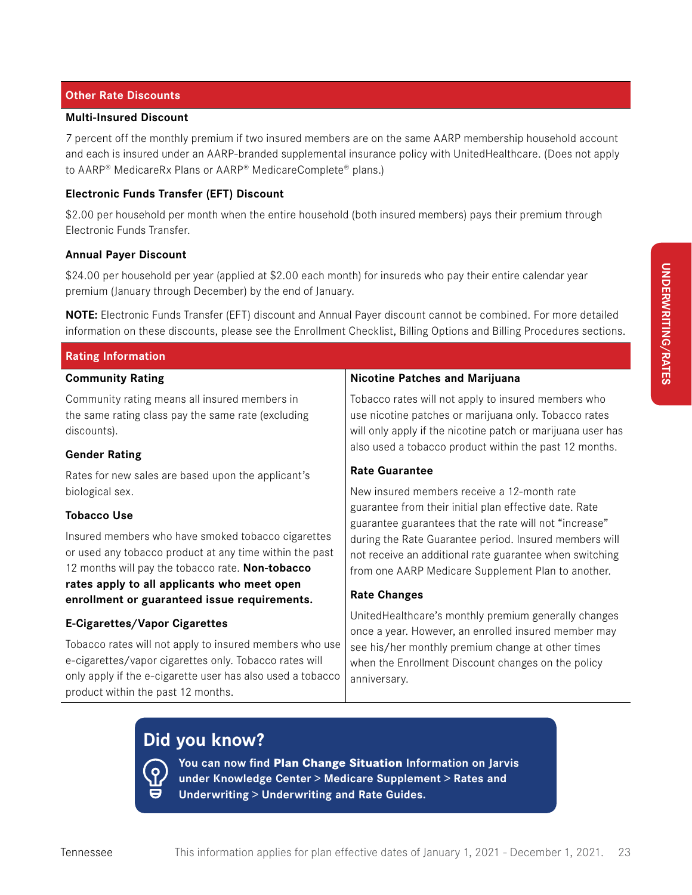## Other Rate Discounts

### Multi-Insured Discount

7 percent off the monthly premium if two insured members are on the same AARP membership household account and each is insured under an AARP-branded supplemental insurance policy with UnitedHealthcare. (Does not apply to AARP® MedicareRx Plans or AARP® MedicareComplete® plans.)

### Electronic Funds Transfer (EFT) Discount

$2.00 per household per month when the entire household (both insured members) pays their premium through Electronic Funds Transfer.

### Annual Payer Discount

$24.00 per household per year (applied at $2.00 each month) for insureds who pay their entire calendar year premium (January through December) by the end of January.

**NOTE:** Electronic Funds Transfer (EFT) discount and Annual Payer discount cannot be combined. For more detailed information on these discounts, please see the Enrollment Checklist, Billing Options and Billing Procedures sections.

## Rating Information

### Community Rating

Community rating means all insured members in the same rating class pay the same rate (excluding discounts).

### Gender Rating

Rates for new sales are based upon the applicant's biological sex.

### Tobacco Use

Insured members who have smoked tobacco cigarettes or used any tobacco product at any time within the past 12 months will pay the tobacco rate. **Non-tobacco rates apply to all applicants who meet open enrollment or guaranteed issue requirements.**

### E-Cigarettes/Vapor Cigarettes

Tobacco rates will not apply to insured members who use e-cigarettes/vapor cigarettes only. Tobacco rates will only apply if the e-cigarette user has also used a tobacco product within the past 12 months.

### Nicotine Patches and Marijuana

Tobacco rates will not apply to insured members who use nicotine patches or marijuana only. Tobacco rates will only apply if the nicotine patch or marijuana user has also used a tobacco product within the past 12 months.

### Rate Guarantee

New insured members receive a 12-month rate guarantee from their initial plan effective date. Rate guarantee guarantees that the rate will not "increase" during the Rate Guarantee period. Insured members will not receive an additional rate guarantee when switching from one AARP Medicare Supplement Plan to another.

### Rate Changes

UnitedHealthcare's monthly premium generally changes once a year. However, an enrolled insured member may see his/her monthly premium change at other times when the Enrollment Discount changes on the policy anniversary.

## Did you know?

**You can now find Plan Change Situation Information on Jarvis under Knowledge Center > Medicare Supplement > Rates and Underwriting > Underwriting and Rate Guides.**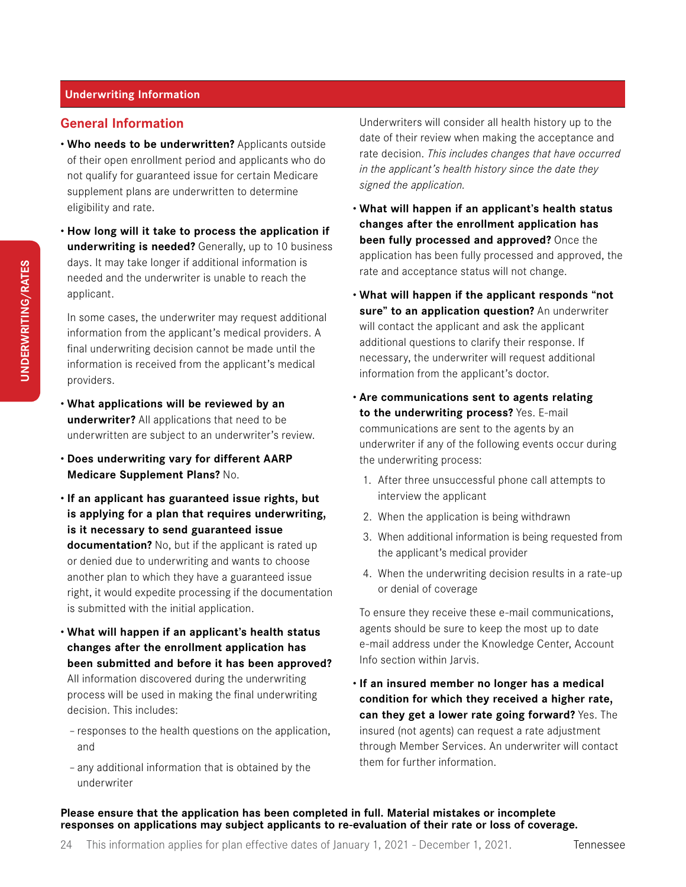## Underwriting Information

### General Information

- **Who needs to be underwritten?** Applicants outside of their open enrollment period and applicants who do not qualify for guaranteed issue for certain Medicare supplement plans are underwritten to determine eligibility and rate.
- **How long will it take to process the application if underwriting is needed?** Generally, up to 10 business days. It may take longer if additional information is needed and the underwriter is unable to reach the applicant.

  In some cases, the underwriter may request additional information from the applicant's medical providers. A final underwriting decision cannot be made until the information is received from the applicant's medical providers.
- **What applications will be reviewed by an underwriter?** All applications that need to be underwritten are subject to an underwriter's review.
- **Does underwriting vary for different AARP Medicare Supplement Plans?** No.
- **If an applicant has guaranteed issue rights, but is applying for a plan that requires underwriting, is it necessary to send guaranteed issue documentation?** No, but if the applicant is rated up or denied due to underwriting and wants to choose another plan to which they have a guaranteed issue right, it would expedite processing if the documentation is submitted with the initial application.
- **What will happen if an applicant's health status changes after the enrollment application has been submitted and before it has been approved?** All information discovered during the underwriting process will be used in making the final underwriting decision. This includes:
  - responses to the health questions on the application, and
  - any additional information that is obtained by the underwriter

  Underwriters will consider all health history up to the date of their review when making the acceptance and rate decision. *This includes changes that have occurred in the applicant's health history since the date they signed the application.*
- **What will happen if an applicant's health status changes after the enrollment application has been fully processed and approved?** Once the application has been fully processed and approved, the rate and acceptance status will not change.
- **What will happen if the applicant responds "not sure" to an application question?** An underwriter will contact the applicant and ask the applicant additional questions to clarify their response. If necessary, the underwriter will request additional information from the applicant's doctor.
- **Are communications sent to agents relating to the underwriting process?** Yes. E-mail communications are sent to the agents by an underwriter if any of the following events occur during the underwriting process:
  1. After three unsuccessful phone call attempts to interview the applicant
  2. When the application is being withdrawn
  3. When additional information is being requested from the applicant's medical provider
  4. When the underwriting decision results in a rate-up or denial of coverage

  To ensure they receive these e-mail communications, agents should be sure to keep the most up to date e-mail address under the Knowledge Center, Account Info section within Jarvis.
- **If an insured member no longer has a medical condition for which they received a higher rate, can they get a lower rate going forward?** Yes. The insured (not agents) can request a rate adjustment through Member Services. An underwriter will contact them for further information.

**Please ensure that the application has been completed in full. Material mistakes or incomplete responses on applications may subject applicants to re-evaluation of their rate or loss of coverage.**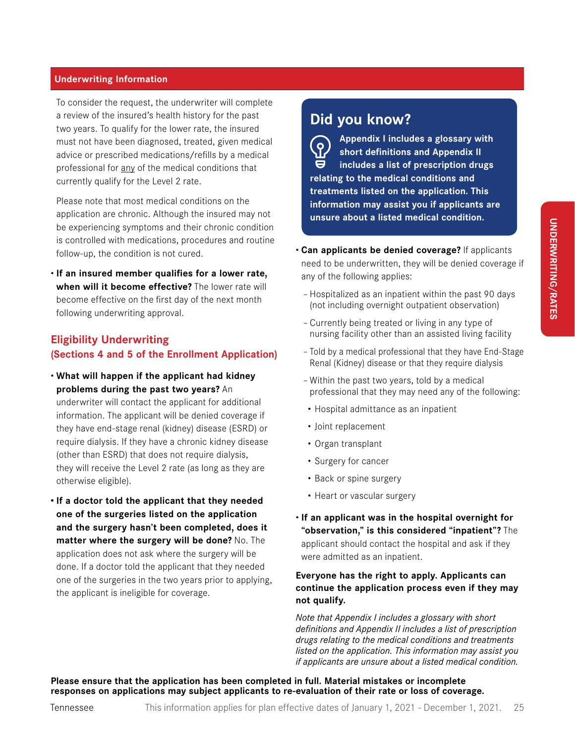## Underwriting Information

To consider the request, the underwriter will complete a review of the insured's health history for the past two years. To qualify for the lower rate, the insured must not have been diagnosed, treated, given medical advice or prescribed medications/refills by a medical professional for any of the medical conditions that currently qualify for the Level 2 rate.

Please note that most medical conditions on the application are chronic. Although the insured may not be experiencing symptoms and their chronic condition is controlled with medications, procedures and routine follow-up, the condition is not cured.

- **If an insured member qualifies for a lower rate, when will it become effective?** The lower rate will become effective on the first day of the next month following underwriting approval.

## Eligibility Underwriting
### (Sections 4 and 5 of the Enrollment Application)

- **What will happen if the applicant had kidney problems during the past two years?** An underwriter will contact the applicant for additional information. The applicant will be denied coverage if they have end-stage renal (kidney) disease (ESRD) or require dialysis. If they have a chronic kidney disease (other than ESRD) that does not require dialysis, they will receive the Level 2 rate (as long as they are otherwise eligible).
- **If a doctor told the applicant that they needed one of the surgeries listed on the application and the surgery hasn't been completed, does it matter where the surgery will be done?** No. The application does not ask where the surgery will be done. If a doctor told the applicant that they needed one of the surgeries in the two years prior to applying, the applicant is ineligible for coverage.

> **Did you know?**
>
> **Appendix I includes a glossary with short definitions and Appendix II includes a list of prescription drugs relating to the medical conditions and treatments listed on the application. This information may assist you if applicants are unsure about a listed medical condition.**

- **Can applicants be denied coverage?** If applicants need to be underwritten, they will be denied coverage if any of the following applies:
  - Hospitalized as an inpatient within the past 90 days (not including overnight outpatient observation)
  - Currently being treated or living in any type of nursing facility other than an assisted living facility
  - Told by a medical professional that they have End-Stage Renal (Kidney) disease or that they require dialysis
  - Within the past two years, told by a medical professional that they may need any of the following:
    - Hospital admittance as an inpatient
    - Joint replacement
    - Organ transplant
    - Surgery for cancer
    - Back or spine surgery
    - Heart or vascular surgery
- **If an applicant was in the hospital overnight for "observation," is this considered "inpatient"?** The applicant should contact the hospital and ask if they were admitted as an inpatient.

**Everyone has the right to apply. Applicants can continue the application process even if they may not qualify.**

*Note that Appendix I includes a glossary with short definitions and Appendix II includes a list of prescription drugs relating to the medical conditions and treatments listed on the application. This information may assist you if applicants are unsure about a listed medical condition.*

**Please ensure that the application has been completed in full. Material mistakes or incomplete responses on applications may subject applicants to re-evaluation of their rate or loss of coverage.**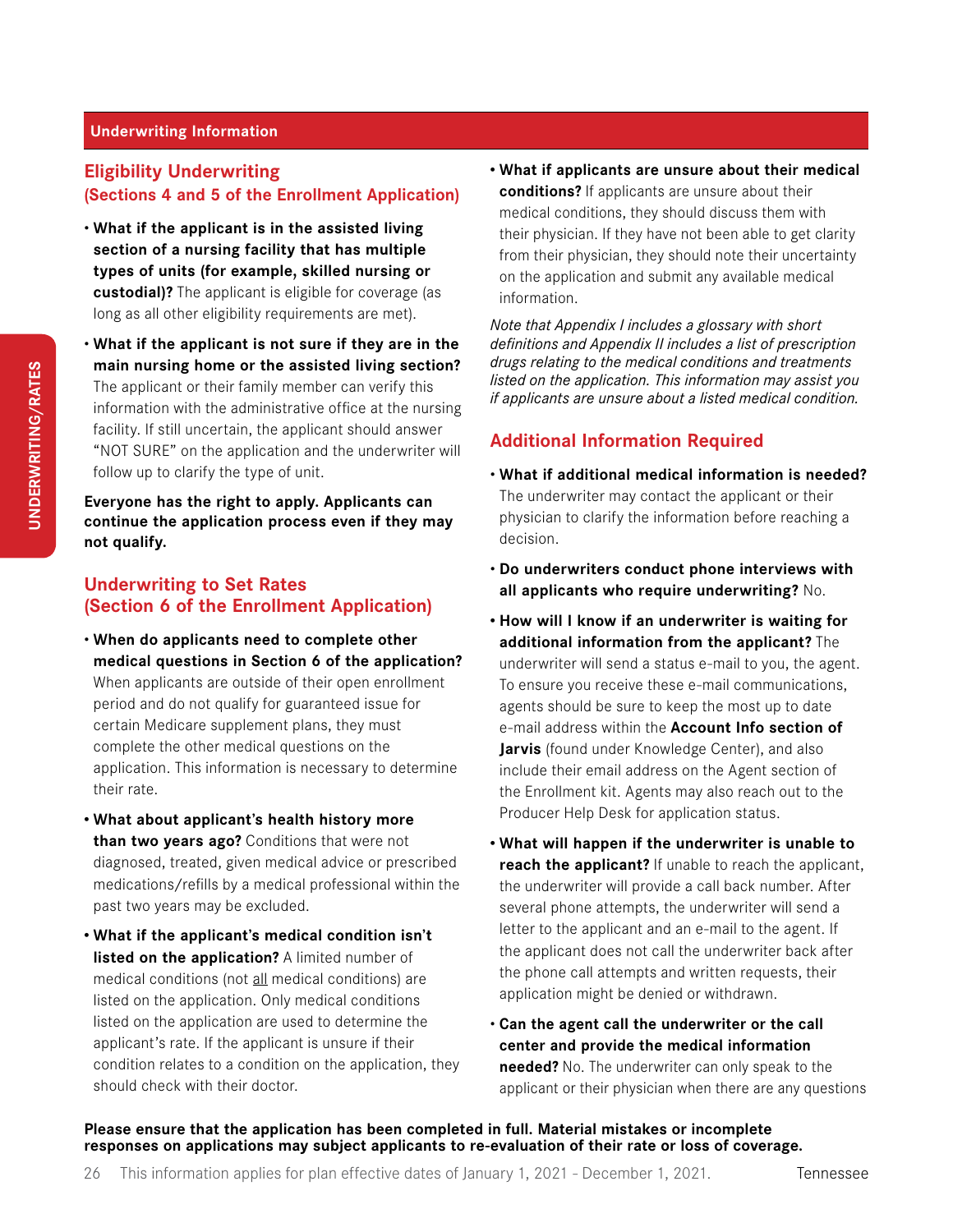## Underwriting Information

### Eligibility Underwriting
### (Sections 4 and 5 of the Enrollment Application)

- **What if the applicant is in the assisted living section of a nursing facility that has multiple types of units (for example, skilled nursing or custodial)?** The applicant is eligible for coverage (as long as all other eligibility requirements are met).
- **What if the applicant is not sure if they are in the main nursing home or the assisted living section?** The applicant or their family member can verify this information with the administrative office at the nursing facility. If still uncertain, the applicant should answer "NOT SURE" on the application and the underwriter will follow up to clarify the type of unit.

**Everyone has the right to apply. Applicants can continue the application process even if they may not qualify.**

### Underwriting to Set Rates
### (Section 6 of the Enrollment Application)

- **When do applicants need to complete other medical questions in Section 6 of the application?** When applicants are outside of their open enrollment period and do not qualify for guaranteed issue for certain Medicare supplement plans, they must complete the other medical questions on the application. This information is necessary to determine their rate.
- **What about applicant's health history more than two years ago?** Conditions that were not diagnosed, treated, given medical advice or prescribed medications/refills by a medical professional within the past two years may be excluded.
- **What if the applicant's medical condition isn't listed on the application?** A limited number of medical conditions (not <u>all</u> medical conditions) are listed on the application. Only medical conditions listed on the application are used to determine the applicant's rate. If the applicant is unsure if their condition relates to a condition on the application, they should check with their doctor.
- **What if applicants are unsure about their medical conditions?** If applicants are unsure about their medical conditions, they should discuss them with their physician. If they have not been able to get clarity from their physician, they should note their uncertainty on the application and submit any available medical information.

*Note that Appendix I includes a glossary with short definitions and Appendix II includes a list of prescription drugs relating to the medical conditions and treatments listed on the application. This information may assist you if applicants are unsure about a listed medical condition.*

### Additional Information Required

- **What if additional medical information is needed?** The underwriter may contact the applicant or their physician to clarify the information before reaching a decision.
- **Do underwriters conduct phone interviews with all applicants who require underwriting?** No.
- **How will I know if an underwriter is waiting for additional information from the applicant?** The underwriter will send a status e-mail to you, the agent. To ensure you receive these e-mail communications, agents should be sure to keep the most up to date e-mail address within the **Account Info section of Jarvis** (found under Knowledge Center), and also include their email address on the Agent section of the Enrollment kit. Agents may also reach out to the Producer Help Desk for application status.
- **What will happen if the underwriter is unable to reach the applicant?** If unable to reach the applicant, the underwriter will provide a call back number. After several phone attempts, the underwriter will send a letter to the applicant and an e-mail to the agent. If the applicant does not call the underwriter back after the phone call attempts and written requests, their application might be denied or withdrawn.
- **Can the agent call the underwriter or the call center and provide the medical information needed?** No. The underwriter can only speak to the applicant or their physician when there are any questions

**Please ensure that the application has been completed in full. Material mistakes or incomplete responses on applications may subject applicants to re-evaluation of their rate or loss of coverage.**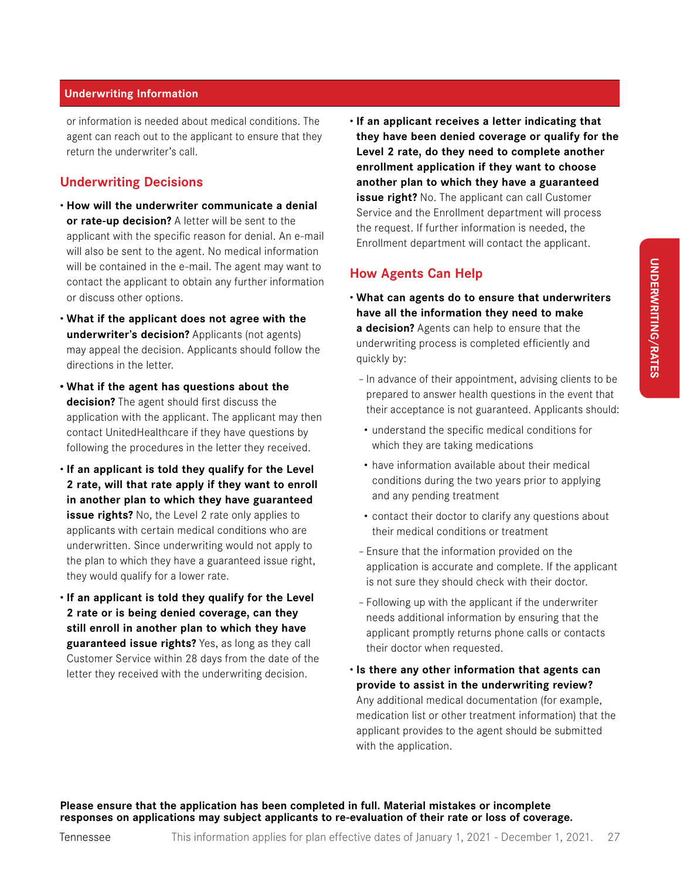or information is needed about medical conditions. The agent can reach out to the applicant to ensure that they return the underwriter's call.

## Underwriting Decisions

- **How will the underwriter communicate a denial or rate-up decision?** A letter will be sent to the applicant with the specific reason for denial. An e-mail will also be sent to the agent. No medical information will be contained in the e-mail. The agent may want to contact the applicant to obtain any further information or discuss other options.
- **What if the applicant does not agree with the underwriter's decision?** Applicants (not agents) may appeal the decision. Applicants should follow the directions in the letter.
- **What if the agent has questions about the decision?** The agent should first discuss the application with the applicant. The applicant may then contact UnitedHealthcare if they have questions by following the procedures in the letter they received.
- **If an applicant is told they qualify for the Level 2 rate, will that rate apply if they want to enroll in another plan to which they have guaranteed issue rights?** No, the Level 2 rate only applies to applicants with certain medical conditions who are underwritten. Since underwriting would not apply to the plan to which they have a guaranteed issue right, they would qualify for a lower rate.
- **If an applicant is told they qualify for the Level 2 rate or is being denied coverage, can they still enroll in another plan to which they have guaranteed issue rights?** Yes, as long as they call Customer Service within 28 days from the date of the letter they received with the underwriting decision.
- **If an applicant receives a letter indicating that they have been denied coverage or qualify for the Level 2 rate, do they need to complete another enrollment application if they want to choose another plan to which they have a guaranteed issue right?** No. The applicant can call Customer Service and the Enrollment department will process the request. If further information is needed, the Enrollment department will contact the applicant.

## How Agents Can Help

- **What can agents do to ensure that underwriters have all the information they need to make a decision?** Agents can help to ensure that the underwriting process is completed efficiently and quickly by:
  - In advance of their appointment, advising clients to be prepared to answer health questions in the event that their acceptance is not guaranteed. Applicants should:
    - understand the specific medical conditions for which they are taking medications
    - have information available about their medical conditions during the two years prior to applying and any pending treatment
    - contact their doctor to clarify any questions about their medical conditions or treatment
  - Ensure that the information provided on the application is accurate and complete. If the applicant is not sure they should check with their doctor.
  - Following up with the applicant if the underwriter needs additional information by ensuring that the applicant promptly returns phone calls or contacts their doctor when requested.
- **Is there any other information that agents can provide to assist in the underwriting review?** Any additional medical documentation (for example, medication list or other treatment information) that the applicant provides to the agent should be submitted with the application.

**Please ensure that the application has been completed in full. Material mistakes or incomplete responses on applications may subject applicants to re-evaluation of their rate or loss of coverage.**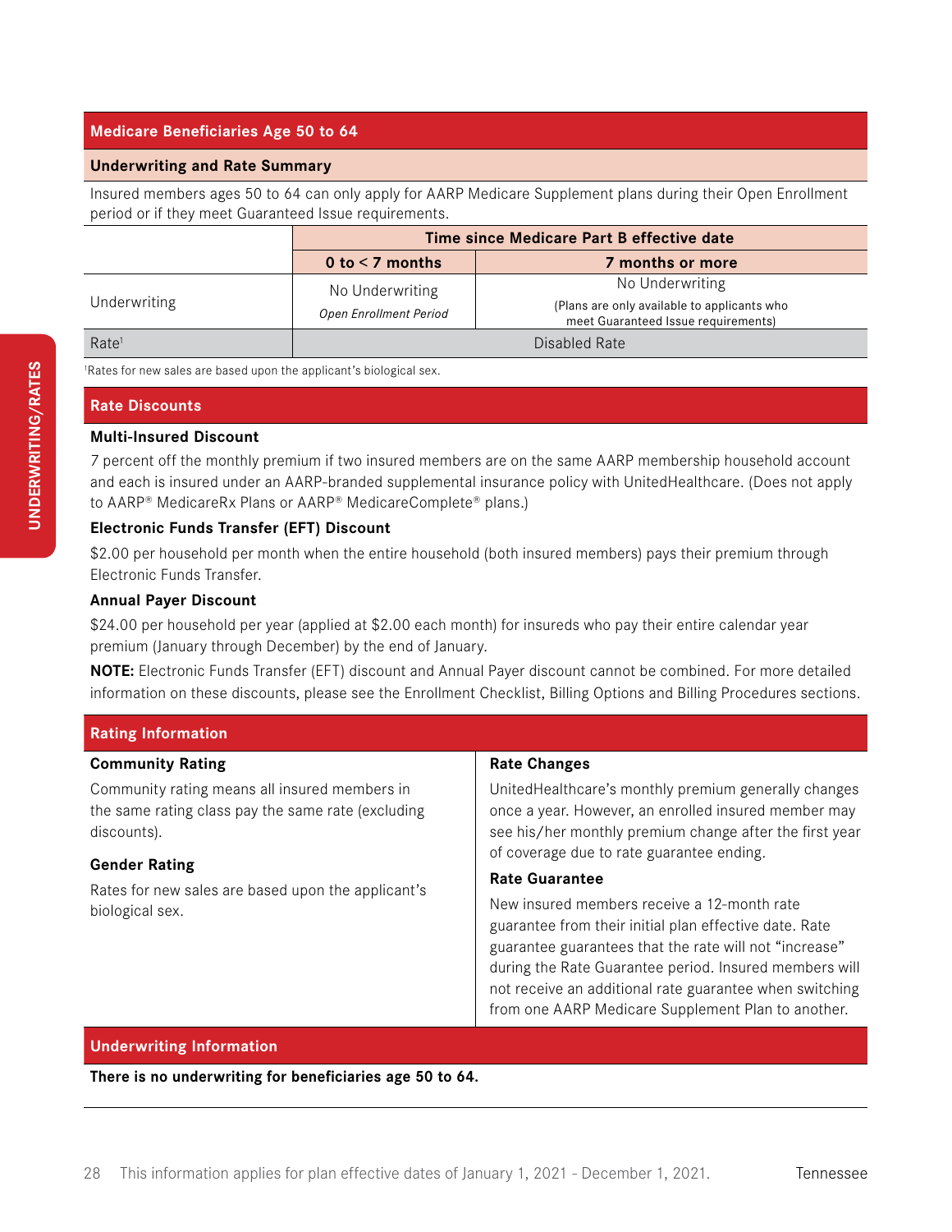## Medicare Beneficiaries Age 50 to 64

### Underwriting and Rate Summary

Insured members ages 50 to 64 can only apply for AARP Medicare Supplement plans during their Open Enrollment period or if they meet Guaranteed Issue requirements.

| | Time since Medicare Part B effective date | |
|---|---|---|
| | **0 to < 7 months** | **7 months or more** |
| Underwriting | No Underwriting *Open Enrollment Period* | No Underwriting (Plans are only available to applicants who meet Guaranteed Issue requirements) |
| Rate[1] | Disabled Rate | |

[1]Rates for new sales are based upon the applicant's biological sex.

## Rate Discounts

**Multi-Insured Discount**

7 percent off the monthly premium if two insured members are on the same AARP membership household account and each is insured under an AARP-branded supplemental insurance policy with UnitedHealthcare. (Does not apply to AARP® MedicareRx Plans or AARP® MedicareComplete® plans.)

**Electronic Funds Transfer (EFT) Discount**

$2.00 per household per month when the entire household (both insured members) pays their premium through Electronic Funds Transfer.

**Annual Payer Discount**

$24.00 per household per year (applied at $2.00 each month) for insureds who pay their entire calendar year premium (January through December) by the end of January.

**NOTE:** Electronic Funds Transfer (EFT) discount and Annual Payer discount cannot be combined. For more detailed information on these discounts, please see the Enrollment Checklist, Billing Options and Billing Procedures sections.

## Rating Information

**Community Rating**

Community rating means all insured members in the same rating class pay the same rate (excluding discounts).

**Gender Rating**

Rates for new sales are based upon the applicant's biological sex.

**Rate Changes**

UnitedHealthcare's monthly premium generally changes once a year. However, an enrolled insured member may see his/her monthly premium change after the first year of coverage due to rate guarantee ending.

**Rate Guarantee**

New insured members receive a 12-month rate guarantee from their initial plan effective date. Rate guarantee guarantees that the rate will not "increase" during the Rate Guarantee period. Insured members will not receive an additional rate guarantee when switching from one AARP Medicare Supplement Plan to another.

## Underwriting Information

**There is no underwriting for beneficiaries age 50 to 64.**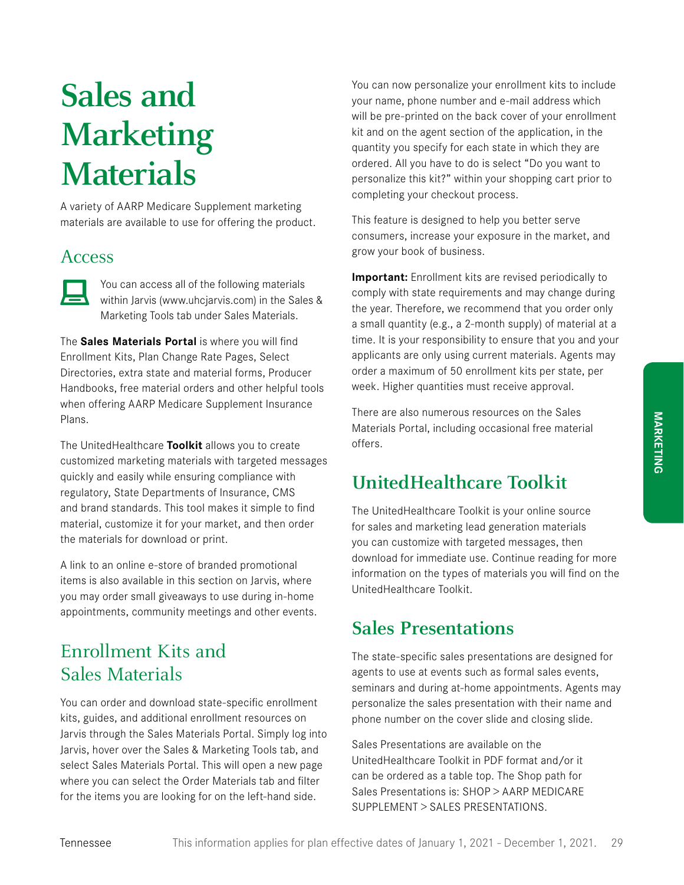# Sales and Marketing Materials

A variety of AARP Medicare Supplement marketing materials are available to use for offering the product.

## Access

You can access all of the following materials within Jarvis (www.uhcjarvis.com) in the Sales & Marketing Tools tab under Sales Materials.

The **Sales Materials Portal** is where you will find Enrollment Kits, Plan Change Rate Pages, Select Directories, extra state and material forms, Producer Handbooks, free material orders and other helpful tools when offering AARP Medicare Supplement Insurance Plans.

The UnitedHealthcare **Toolkit** allows you to create customized marketing materials with targeted messages quickly and easily while ensuring compliance with regulatory, State Departments of Insurance, CMS and brand standards. This tool makes it simple to find material, customize it for your market, and then order the materials for download or print.

A link to an online e-store of branded promotional items is also available in this section on Jarvis, where you may order small giveaways to use during in-home appointments, community meetings and other events.

## Enrollment Kits and Sales Materials

You can order and download state-specific enrollment kits, guides, and additional enrollment resources on Jarvis through the Sales Materials Portal. Simply log into Jarvis, hover over the Sales & Marketing Tools tab, and select Sales Materials Portal. This will open a new page where you can select the Order Materials tab and filter for the items you are looking for on the left-hand side.

You can now personalize your enrollment kits to include your name, phone number and e-mail address which will be pre-printed on the back cover of your enrollment kit and on the agent section of the application, in the quantity you specify for each state in which they are ordered. All you have to do is select "Do you want to personalize this kit?" within your shopping cart prior to completing your checkout process.

This feature is designed to help you better serve consumers, increase your exposure in the market, and grow your book of business.

**Important:** Enrollment kits are revised periodically to comply with state requirements and may change during the year. Therefore, we recommend that you order only a small quantity (e.g., a 2-month supply) of material at a time. It is your responsibility to ensure that you and your applicants are only using current materials. Agents may order a maximum of 50 enrollment kits per state, per week. Higher quantities must receive approval.

There are also numerous resources on the Sales Materials Portal, including occasional free material offers.

## UnitedHealthcare Toolkit

The UnitedHealthcare Toolkit is your online source for sales and marketing lead generation materials you can customize with targeted messages, then download for immediate use. Continue reading for more information on the types of materials you will find on the UnitedHealthcare Toolkit.

## Sales Presentations

The state-specific sales presentations are designed for agents to use at events such as formal sales events, seminars and during at-home appointments. Agents may personalize the sales presentation with their name and phone number on the cover slide and closing slide.

Sales Presentations are available on the UnitedHealthcare Toolkit in PDF format and/or it can be ordered as a table top. The Shop path for Sales Presentations is: SHOP > AARP MEDICARE SUPPLEMENT > SALES PRESENTATIONS.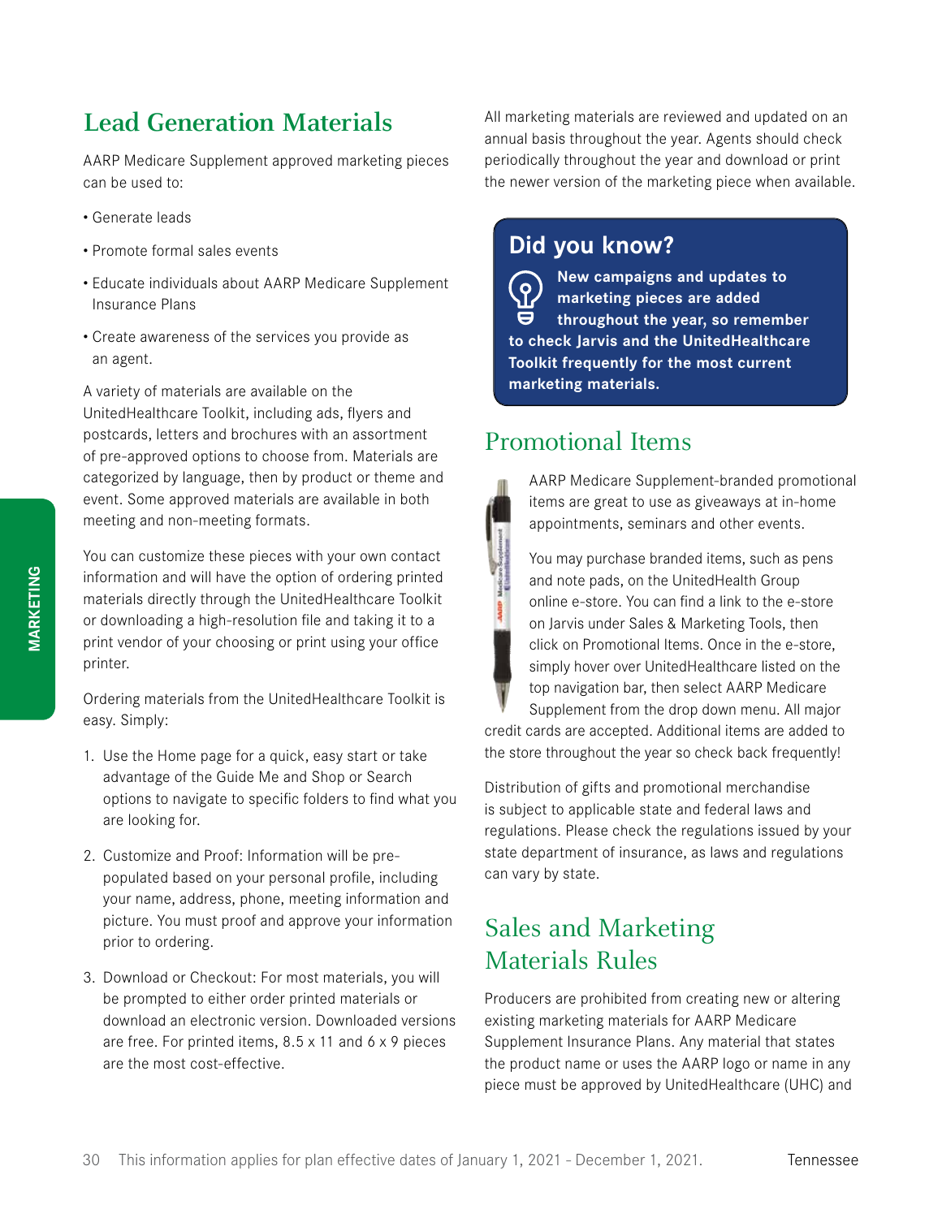## Lead Generation Materials

AARP Medicare Supplement approved marketing pieces can be used to:

- Generate leads
- Promote formal sales events
- Educate individuals about AARP Medicare Supplement Insurance Plans
- Create awareness of the services you provide as an agent.

A variety of materials are available on the UnitedHealthcare Toolkit, including ads, flyers and postcards, letters and brochures with an assortment of pre-approved options to choose from. Materials are categorized by language, then by product or theme and event. Some approved materials are available in both meeting and non-meeting formats.

You can customize these pieces with your own contact information and will have the option of ordering printed materials directly through the UnitedHealthcare Toolkit or downloading a high-resolution file and taking it to a print vendor of your choosing or print using your office printer.

Ordering materials from the UnitedHealthcare Toolkit is easy. Simply:

1. Use the Home page for a quick, easy start or take advantage of the Guide Me and Shop or Search options to navigate to specific folders to find what you are looking for.
2. Customize and Proof: Information will be pre-populated based on your personal profile, including your name, address, phone, meeting information and picture. You must proof and approve your information prior to ordering.
3. Download or Checkout: For most materials, you will be prompted to either order printed materials or download an electronic version. Downloaded versions are free. For printed items, 8.5 x 11 and 6 x 9 pieces are the most cost-effective.

All marketing materials are reviewed and updated on an annual basis throughout the year. Agents should check periodically throughout the year and download or print the newer version of the marketing piece when available.

### Did you know?

**New campaigns and updates to marketing pieces are added throughout the year, so remember to check Jarvis and the UnitedHealthcare Toolkit frequently for the most current marketing materials.**

## Promotional Items

AARP Medicare Supplement-branded promotional items are great to use as giveaways at in-home appointments, seminars and other events.

You may purchase branded items, such as pens and note pads, on the UnitedHealth Group online e-store. You can find a link to the e-store on Jarvis under Sales & Marketing Tools, then click on Promotional Items. Once in the e-store, simply hover over UnitedHealthcare listed on the top navigation bar, then select AARP Medicare Supplement from the drop down menu. All major credit cards are accepted. Additional items are added to the store throughout the year so check back frequently!

Distribution of gifts and promotional merchandise is subject to applicable state and federal laws and regulations. Please check the regulations issued by your state department of insurance, as laws and regulations can vary by state.

## Sales and Marketing Materials Rules

Producers are prohibited from creating new or altering existing marketing materials for AARP Medicare Supplement Insurance Plans. Any material that states the product name or uses the AARP logo or name in any piece must be approved by UnitedHealthcare (UHC) and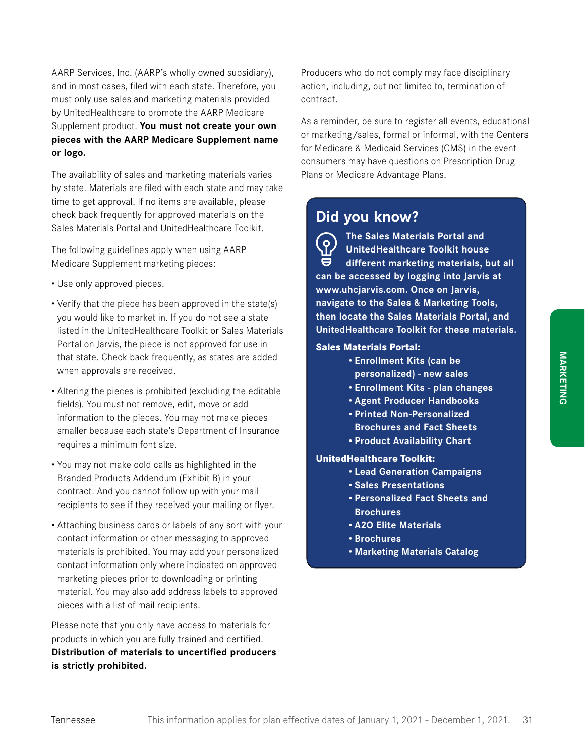AARP Services, Inc. (AARP's wholly owned subsidiary), and in most cases, filed with each state. Therefore, you must only use sales and marketing materials provided by UnitedHealthcare to promote the AARP Medicare Supplement product. **You must not create your own pieces with the AARP Medicare Supplement name or logo.**

The availability of sales and marketing materials varies by state. Materials are filed with each state and may take time to get approval. If no items are available, please check back frequently for approved materials on the Sales Materials Portal and UnitedHealthcare Toolkit.

The following guidelines apply when using AARP Medicare Supplement marketing pieces:

- Use only approved pieces.
- Verify that the piece has been approved in the state(s) you would like to market in. If you do not see a state listed in the UnitedHealthcare Toolkit or Sales Materials Portal on Jarvis, the piece is not approved for use in that state. Check back frequently, as states are added when approvals are received.
- Altering the pieces is prohibited (excluding the editable fields). You must not remove, edit, move or add information to the pieces. You may not make pieces smaller because each state's Department of Insurance requires a minimum font size.
- You may not make cold calls as highlighted in the Branded Products Addendum (Exhibit B) in your contract. And you cannot follow up with your mail recipients to see if they received your mailing or flyer.
- Attaching business cards or labels of any sort with your contact information or other messaging to approved materials is prohibited. You may add your personalized contact information only where indicated on approved marketing pieces prior to downloading or printing material. You may also add address labels to approved pieces with a list of mail recipients.

Please note that you only have access to materials for products in which you are fully trained and certified. **Distribution of materials to uncertified producers is strictly prohibited.**

Producers who do not comply may face disciplinary action, including, but not limited to, termination of contract.

As a reminder, be sure to register all events, educational or marketing/sales, formal or informal, with the Centers for Medicare & Medicaid Services (CMS) in the event consumers may have questions on Prescription Drug Plans or Medicare Advantage Plans.

## Did you know?

**The Sales Materials Portal and UnitedHealthcare Toolkit house different marketing materials, but all can be accessed by logging into Jarvis at www.uhcjarvis.com. Once on Jarvis, navigate to the Sales & Marketing Tools, then locate the Sales Materials Portal, and UnitedHealthcare Toolkit for these materials.**

**Sales Materials Portal:**

- **Enrollment Kits (can be personalized) - new sales**
- **Enrollment Kits - plan changes**
- **Agent Producer Handbooks**
- **Printed Non-Personalized Brochures and Fact Sheets**
- **Product Availability Chart**

**UnitedHealthcare Toolkit:**

- **Lead Generation Campaigns**
- **Sales Presentations**
- **Personalized Fact Sheets and Brochures**
- **A2O Elite Materials**
- **Brochures**
- **Marketing Materials Catalog**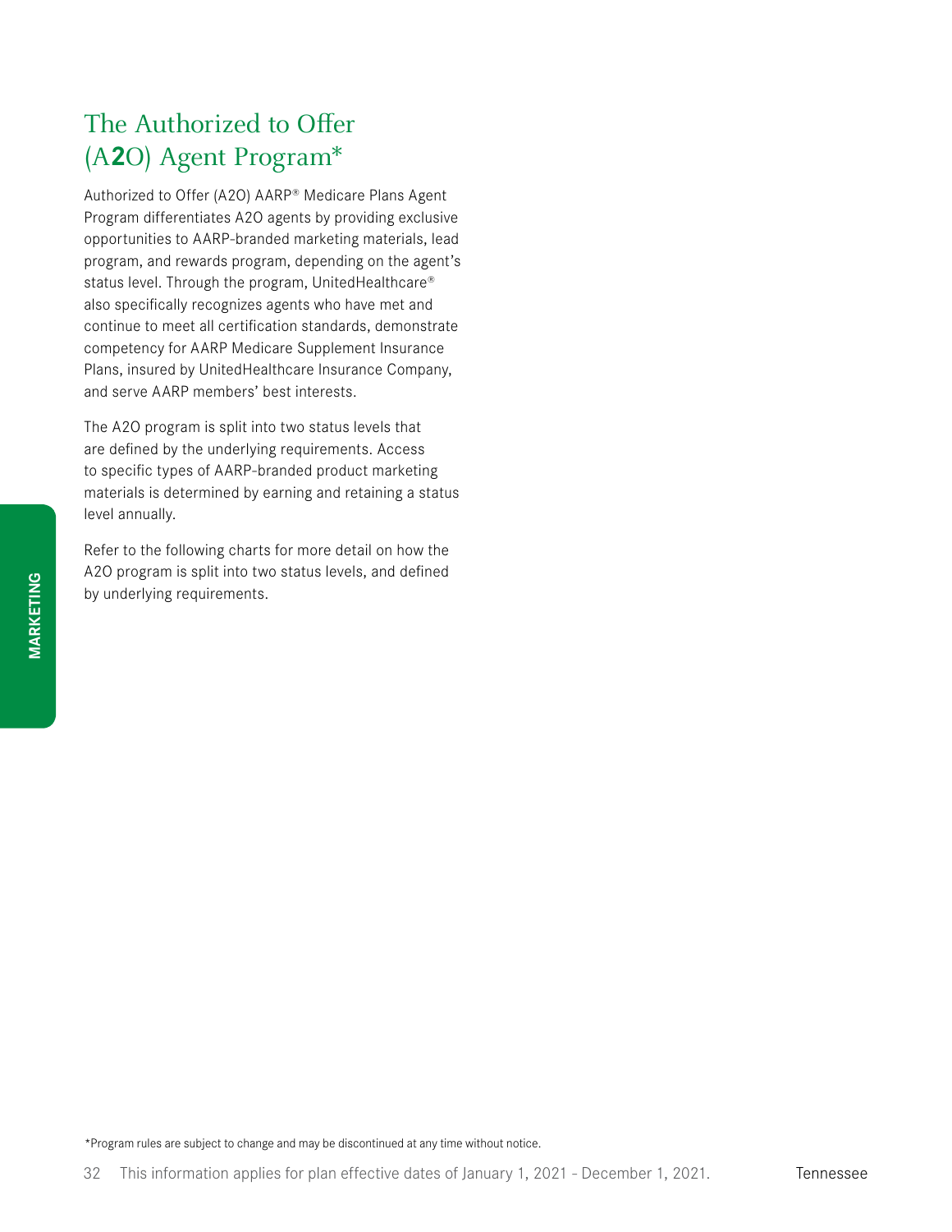# The Authorized to Offer (A**2**O) Agent Program*

Authorized to Offer (A2O) AARP® Medicare Plans Agent Program differentiates A2O agents by providing exclusive opportunities to AARP-branded marketing materials, lead program, and rewards program, depending on the agent's status level. Through the program, UnitedHealthcare® also specifically recognizes agents who have met and continue to meet all certification standards, demonstrate competency for AARP Medicare Supplement Insurance Plans, insured by UnitedHealthcare Insurance Company, and serve AARP members' best interests.

The A2O program is split into two status levels that are defined by the underlying requirements. Access to specific types of AARP-branded product marketing materials is determined by earning and retaining a status level annually.

Refer to the following charts for more detail on how the A2O program is split into two status levels, and defined by underlying requirements.

*Program rules are subject to change and may be discontinued at any time without notice.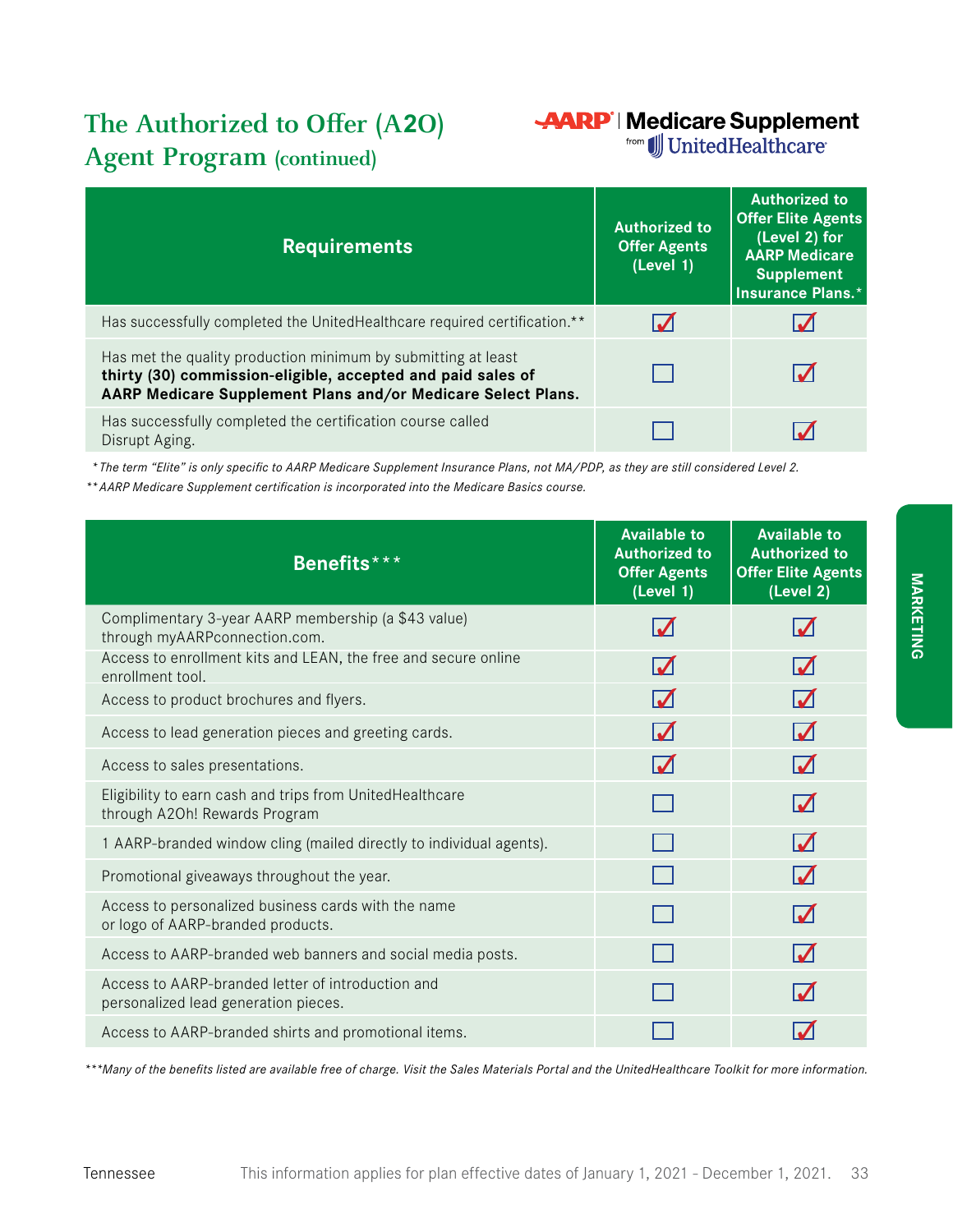# The Authorized to Offer (A2O) Agent Program (continued)

AARP | Medicare Supplement from UnitedHealthcare

| Requirements | Authorized to Offer Agents (Level 1) | Authorized to Offer Elite Agents (Level 2) for AARP Medicare Supplement Insurance Plans.* |
|---|---|---|
| Has successfully completed the UnitedHealthcare required certification.** | ☑ | ☑ |
| Has met the quality production minimum by submitting at least **thirty (30) commission-eligible, accepted and paid sales of AARP Medicare Supplement Plans and/or Medicare Select Plans.** | ☐ | ☑ |
| Has successfully completed the certification course called Disrupt Aging. | ☐ | ☑ |

*\* The term "Elite" is only specific to AARP Medicare Supplement Insurance Plans, not MA/PDP, as they are still considered Level 2.*

*\*\* AARP Medicare Supplement certification is incorporated into the Medicare Basics course.*

| Benefits*** | Available to Authorized to Offer Agents (Level 1) | Available to Authorized to Offer Elite Agents (Level 2) |
|---|---|---|
| Complimentary 3-year AARP membership (a $43 value) through myAARPconnection.com. | ☑ | ☑ |
| Access to enrollment kits and LEAN, the free and secure online enrollment tool. | ☑ | ☑ |
| Access to product brochures and flyers. | ☑ | ☑ |
| Access to lead generation pieces and greeting cards. | ☑ | ☑ |
| Access to sales presentations. | ☑ | ☑ |
| Eligibility to earn cash and trips from UnitedHealthcare through A2Oh! Rewards Program | ☐ | ☑ |
| 1 AARP-branded window cling (mailed directly to individual agents). | ☐ | ☑ |
| Promotional giveaways throughout the year. | ☐ | ☑ |
| Access to personalized business cards with the name or logo of AARP-branded products. | ☐ | ☑ |
| Access to AARP-branded web banners and social media posts. | ☐ | ☑ |
| Access to AARP-branded letter of introduction and personalized lead generation pieces. | ☐ | ☑ |
| Access to AARP-branded shirts and promotional items. | ☐ | ☑ |

*\*\*\*Many of the benefits listed are available free of charge. Visit the Sales Materials Portal and the UnitedHealthcare Toolkit for more information.*

Tennessee — This information applies for plan effective dates of January 1, 2021 - December 1, 2021.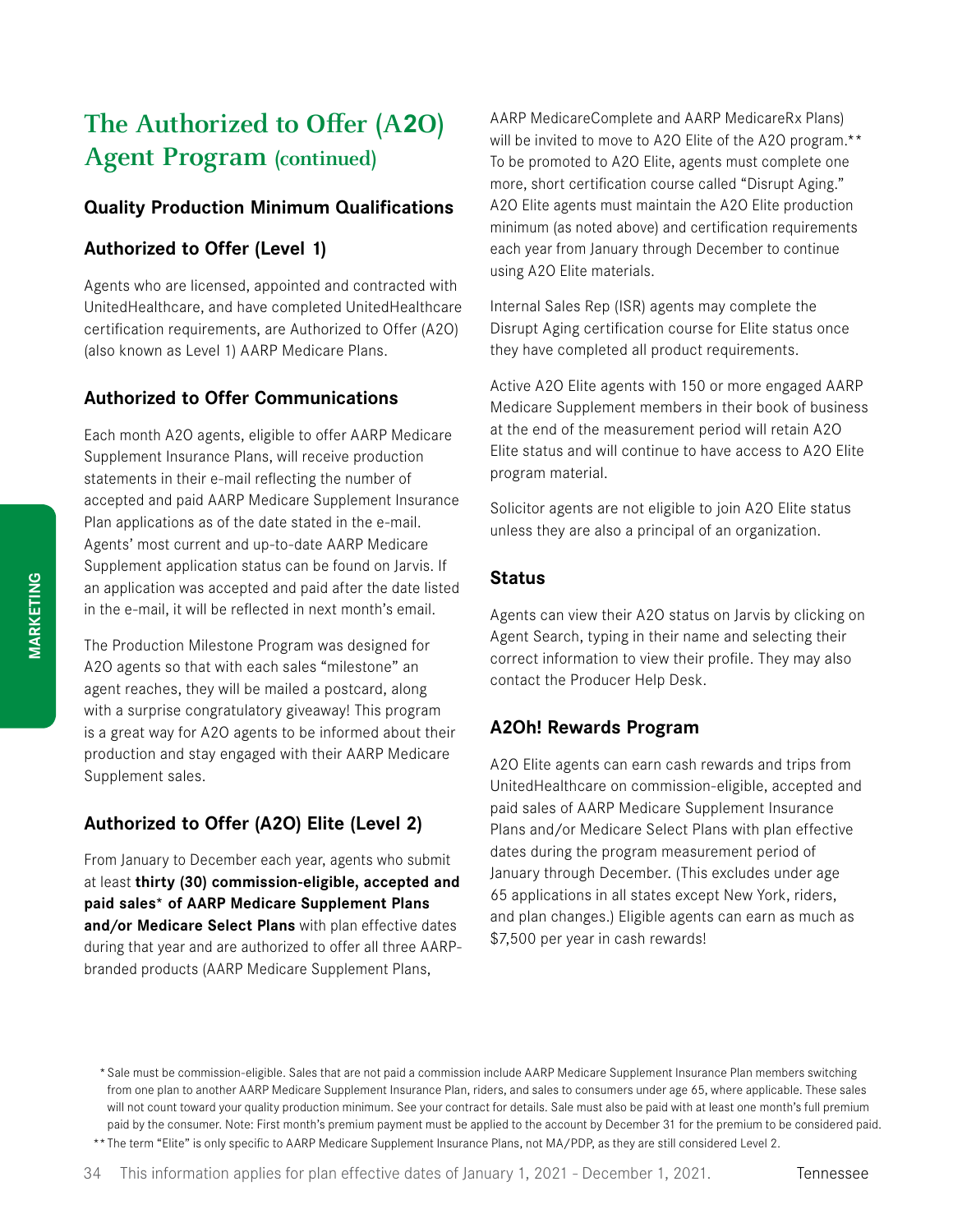# The Authorized to Offer (A2O) Agent Program (continued)

### Quality Production Minimum Qualifications

### Authorized to Offer (Level 1)

Agents who are licensed, appointed and contracted with UnitedHealthcare, and have completed UnitedHealthcare certification requirements, are Authorized to Offer (A2O) (also known as Level 1) AARP Medicare Plans.

### Authorized to Offer Communications

Each month A2O agents, eligible to offer AARP Medicare Supplement Insurance Plans, will receive production statements in their e-mail reflecting the number of accepted and paid AARP Medicare Supplement Insurance Plan applications as of the date stated in the e-mail. Agents' most current and up-to-date AARP Medicare Supplement application status can be found on Jarvis. If an application was accepted and paid after the date listed in the e-mail, it will be reflected in next month's email.

The Production Milestone Program was designed for A2O agents so that with each sales "milestone" an agent reaches, they will be mailed a postcard, along with a surprise congratulatory giveaway! This program is a great way for A2O agents to be informed about their production and stay engaged with their AARP Medicare Supplement sales.

### Authorized to Offer (A2O) Elite (Level 2)

From January to December each year, agents who submit at least **thirty (30) commission-eligible, accepted and paid sales* of AARP Medicare Supplement Plans and/or Medicare Select Plans** with plan effective dates during that year and are authorized to offer all three AARP-branded products (AARP Medicare Supplement Plans, AARP MedicareComplete and AARP MedicareRx Plans) will be invited to move to A2O Elite of the A2O program.** To be promoted to A2O Elite, agents must complete one more, short certification course called "Disrupt Aging." A2O Elite agents must maintain the A2O Elite production minimum (as noted above) and certification requirements each year from January through December to continue using A2O Elite materials.

Internal Sales Rep (ISR) agents may complete the Disrupt Aging certification course for Elite status once they have completed all product requirements.

Active A2O Elite agents with 150 or more engaged AARP Medicare Supplement members in their book of business at the end of the measurement period will retain A2O Elite status and will continue to have access to A2O Elite program material.

Solicitor agents are not eligible to join A2O Elite status unless they are also a principal of an organization.

### Status

Agents can view their A2O status on Jarvis by clicking on Agent Search, typing in their name and selecting their correct information to view their profile. They may also contact the Producer Help Desk.

### A2Oh! Rewards Program

A2O Elite agents can earn cash rewards and trips from UnitedHealthcare on commission-eligible, accepted and paid sales of AARP Medicare Supplement Insurance Plans and/or Medicare Select Plans with plan effective dates during the program measurement period of January through December. (This excludes under age 65 applications in all states except New York, riders, and plan changes.) Eligible agents can earn as much as $7,500 per year in cash rewards!

\* Sale must be commission-eligible. Sales that are not paid a commission include AARP Medicare Supplement Insurance Plan members switching from one plan to another AARP Medicare Supplement Insurance Plan, riders, and sales to consumers under age 65, where applicable. These sales will not count toward your quality production minimum. See your contract for details. Sale must also be paid with at least one month's full premium paid by the consumer. Note: First month's premium payment must be applied to the account by December 31 for the premium to be considered paid.

\*\* The term "Elite" is only specific to AARP Medicare Supplement Insurance Plans, not MA/PDP, as they are still considered Level 2.

This information applies for plan effective dates of January 1, 2021 - December 1, 2021.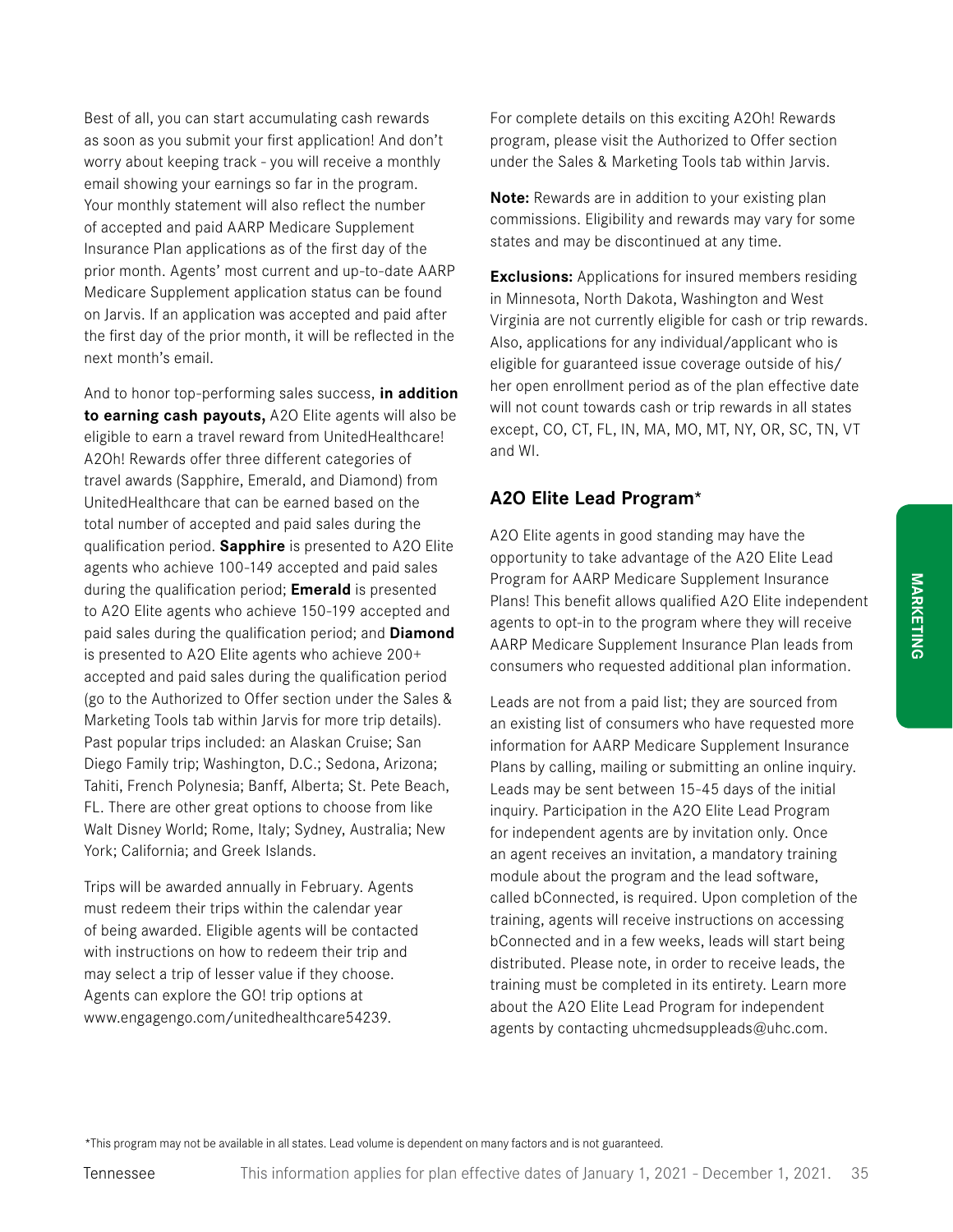Best of all, you can start accumulating cash rewards as soon as you submit your first application! And don't worry about keeping track - you will receive a monthly email showing your earnings so far in the program. Your monthly statement will also reflect the number of accepted and paid AARP Medicare Supplement Insurance Plan applications as of the first day of the prior month. Agents' most current and up-to-date AARP Medicare Supplement application status can be found on Jarvis. If an application was accepted and paid after the first day of the prior month, it will be reflected in the next month's email.

And to honor top-performing sales success, **in addition to earning cash payouts,** A2O Elite agents will also be eligible to earn a travel reward from UnitedHealthcare! A2Oh! Rewards offer three different categories of travel awards (Sapphire, Emerald, and Diamond) from UnitedHealthcare that can be earned based on the total number of accepted and paid sales during the qualification period. **Sapphire** is presented to A2O Elite agents who achieve 100-149 accepted and paid sales during the qualification period; **Emerald** is presented to A2O Elite agents who achieve 150-199 accepted and paid sales during the qualification period; and **Diamond** is presented to A2O Elite agents who achieve 200+ accepted and paid sales during the qualification period (go to the Authorized to Offer section under the Sales & Marketing Tools tab within Jarvis for more trip details). Past popular trips included: an Alaskan Cruise; San Diego Family trip; Washington, D.C.; Sedona, Arizona; Tahiti, French Polynesia; Banff, Alberta; St. Pete Beach, FL. There are other great options to choose from like Walt Disney World; Rome, Italy; Sydney, Australia; New York; California; and Greek Islands.

Trips will be awarded annually in February. Agents must redeem their trips within the calendar year of being awarded. Eligible agents will be contacted with instructions on how to redeem their trip and may select a trip of lesser value if they choose. Agents can explore the GO! trip options at www.engagengo.com/unitedhealthcare54239.

For complete details on this exciting A2Oh! Rewards program, please visit the Authorized to Offer section under the Sales & Marketing Tools tab within Jarvis.

**Note:** Rewards are in addition to your existing plan commissions. Eligibility and rewards may vary for some states and may be discontinued at any time.

**Exclusions:** Applications for insured members residing in Minnesota, North Dakota, Washington and West Virginia are not currently eligible for cash or trip rewards. Also, applications for any individual/applicant who is eligible for guaranteed issue coverage outside of his/her open enrollment period as of the plan effective date will not count towards cash or trip rewards in all states except, CO, CT, FL, IN, MA, MO, MT, NY, OR, SC, TN, VT and WI.

## A2O Elite Lead Program*

A2O Elite agents in good standing may have the opportunity to take advantage of the A2O Elite Lead Program for AARP Medicare Supplement Insurance Plans! This benefit allows qualified A2O Elite independent agents to opt-in to the program where they will receive AARP Medicare Supplement Insurance Plan leads from consumers who requested additional plan information.

Leads are not from a paid list; they are sourced from an existing list of consumers who have requested more information for AARP Medicare Supplement Insurance Plans by calling, mailing or submitting an online inquiry. Leads may be sent between 15-45 days of the initial inquiry. Participation in the A2O Elite Lead Program for independent agents are by invitation only. Once an agent receives an invitation, a mandatory training module about the program and the lead software, called bConnected, is required. Upon completion of the training, agents will receive instructions on accessing bConnected and in a few weeks, leads will start being distributed. Please note, in order to receive leads, the training must be completed in its entirety. Learn more about the A2O Elite Lead Program for independent agents by contacting uhcmedsuppleads@uhc.com.

*This program may not be available in all states. Lead volume is dependent on many factors and is not guaranteed.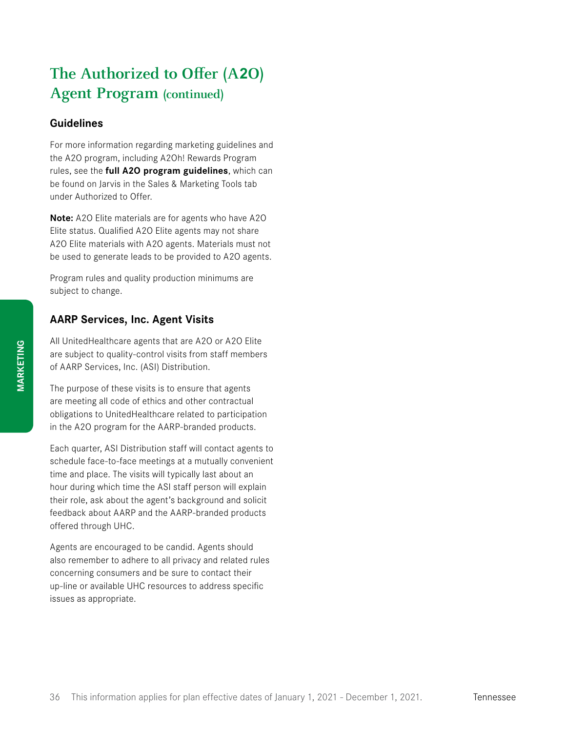# The Authorized to Offer (A2O) Agent Program (continued)

## Guidelines

For more information regarding marketing guidelines and the A2O program, including A2Oh! Rewards Program rules, see the **full A2O program guidelines**, which can be found on Jarvis in the Sales & Marketing Tools tab under Authorized to Offer.

**Note:** A2O Elite materials are for agents who have A2O Elite status. Qualified A2O Elite agents may not share A2O Elite materials with A2O agents. Materials must not be used to generate leads to be provided to A2O agents.

Program rules and quality production minimums are subject to change.

## AARP Services, Inc. Agent Visits

All UnitedHealthcare agents that are A2O or A2O Elite are subject to quality-control visits from staff members of AARP Services, Inc. (ASI) Distribution.

The purpose of these visits is to ensure that agents are meeting all code of ethics and other contractual obligations to UnitedHealthcare related to participation in the A2O program for the AARP-branded products.

Each quarter, ASI Distribution staff will contact agents to schedule face-to-face meetings at a mutually convenient time and place. The visits will typically last about an hour during which time the ASI staff person will explain their role, ask about the agent's background and solicit feedback about AARP and the AARP-branded products offered through UHC.

Agents are encouraged to be candid. Agents should also remember to adhere to all privacy and related rules concerning consumers and be sure to contact their up-line or available UHC resources to address specific issues as appropriate.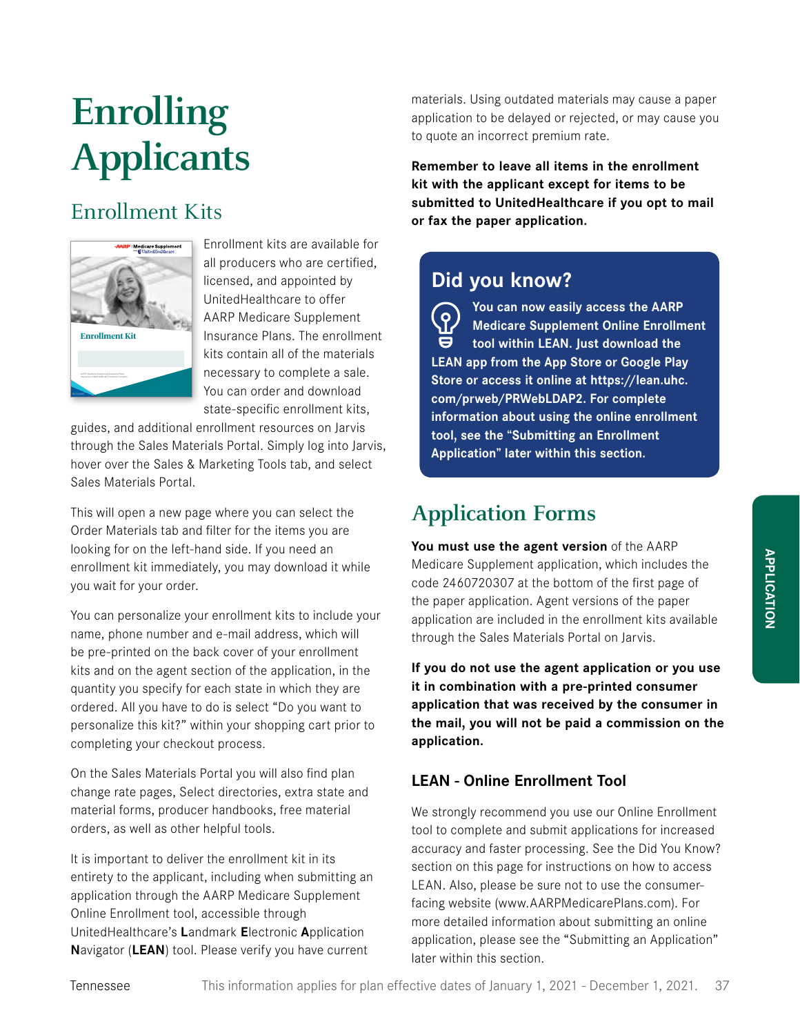# Enrolling Applicants

## Enrollment Kits

Enrollment kits are available for all producers who are certified, licensed, and appointed by UnitedHealthcare to offer AARP Medicare Supplement Insurance Plans. The enrollment kits contain all of the materials necessary to complete a sale. You can order and download state-specific enrollment kits, guides, and additional enrollment resources on Jarvis through the Sales Materials Portal. Simply log into Jarvis, hover over the Sales & Marketing Tools tab, and select Sales Materials Portal.

This will open a new page where you can select the Order Materials tab and filter for the items you are looking for on the left-hand side. If you need an enrollment kit immediately, you may download it while you wait for your order.

You can personalize your enrollment kits to include your name, phone number and e-mail address, which will be pre-printed on the back cover of your enrollment kits and on the agent section of the application, in the quantity you specify for each state in which they are ordered. All you have to do is select "Do you want to personalize this kit?" within your shopping cart prior to completing your checkout process.

On the Sales Materials Portal you will also find plan change rate pages, Select directories, extra state and material forms, producer handbooks, free material orders, as well as other helpful tools.

It is important to deliver the enrollment kit in its entirety to the applicant, including when submitting an application through the AARP Medicare Supplement Online Enrollment tool, accessible through UnitedHealthcare's **L**andmark **E**lectronic **A**pplication **N**avigator (**LEAN**) tool. Please verify you have current materials. Using outdated materials may cause a paper application to be delayed or rejected, or may cause you to quote an incorrect premium rate.

**Remember to leave all items in the enrollment kit with the applicant except for items to be submitted to UnitedHealthcare if you opt to mail or fax the paper application.**

> **Did you know?**
>
> **You can now easily access the AARP Medicare Supplement Online Enrollment tool within LEAN. Just download the LEAN app from the App Store or Google Play Store or access it online at https://lean.uhc.com/prweb/PRWebLDAP2. For complete information about using the online enrollment tool, see the "Submitting an Enrollment Application" later within this section.**

## Application Forms

**You must use the agent version** of the AARP Medicare Supplement application, which includes the code 2460720307 at the bottom of the first page of the paper application. Agent versions of the paper application are included in the enrollment kits available through the Sales Materials Portal on Jarvis.

**If you do not use the agent application or you use it in combination with a pre-printed consumer application that was received by the consumer in the mail, you will not be paid a commission on the application.**

### LEAN - Online Enrollment Tool

We strongly recommend you use our Online Enrollment tool to complete and submit applications for increased accuracy and faster processing. See the Did You Know? section on this page for instructions on how to access LEAN. Also, please be sure not to use the consumer-facing website (www.AARPMedicarePlans.com). For more detailed information about submitting an online application, please see the "Submitting an Application" later within this section.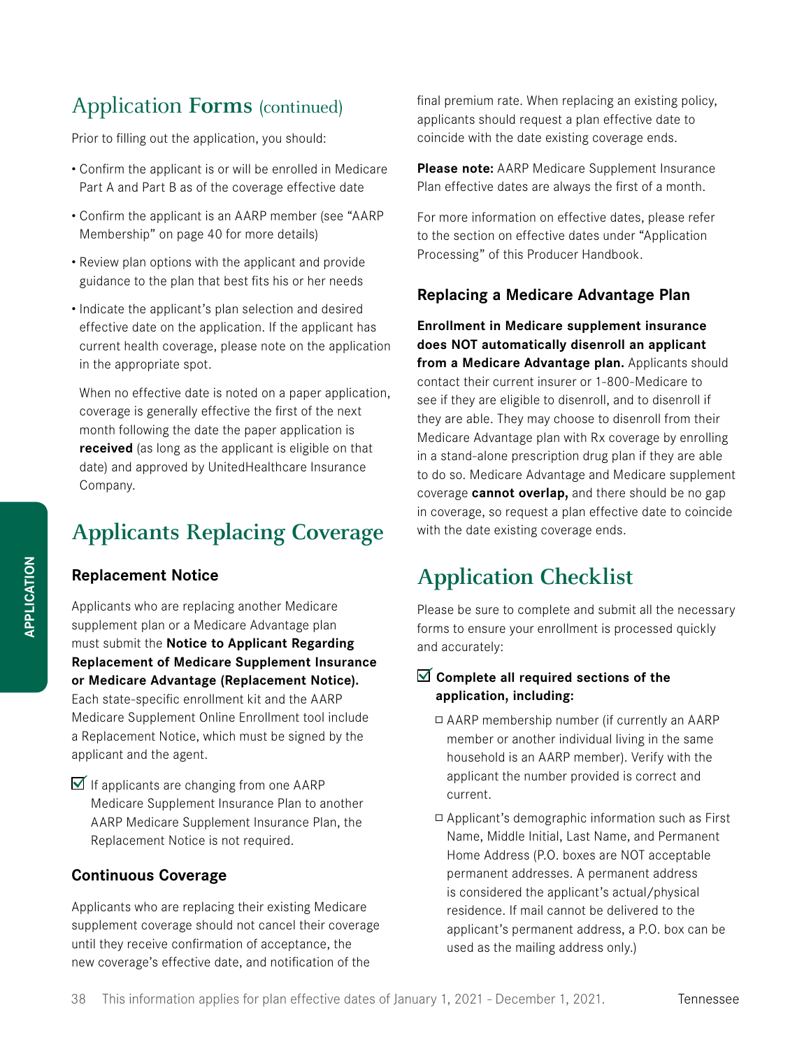## Application Forms (continued)

Prior to filling out the application, you should:

- Confirm the applicant is or will be enrolled in Medicare Part A and Part B as of the coverage effective date
- Confirm the applicant is an AARP member (see "AARP Membership" on page 40 for more details)
- Review plan options with the applicant and provide guidance to the plan that best fits his or her needs
- Indicate the applicant's plan selection and desired effective date on the application. If the applicant has current health coverage, please note on the application in the appropriate spot.

  When no effective date is noted on a paper application, coverage is generally effective the first of the next month following the date the paper application is **received** (as long as the applicant is eligible on that date) and approved by UnitedHealthcare Insurance Company.

## Applicants Replacing Coverage

### Replacement Notice

Applicants who are replacing another Medicare supplement plan or a Medicare Advantage plan must submit the **Notice to Applicant Regarding Replacement of Medicare Supplement Insurance or Medicare Advantage (Replacement Notice).** Each state-specific enrollment kit and the AARP Medicare Supplement Online Enrollment tool include a Replacement Notice, which must be signed by the applicant and the agent.

☑ If applicants are changing from one AARP Medicare Supplement Insurance Plan to another AARP Medicare Supplement Insurance Plan, the Replacement Notice is not required.

### Continuous Coverage

Applicants who are replacing their existing Medicare supplement coverage should not cancel their coverage until they receive confirmation of acceptance, the new coverage's effective date, and notification of the final premium rate. When replacing an existing policy, applicants should request a plan effective date to coincide with the date existing coverage ends.

**Please note:** AARP Medicare Supplement Insurance Plan effective dates are always the first of a month.

For more information on effective dates, please refer to the section on effective dates under "Application Processing" of this Producer Handbook.

### Replacing a Medicare Advantage Plan

**Enrollment in Medicare supplement insurance does NOT automatically disenroll an applicant from a Medicare Advantage plan.** Applicants should contact their current insurer or 1-800-Medicare to see if they are eligible to disenroll, and to disenroll if they are able. They may choose to disenroll from their Medicare Advantage plan with Rx coverage by enrolling in a stand-alone prescription drug plan if they are able to do so. Medicare Advantage and Medicare supplement coverage **cannot overlap,** and there should be no gap in coverage, so request a plan effective date to coincide with the date existing coverage ends.

## Application Checklist

Please be sure to complete and submit all the necessary forms to ensure your enrollment is processed quickly and accurately:

☑ **Complete all required sections of the application, including:**

- ☐ AARP membership number (if currently an AARP member or another individual living in the same household is an AARP member). Verify with the applicant the number provided is correct and current.
- ☐ Applicant's demographic information such as First Name, Middle Initial, Last Name, and Permanent Home Address (P.O. boxes are NOT acceptable permanent addresses. A permanent address is considered the applicant's actual/physical residence. If mail cannot be delivered to the applicant's permanent address, a P.O. box can be used as the mailing address only.)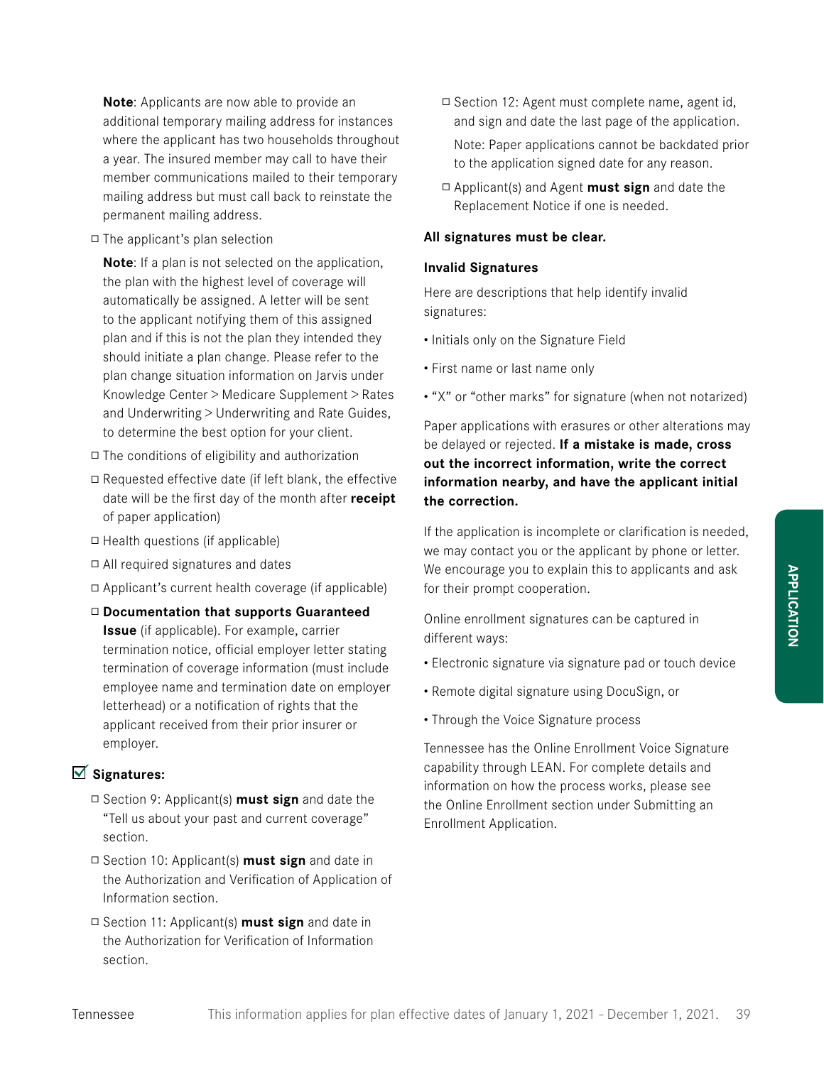**Note**: Applicants are now able to provide an additional temporary mailing address for instances where the applicant has two households throughout a year. The insured member may call to have their member communications mailed to their temporary mailing address but must call back to reinstate the permanent mailing address.

- ☐ The applicant's plan selection

  **Note**: If a plan is not selected on the application, the plan with the highest level of coverage will automatically be assigned. A letter will be sent to the applicant notifying them of this assigned plan and if this is not the plan they intended they should initiate a plan change. Please refer to the plan change situation information on Jarvis under Knowledge Center > Medicare Supplement > Rates and Underwriting > Underwriting and Rate Guides, to determine the best option for your client.

- ☐ The conditions of eligibility and authorization
- ☐ Requested effective date (if left blank, the effective date will be the first day of the month after **receipt** of paper application)
- ☐ Health questions (if applicable)
- ☐ All required signatures and dates
- ☐ Applicant's current health coverage (if applicable)
- ☐ **Documentation that supports Guaranteed Issue** (if applicable). For example, carrier termination notice, official employer letter stating termination of coverage information (must include employee name and termination date on employer letterhead) or a notification of rights that the applicant received from their prior insurer or employer.

### ☑ Signatures:

- ☐ Section 9: Applicant(s) **must sign** and date the "Tell us about your past and current coverage" section.
- ☐ Section 10: Applicant(s) **must sign** and date in the Authorization and Verification of Application of Information section.
- ☐ Section 11: Applicant(s) **must sign** and date in the Authorization for Verification of Information section.
- ☐ Section 12: Agent must complete name, agent id, and sign and date the last page of the application.

  Note: Paper applications cannot be backdated prior to the application signed date for any reason.

- ☐ Applicant(s) and Agent **must sign** and date the Replacement Notice if one is needed.

**All signatures must be clear.**

**Invalid Signatures**

Here are descriptions that help identify invalid signatures:

- Initials only on the Signature Field
- First name or last name only
- "X" or "other marks" for signature (when not notarized)

Paper applications with erasures or other alterations may be delayed or rejected. **If a mistake is made, cross out the incorrect information, write the correct information nearby, and have the applicant initial the correction.**

If the application is incomplete or clarification is needed, we may contact you or the applicant by phone or letter. We encourage you to explain this to applicants and ask for their prompt cooperation.

Online enrollment signatures can be captured in different ways:

- Electronic signature via signature pad or touch device
- Remote digital signature using DocuSign, or
- Through the Voice Signature process

Tennessee has the Online Enrollment Voice Signature capability through LEAN. For complete details and information on how the process works, please see the Online Enrollment section under Submitting an Enrollment Application.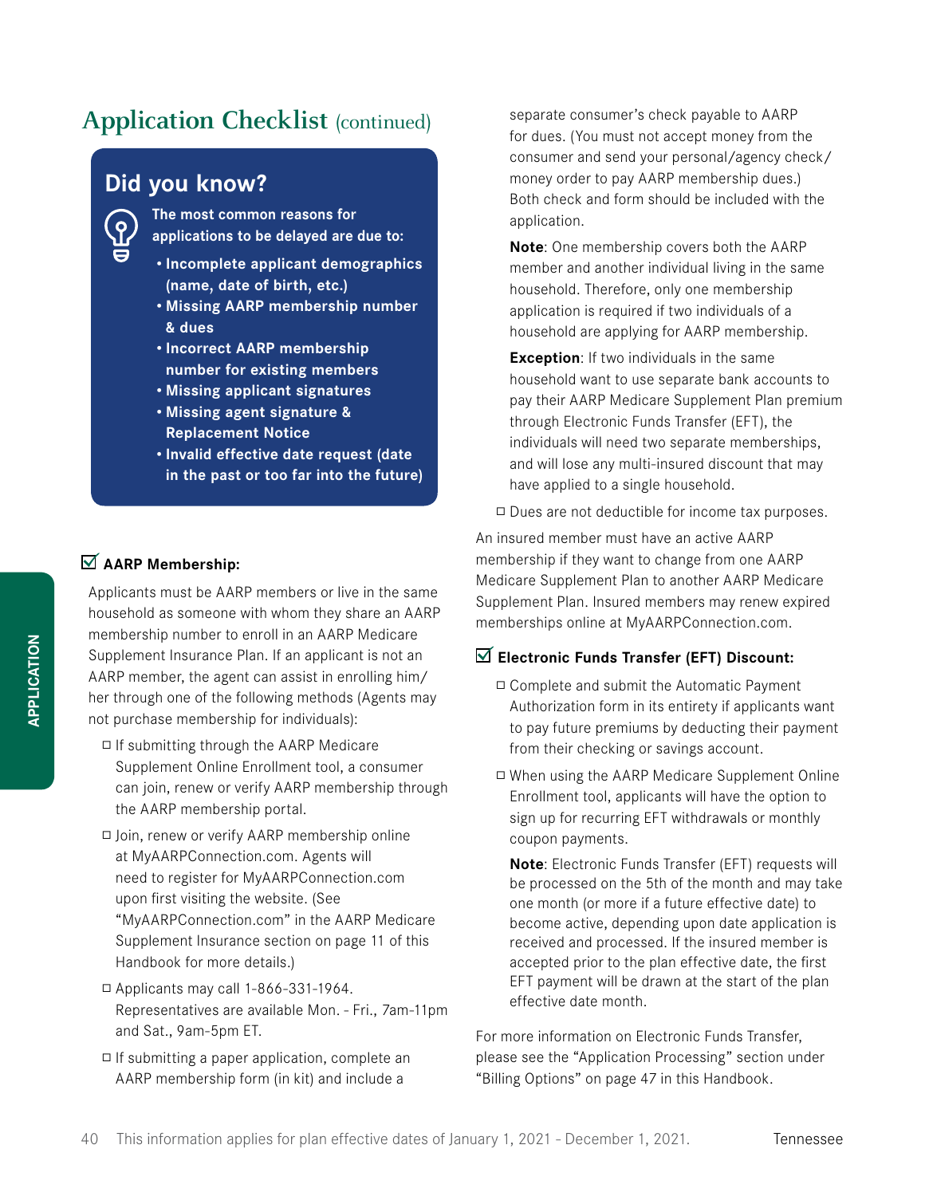# Application Checklist (continued)

## Did you know?

**The most common reasons for applications to be delayed are due to:**

- **Incomplete applicant demographics (name, date of birth, etc.)**
- **Missing AARP membership number & dues**
- **Incorrect AARP membership number for existing members**
- **Missing applicant signatures**
- **Missing agent signature & Replacement Notice**
- **Invalid effective date request (date in the past or too far into the future)**

### ☑ AARP Membership:

Applicants must be AARP members or live in the same household as someone with whom they share an AARP membership number to enroll in an AARP Medicare Supplement Insurance Plan. If an applicant is not an AARP member, the agent can assist in enrolling him/her through one of the following methods (Agents may not purchase membership for individuals):

- ☐ If submitting through the AARP Medicare Supplement Online Enrollment tool, a consumer can join, renew or verify AARP membership through the AARP membership portal.
- ☐ Join, renew or verify AARP membership online at MyAARPConnection.com. Agents will need to register for MyAARPConnection.com upon first visiting the website. (See "MyAARPConnection.com" in the AARP Medicare Supplement Insurance section on page 11 of this Handbook for more details.)
- ☐ Applicants may call 1-866-331-1964. Representatives are available Mon. - Fri., 7am-11pm and Sat., 9am-5pm ET.
- ☐ If submitting a paper application, complete an AARP membership form (in kit) and include a separate consumer's check payable to AARP for dues. (You must not accept money from the consumer and send your personal/agency check/money order to pay AARP membership dues.) Both check and form should be included with the application.

  **Note**: One membership covers both the AARP member and another individual living in the same household. Therefore, only one membership application is required if two individuals of a household are applying for AARP membership.

  **Exception**: If two individuals in the same household want to use separate bank accounts to pay their AARP Medicare Supplement Plan premium through Electronic Funds Transfer (EFT), the individuals will need two separate memberships, and will lose any multi-insured discount that may have applied to a single household.
- ☐ Dues are not deductible for income tax purposes.

An insured member must have an active AARP membership if they want to change from one AARP Medicare Supplement Plan to another AARP Medicare Supplement Plan. Insured members may renew expired memberships online at MyAARPConnection.com.

### ☑ Electronic Funds Transfer (EFT) Discount:

- ☐ Complete and submit the Automatic Payment Authorization form in its entirety if applicants want to pay future premiums by deducting their payment from their checking or savings account.
- ☐ When using the AARP Medicare Supplement Online Enrollment tool, applicants will have the option to sign up for recurring EFT withdrawals or monthly coupon payments.

  **Note**: Electronic Funds Transfer (EFT) requests will be processed on the 5th of the month and may take one month (or more if a future effective date) to become active, depending upon date application is received and processed. If the insured member is accepted prior to the plan effective date, the first EFT payment will be drawn at the start of the plan effective date month.

For more information on Electronic Funds Transfer, please see the "Application Processing" section under "Billing Options" on page 47 in this Handbook.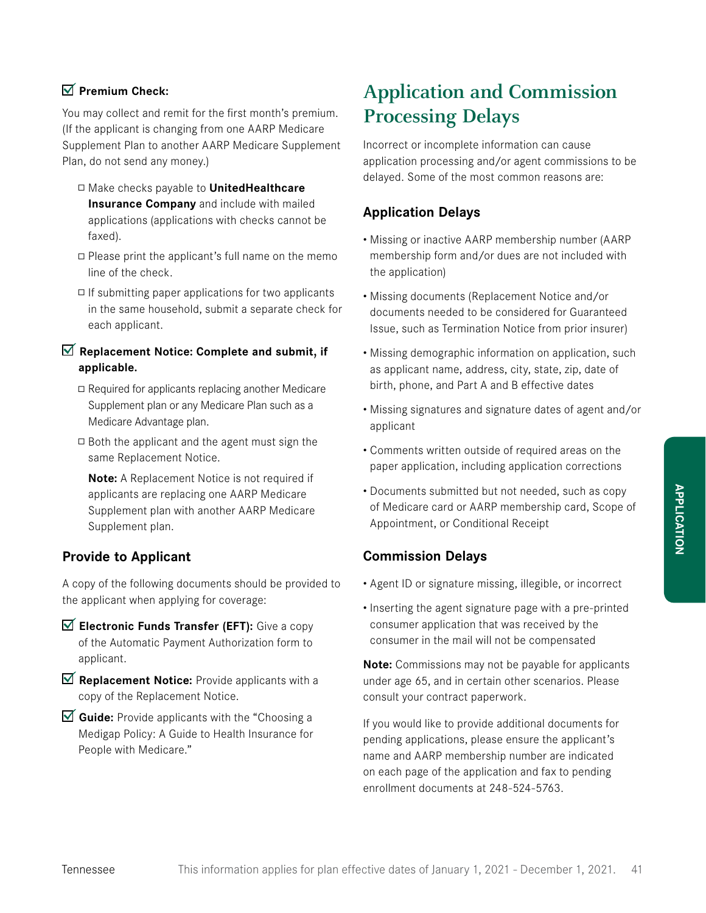☑ **Premium Check:**

You may collect and remit for the first month's premium. (If the applicant is changing from one AARP Medicare Supplement Plan to another AARP Medicare Supplement Plan, do not send any money.)

- ☐ Make checks payable to **UnitedHealthcare Insurance Company** and include with mailed applications (applications with checks cannot be faxed).
- ☐ Please print the applicant's full name on the memo line of the check.
- ☐ If submitting paper applications for two applicants in the same household, submit a separate check for each applicant.

☑ **Replacement Notice: Complete and submit, if applicable.**

- ☐ Required for applicants replacing another Medicare Supplement plan or any Medicare Plan such as a Medicare Advantage plan.
- ☐ Both the applicant and the agent must sign the same Replacement Notice.

  **Note:** A Replacement Notice is not required if applicants are replacing one AARP Medicare Supplement plan with another AARP Medicare Supplement plan.

### Provide to Applicant

A copy of the following documents should be provided to the applicant when applying for coverage:

☑ **Electronic Funds Transfer (EFT):** Give a copy of the Automatic Payment Authorization form to applicant.

☑ **Replacement Notice:** Provide applicants with a copy of the Replacement Notice.

☑ **Guide:** Provide applicants with the "Choosing a Medigap Policy: A Guide to Health Insurance for People with Medicare."

## Application and Commission Processing Delays

Incorrect or incomplete information can cause application processing and/or agent commissions to be delayed. Some of the most common reasons are:

### Application Delays

- Missing or inactive AARP membership number (AARP membership form and/or dues are not included with the application)
- Missing documents (Replacement Notice and/or documents needed to be considered for Guaranteed Issue, such as Termination Notice from prior insurer)
- Missing demographic information on application, such as applicant name, address, city, state, zip, date of birth, phone, and Part A and B effective dates
- Missing signatures and signature dates of agent and/or applicant
- Comments written outside of required areas on the paper application, including application corrections
- Documents submitted but not needed, such as copy of Medicare card or AARP membership card, Scope of Appointment, or Conditional Receipt

### Commission Delays

- Agent ID or signature missing, illegible, or incorrect
- Inserting the agent signature page with a pre-printed consumer application that was received by the consumer in the mail will not be compensated

**Note:** Commissions may not be payable for applicants under age 65, and in certain other scenarios. Please consult your contract paperwork.

If you would like to provide additional documents for pending applications, please ensure the applicant's name and AARP membership number are indicated on each page of the application and fax to pending enrollment documents at 248-524-5763.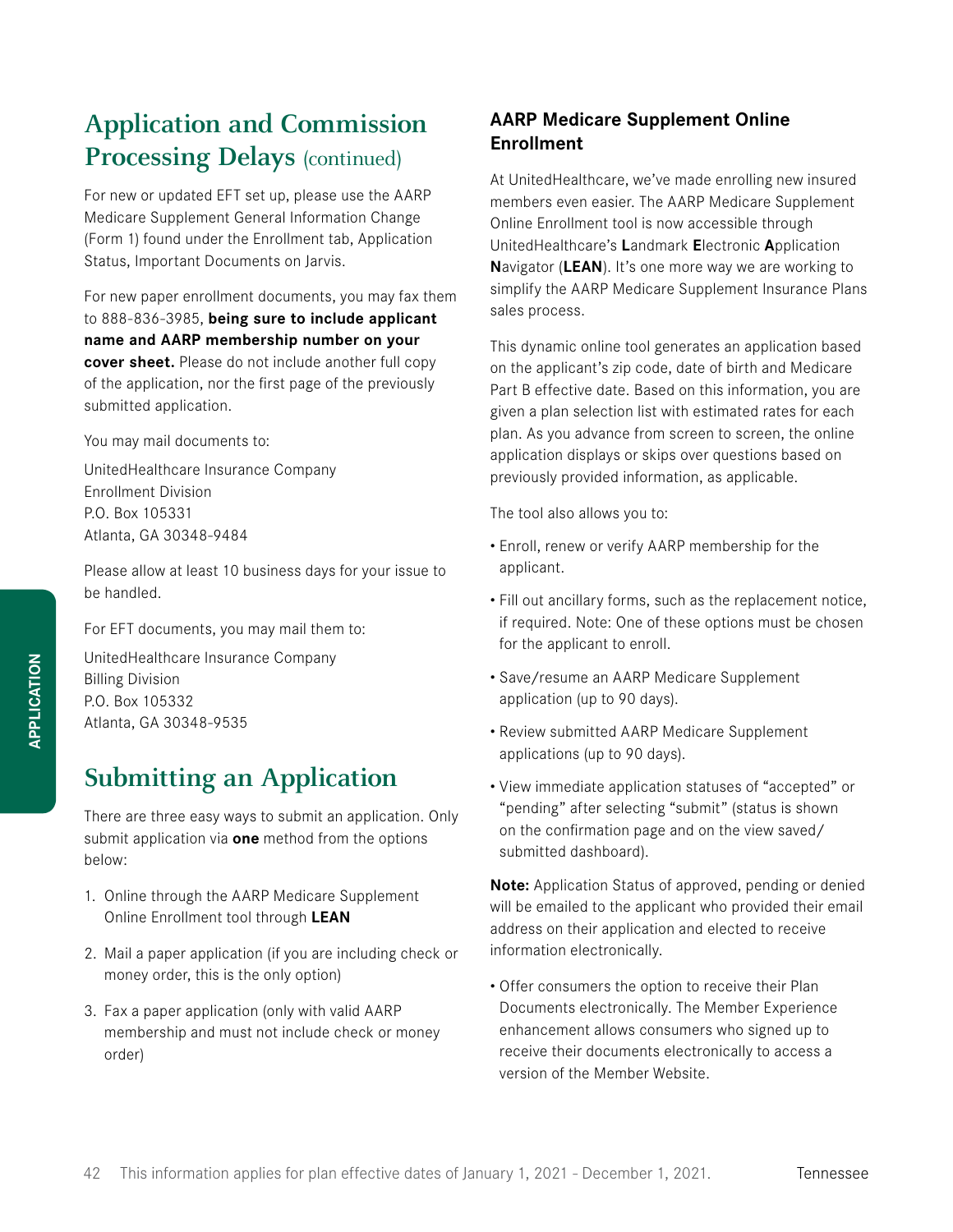## Application and Commission Processing Delays (continued)

For new or updated EFT set up, please use the AARP Medicare Supplement General Information Change (Form 1) found under the Enrollment tab, Application Status, Important Documents on Jarvis.

For new paper enrollment documents, you may fax them to 888-836-3985, **being sure to include applicant name and AARP membership number on your cover sheet.** Please do not include another full copy of the application, nor the first page of the previously submitted application.

You may mail documents to:

UnitedHealthcare Insurance Company
Enrollment Division
P.O. Box 105331
Atlanta, GA 30348-9484

Please allow at least 10 business days for your issue to be handled.

For EFT documents, you may mail them to:

UnitedHealthcare Insurance Company
Billing Division
P.O. Box 105332
Atlanta, GA 30348-9535

## Submitting an Application

There are three easy ways to submit an application. Only submit application via **one** method from the options below:

1. Online through the AARP Medicare Supplement Online Enrollment tool through **LEAN**
2. Mail a paper application (if you are including check or money order, this is the only option)
3. Fax a paper application (only with valid AARP membership and must not include check or money order)

### AARP Medicare Supplement Online Enrollment

At UnitedHealthcare, we've made enrolling new insured members even easier. The AARP Medicare Supplement Online Enrollment tool is now accessible through UnitedHealthcare's **L**andmark **E**lectronic **A**pplication **N**avigator (**LEAN**). It's one more way we are working to simplify the AARP Medicare Supplement Insurance Plans sales process.

This dynamic online tool generates an application based on the applicant's zip code, date of birth and Medicare Part B effective date. Based on this information, you are given a plan selection list with estimated rates for each plan. As you advance from screen to screen, the online application displays or skips over questions based on previously provided information, as applicable.

The tool also allows you to:

- Enroll, renew or verify AARP membership for the applicant.
- Fill out ancillary forms, such as the replacement notice, if required. Note: One of these options must be chosen for the applicant to enroll.
- Save/resume an AARP Medicare Supplement application (up to 90 days).
- Review submitted AARP Medicare Supplement applications (up to 90 days).
- View immediate application statuses of "accepted" or "pending" after selecting "submit" (status is shown on the confirmation page and on the view saved/submitted dashboard).

**Note:** Application Status of approved, pending or denied will be emailed to the applicant who provided their email address on their application and elected to receive information electronically.

- Offer consumers the option to receive their Plan Documents electronically. The Member Experience enhancement allows consumers who signed up to receive their documents electronically to access a version of the Member Website.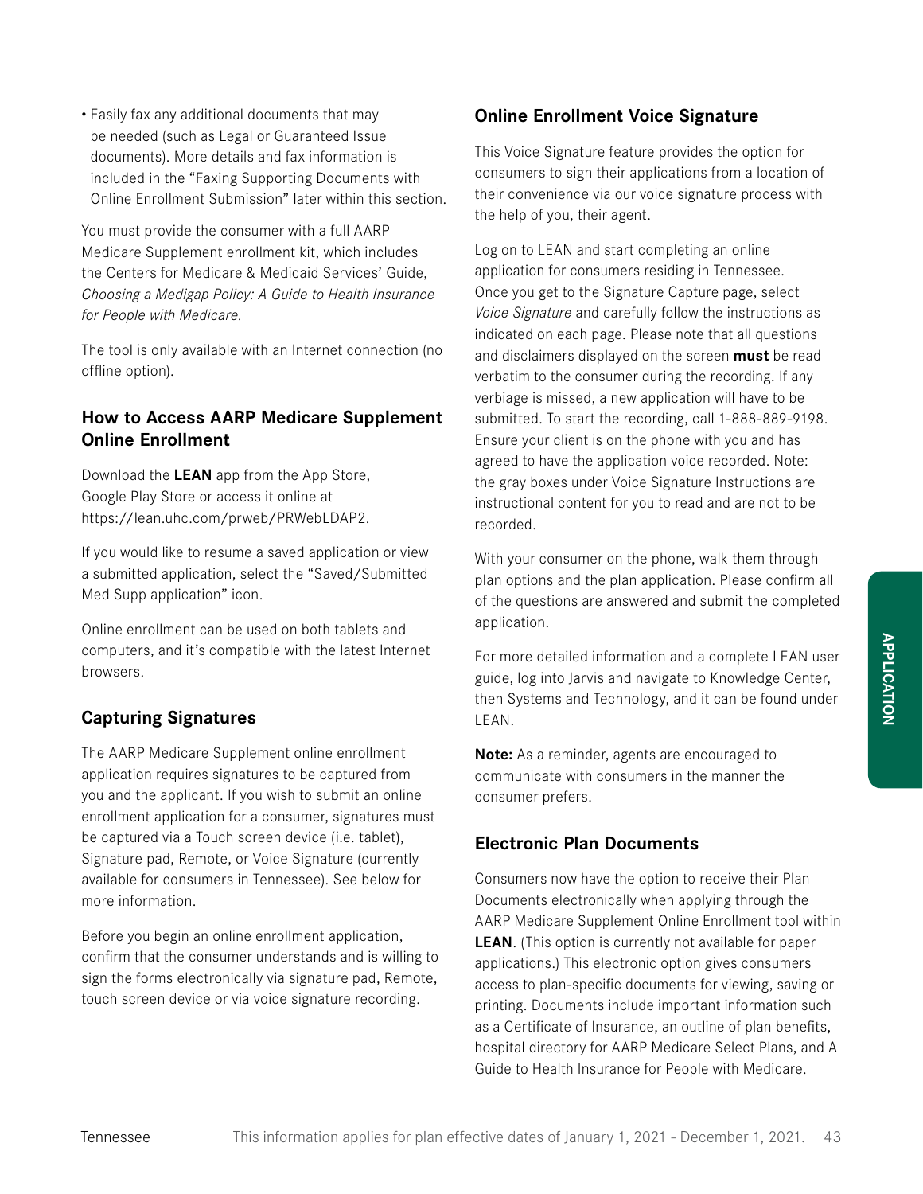- Easily fax any additional documents that may be needed (such as Legal or Guaranteed Issue documents). More details and fax information is included in the "Faxing Supporting Documents with Online Enrollment Submission" later within this section.

You must provide the consumer with a full AARP Medicare Supplement enrollment kit, which includes the Centers for Medicare & Medicaid Services' Guide, *Choosing a Medigap Policy: A Guide to Health Insurance for People with Medicare.*

The tool is only available with an Internet connection (no offline option).

### How to Access AARP Medicare Supplement Online Enrollment

Download the **LEAN** app from the App Store, Google Play Store or access it online at https://lean.uhc.com/prweb/PRWebLDAP2.

If you would like to resume a saved application or view a submitted application, select the "Saved/Submitted Med Supp application" icon.

Online enrollment can be used on both tablets and computers, and it's compatible with the latest Internet browsers.

### Capturing Signatures

The AARP Medicare Supplement online enrollment application requires signatures to be captured from you and the applicant. If you wish to submit an online enrollment application for a consumer, signatures must be captured via a Touch screen device (i.e. tablet), Signature pad, Remote, or Voice Signature (currently available for consumers in Tennessee). See below for more information.

Before you begin an online enrollment application, confirm that the consumer understands and is willing to sign the forms electronically via signature pad, Remote, touch screen device or via voice signature recording.

### Online Enrollment Voice Signature

This Voice Signature feature provides the option for consumers to sign their applications from a location of their convenience via our voice signature process with the help of you, their agent.

Log on to LEAN and start completing an online application for consumers residing in Tennessee. Once you get to the Signature Capture page, select *Voice Signature* and carefully follow the instructions as indicated on each page. Please note that all questions and disclaimers displayed on the screen **must** be read verbatim to the consumer during the recording. If any verbiage is missed, a new application will have to be submitted. To start the recording, call 1-888-889-9198. Ensure your client is on the phone with you and has agreed to have the application voice recorded. Note: the gray boxes under Voice Signature Instructions are instructional content for you to read and are not to be recorded.

With your consumer on the phone, walk them through plan options and the plan application. Please confirm all of the questions are answered and submit the completed application.

For more detailed information and a complete LEAN user guide, log into Jarvis and navigate to Knowledge Center, then Systems and Technology, and it can be found under LEAN.

**Note:** As a reminder, agents are encouraged to communicate with consumers in the manner the consumer prefers.

### Electronic Plan Documents

Consumers now have the option to receive their Plan Documents electronically when applying through the AARP Medicare Supplement Online Enrollment tool within **LEAN**. (This option is currently not available for paper applications.) This electronic option gives consumers access to plan-specific documents for viewing, saving or printing. Documents include important information such as a Certificate of Insurance, an outline of plan benefits, hospital directory for AARP Medicare Select Plans, and A Guide to Health Insurance for People with Medicare.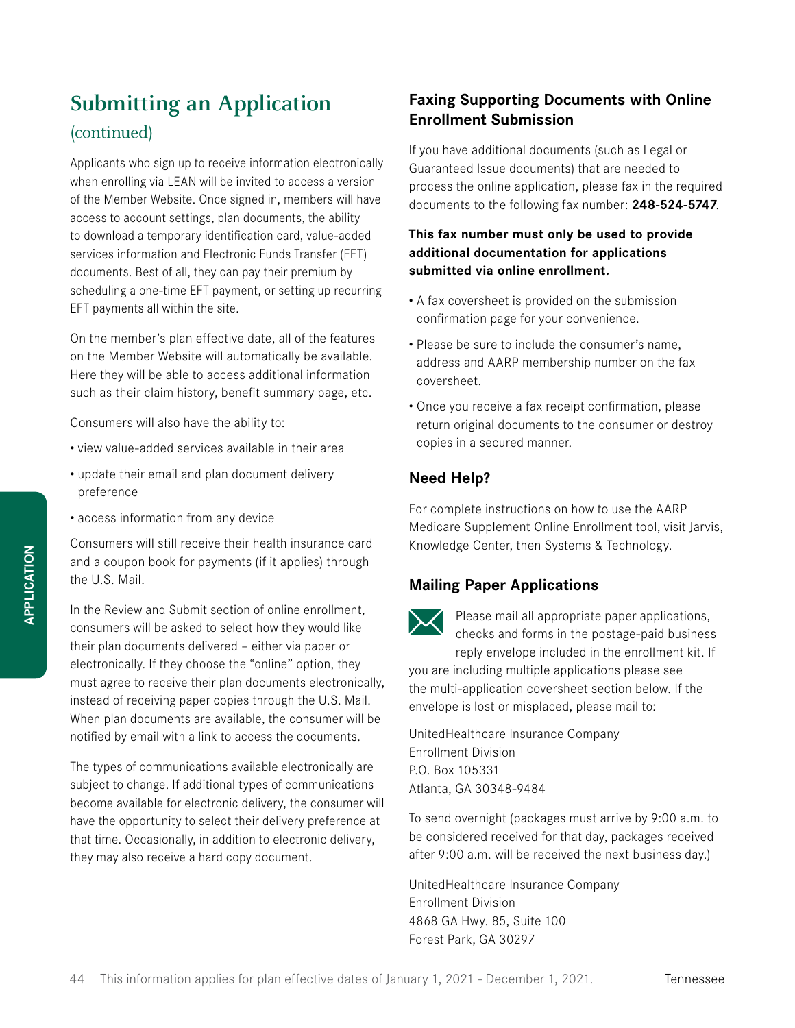# Submitting an Application

(continued)

Applicants who sign up to receive information electronically when enrolling via LEAN will be invited to access a version of the Member Website. Once signed in, members will have access to account settings, plan documents, the ability to download a temporary identification card, value-added services information and Electronic Funds Transfer (EFT) documents. Best of all, they can pay their premium by scheduling a one-time EFT payment, or setting up recurring EFT payments all within the site.

On the member's plan effective date, all of the features on the Member Website will automatically be available. Here they will be able to access additional information such as their claim history, benefit summary page, etc.

Consumers will also have the ability to:

- view value-added services available in their area
- update their email and plan document delivery preference
- access information from any device

Consumers will still receive their health insurance card and a coupon book for payments (if it applies) through the U.S. Mail.

In the Review and Submit section of online enrollment, consumers will be asked to select how they would like their plan documents delivered – either via paper or electronically. If they choose the "online" option, they must agree to receive their plan documents electronically, instead of receiving paper copies through the U.S. Mail. When plan documents are available, the consumer will be notified by email with a link to access the documents.

The types of communications available electronically are subject to change. If additional types of communications become available for electronic delivery, the consumer will have the opportunity to select their delivery preference at that time. Occasionally, in addition to electronic delivery, they may also receive a hard copy document.

## Faxing Supporting Documents with Online Enrollment Submission

If you have additional documents (such as Legal or Guaranteed Issue documents) that are needed to process the online application, please fax in the required documents to the following fax number: **248-524-5747**.

**This fax number must only be used to provide additional documentation for applications submitted via online enrollment.**

- A fax coversheet is provided on the submission confirmation page for your convenience.
- Please be sure to include the consumer's name, address and AARP membership number on the fax coversheet.
- Once you receive a fax receipt confirmation, please return original documents to the consumer or destroy copies in a secured manner.

## Need Help?

For complete instructions on how to use the AARP Medicare Supplement Online Enrollment tool, visit Jarvis, Knowledge Center, then Systems & Technology.

## Mailing Paper Applications

Please mail all appropriate paper applications, checks and forms in the postage-paid business reply envelope included in the enrollment kit. If you are including multiple applications please see the multi-application coversheet section below. If the envelope is lost or misplaced, please mail to:

UnitedHealthcare Insurance Company
Enrollment Division
P.O. Box 105331
Atlanta, GA 30348-9484

To send overnight (packages must arrive by 9:00 a.m. to be considered received for that day, packages received after 9:00 a.m. will be received the next business day.)

UnitedHealthcare Insurance Company
Enrollment Division
4868 GA Hwy. 85, Suite 100
Forest Park, GA 30297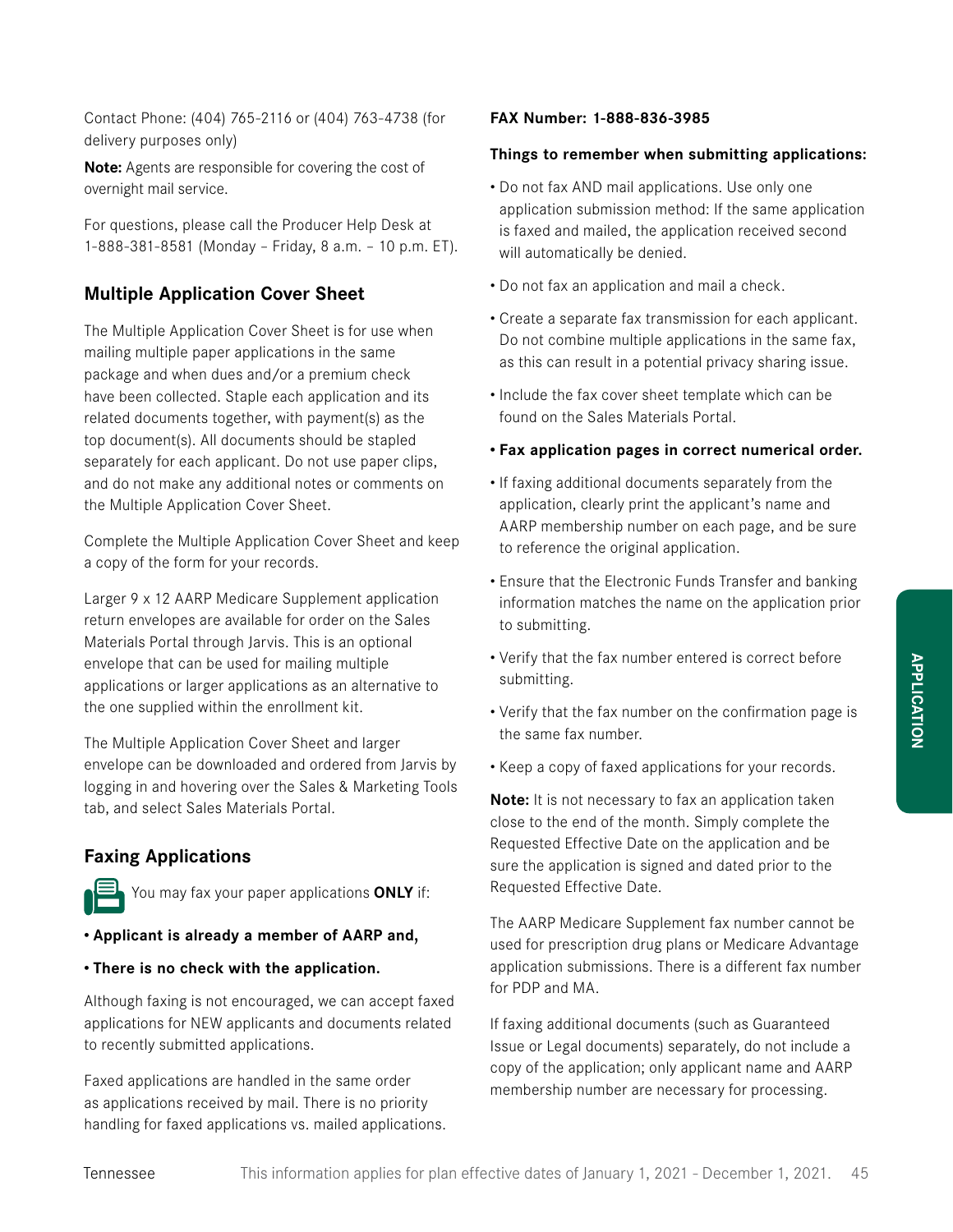Contact Phone: (404) 765-2116 or (404) 763-4738 (for delivery purposes only)

**Note:** Agents are responsible for covering the cost of overnight mail service.

For questions, please call the Producer Help Desk at 1-888-381-8581 (Monday – Friday, 8 a.m. – 10 p.m. ET).

## Multiple Application Cover Sheet

The Multiple Application Cover Sheet is for use when mailing multiple paper applications in the same package and when dues and/or a premium check have been collected. Staple each application and its related documents together, with payment(s) as the top document(s). All documents should be stapled separately for each applicant. Do not use paper clips, and do not make any additional notes or comments on the Multiple Application Cover Sheet.

Complete the Multiple Application Cover Sheet and keep a copy of the form for your records.

Larger 9 x 12 AARP Medicare Supplement application return envelopes are available for order on the Sales Materials Portal through Jarvis. This is an optional envelope that can be used for mailing multiple applications or larger applications as an alternative to the one supplied within the enrollment kit.

The Multiple Application Cover Sheet and larger envelope can be downloaded and ordered from Jarvis by logging in and hovering over the Sales & Marketing Tools tab, and select Sales Materials Portal.

## Faxing Applications

You may fax your paper applications **ONLY** if:

- **Applicant is already a member of AARP and,**
- **There is no check with the application.**

Although faxing is not encouraged, we can accept faxed applications for NEW applicants and documents related to recently submitted applications.

Faxed applications are handled in the same order as applications received by mail. There is no priority handling for faxed applications vs. mailed applications.

**FAX Number: 1-888-836-3985**

**Things to remember when submitting applications:**

- Do not fax AND mail applications. Use only one application submission method: If the same application is faxed and mailed, the application received second will automatically be denied.
- Do not fax an application and mail a check.
- Create a separate fax transmission for each applicant. Do not combine multiple applications in the same fax, as this can result in a potential privacy sharing issue.
- Include the fax cover sheet template which can be found on the Sales Materials Portal.
- **Fax application pages in correct numerical order.**
- If faxing additional documents separately from the application, clearly print the applicant's name and AARP membership number on each page, and be sure to reference the original application.
- Ensure that the Electronic Funds Transfer and banking information matches the name on the application prior to submitting.
- Verify that the fax number entered is correct before submitting.
- Verify that the fax number on the confirmation page is the same fax number.
- Keep a copy of faxed applications for your records.

**Note:** It is not necessary to fax an application taken close to the end of the month. Simply complete the Requested Effective Date on the application and be sure the application is signed and dated prior to the Requested Effective Date.

The AARP Medicare Supplement fax number cannot be used for prescription drug plans or Medicare Advantage application submissions. There is a different fax number for PDP and MA.

If faxing additional documents (such as Guaranteed Issue or Legal documents) separately, do not include a copy of the application; only applicant name and AARP membership number are necessary for processing.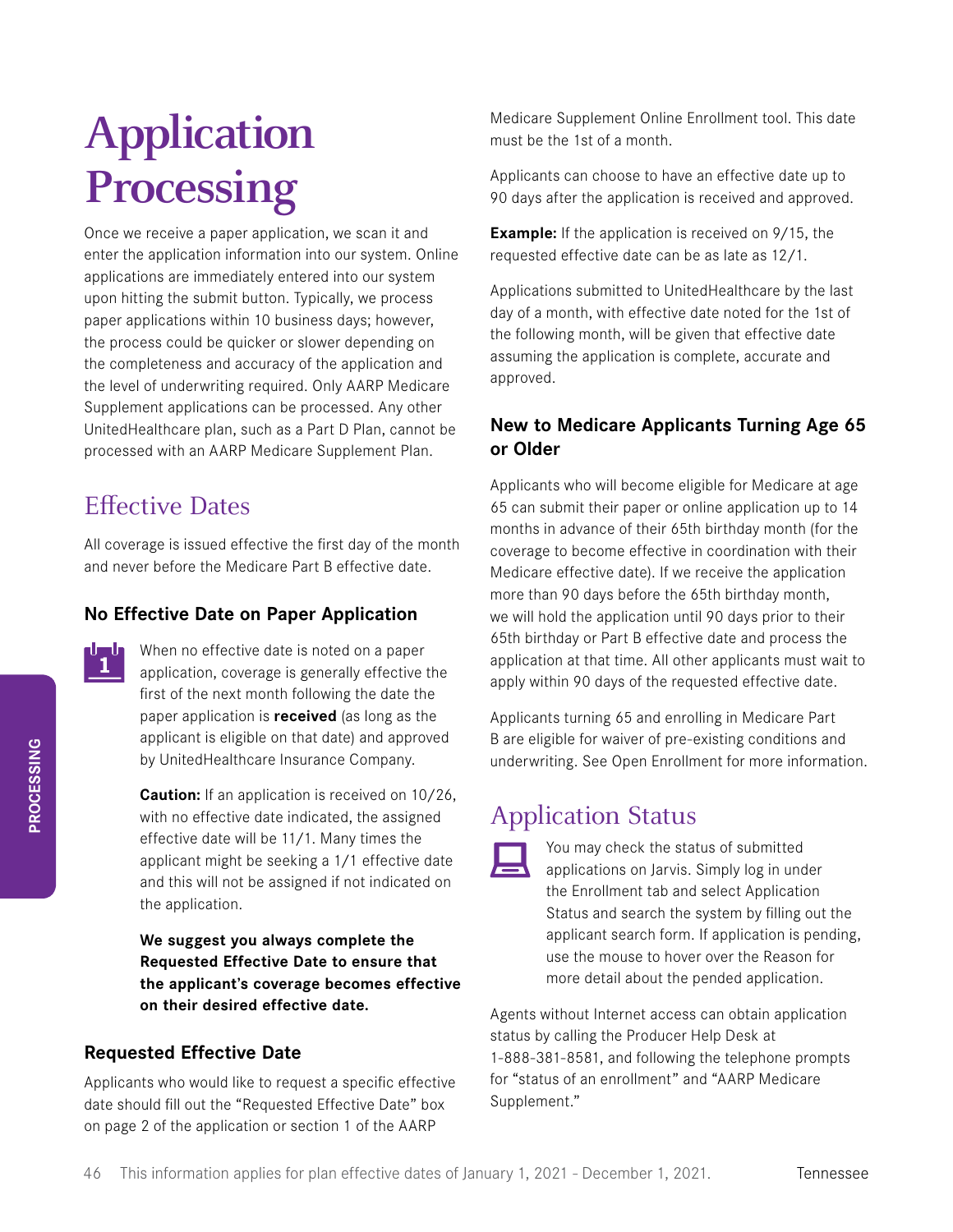# Application Processing

Once we receive a paper application, we scan it and enter the application information into our system. Online applications are immediately entered into our system upon hitting the submit button. Typically, we process paper applications within 10 business days; however, the process could be quicker or slower depending on the completeness and accuracy of the application and the level of underwriting required. Only AARP Medicare Supplement applications can be processed. Any other UnitedHealthcare plan, such as a Part D Plan, cannot be processed with an AARP Medicare Supplement Plan.

## Effective Dates

All coverage is issued effective the first day of the month and never before the Medicare Part B effective date.

### No Effective Date on Paper Application

When no effective date is noted on a paper application, coverage is generally effective the first of the next month following the date the paper application is **received** (as long as the applicant is eligible on that date) and approved by UnitedHealthcare Insurance Company.

**Caution:** If an application is received on 10/26, with no effective date indicated, the assigned effective date will be 11/1. Many times the applicant might be seeking a 1/1 effective date and this will not be assigned if not indicated on the application.

**We suggest you always complete the Requested Effective Date to ensure that the applicant's coverage becomes effective on their desired effective date.**

### Requested Effective Date

Applicants who would like to request a specific effective date should fill out the "Requested Effective Date" box on page 2 of the application or section 1 of the AARP Medicare Supplement Online Enrollment tool. This date must be the 1st of a month.

Applicants can choose to have an effective date up to 90 days after the application is received and approved.

**Example:** If the application is received on 9/15, the requested effective date can be as late as 12/1.

Applications submitted to UnitedHealthcare by the last day of a month, with effective date noted for the 1st of the following month, will be given that effective date assuming the application is complete, accurate and approved.

### New to Medicare Applicants Turning Age 65 or Older

Applicants who will become eligible for Medicare at age 65 can submit their paper or online application up to 14 months in advance of their 65th birthday month (for the coverage to become effective in coordination with their Medicare effective date). If we receive the application more than 90 days before the 65th birthday month, we will hold the application until 90 days prior to their 65th birthday or Part B effective date and process the application at that time. All other applicants must wait to apply within 90 days of the requested effective date.

Applicants turning 65 and enrolling in Medicare Part B are eligible for waiver of pre-existing conditions and underwriting. See Open Enrollment for more information.

## Application Status

You may check the status of submitted applications on Jarvis. Simply log in under the Enrollment tab and select Application Status and search the system by filling out the applicant search form. If application is pending, use the mouse to hover over the Reason for more detail about the pended application.

Agents without Internet access can obtain application status by calling the Producer Help Desk at 1-888-381-8581, and following the telephone prompts for "status of an enrollment" and "AARP Medicare Supplement."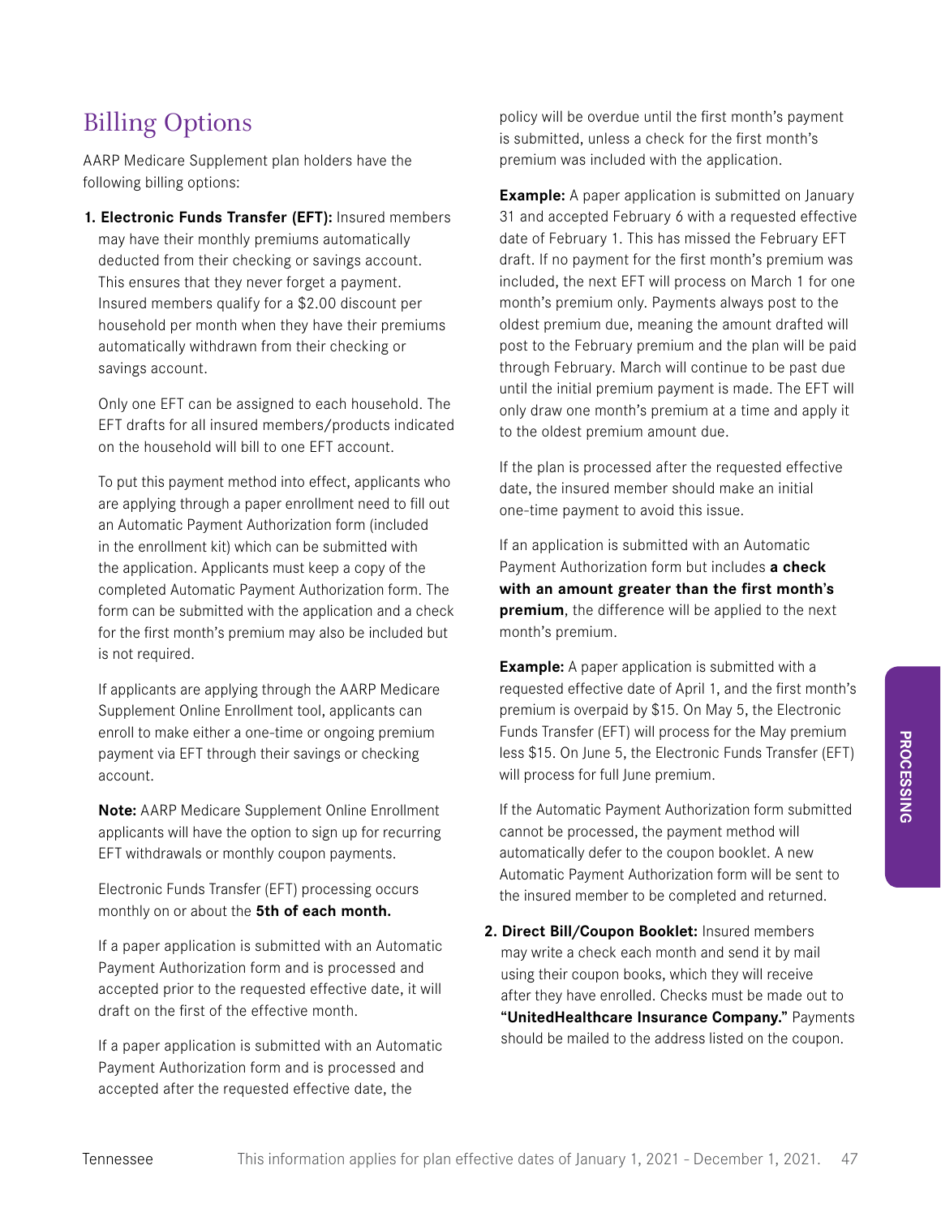# Billing Options

AARP Medicare Supplement plan holders have the following billing options:

1. **Electronic Funds Transfer (EFT):** Insured members may have their monthly premiums automatically deducted from their checking or savings account. This ensures that they never forget a payment. Insured members qualify for a $2.00 discount per household per month when they have their premiums automatically withdrawn from their checking or savings account.

   Only one EFT can be assigned to each household. The EFT drafts for all insured members/products indicated on the household will bill to one EFT account.

   To put this payment method into effect, applicants who are applying through a paper enrollment need to fill out an Automatic Payment Authorization form (included in the enrollment kit) which can be submitted with the application. Applicants must keep a copy of the completed Automatic Payment Authorization form. The form can be submitted with the application and a check for the first month's premium may also be included but is not required.

   If applicants are applying through the AARP Medicare Supplement Online Enrollment tool, applicants can enroll to make either a one-time or ongoing premium payment via EFT through their savings or checking account.

   **Note:** AARP Medicare Supplement Online Enrollment applicants will have the option to sign up for recurring EFT withdrawals or monthly coupon payments.

   Electronic Funds Transfer (EFT) processing occurs monthly on or about the **5th of each month.**

   If a paper application is submitted with an Automatic Payment Authorization form and is processed and accepted prior to the requested effective date, it will draft on the first of the effective month.

   If a paper application is submitted with an Automatic Payment Authorization form and is processed and accepted after the requested effective date, the policy will be overdue until the first month's payment is submitted, unless a check for the first month's premium was included with the application.

   **Example:** A paper application is submitted on January 31 and accepted February 6 with a requested effective date of February 1. This has missed the February EFT draft. If no payment for the first month's premium was included, the next EFT will process on March 1 for one month's premium only. Payments always post to the oldest premium due, meaning the amount drafted will post to the February premium and the plan will be paid through February. March will continue to be past due until the initial premium payment is made. The EFT will only draw one month's premium at a time and apply it to the oldest premium amount due.

   If the plan is processed after the requested effective date, the insured member should make an initial one-time payment to avoid this issue.

   If an application is submitted with an Automatic Payment Authorization form but includes **a check with an amount greater than the first month's premium**, the difference will be applied to the next month's premium.

   **Example:** A paper application is submitted with a requested effective date of April 1, and the first month's premium is overpaid by $15. On May 5, the Electronic Funds Transfer (EFT) will process for the May premium less $15. On June 5, the Electronic Funds Transfer (EFT) will process for full June premium.

   If the Automatic Payment Authorization form submitted cannot be processed, the payment method will automatically defer to the coupon booklet. A new Automatic Payment Authorization form will be sent to the insured member to be completed and returned.

2. **Direct Bill/Coupon Booklet:** Insured members may write a check each month and send it by mail using their coupon books, which they will receive after they have enrolled. Checks must be made out to **"UnitedHealthcare Insurance Company."** Payments should be mailed to the address listed on the coupon.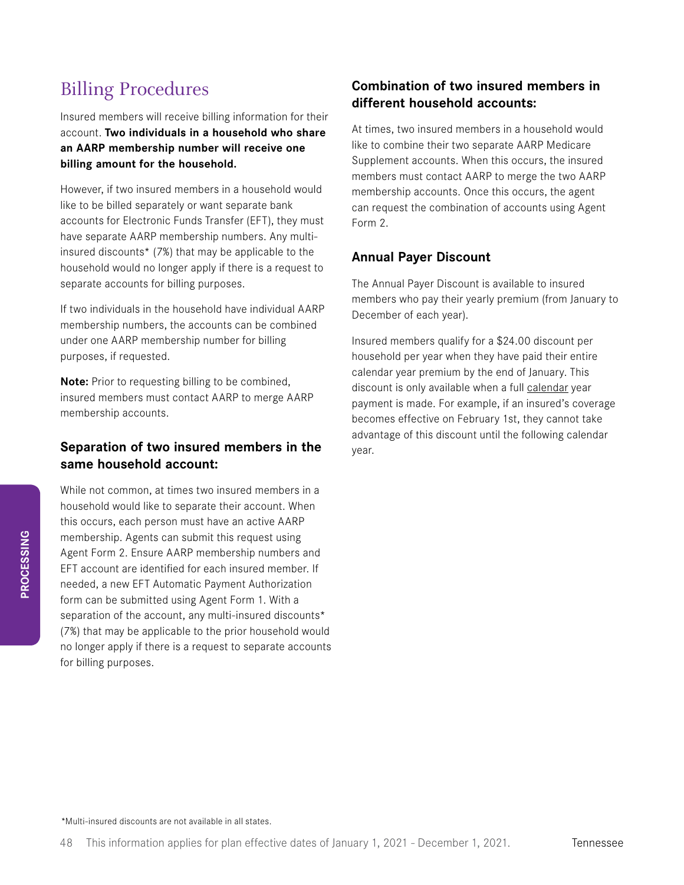## Billing Procedures

Insured members will receive billing information for their account. **Two individuals in a household who share an AARP membership number will receive one billing amount for the household.**

However, if two insured members in a household would like to be billed separately or want separate bank accounts for Electronic Funds Transfer (EFT), they must have separate AARP membership numbers. Any multi-insured discounts* (7%) that may be applicable to the household would no longer apply if there is a request to separate accounts for billing purposes.

If two individuals in the household have individual AARP membership numbers, the accounts can be combined under one AARP membership number for billing purposes, if requested.

**Note:** Prior to requesting billing to be combined, insured members must contact AARP to merge AARP membership accounts.

### Separation of two insured members in the same household account:

While not common, at times two insured members in a household would like to separate their account. When this occurs, each person must have an active AARP membership. Agents can submit this request using Agent Form 2. Ensure AARP membership numbers and EFT account are identified for each insured member. If needed, a new EFT Automatic Payment Authorization form can be submitted using Agent Form 1. With a separation of the account, any multi-insured discounts* (7%) that may be applicable to the prior household would no longer apply if there is a request to separate accounts for billing purposes.

### Combination of two insured members in different household accounts:

At times, two insured members in a household would like to combine their two separate AARP Medicare Supplement accounts. When this occurs, the insured members must contact AARP to merge the two AARP membership accounts. Once this occurs, the agent can request the combination of accounts using Agent Form 2.

### Annual Payer Discount

The Annual Payer Discount is available to insured members who pay their yearly premium (from January to December of each year).

Insured members qualify for a $24.00 discount per household per year when they have paid their entire calendar year premium by the end of January. This discount is only available when a full calendar year payment is made. For example, if an insured's coverage becomes effective on February 1st, they cannot take advantage of this discount until the following calendar year.

*Multi-insured discounts are not available in all states.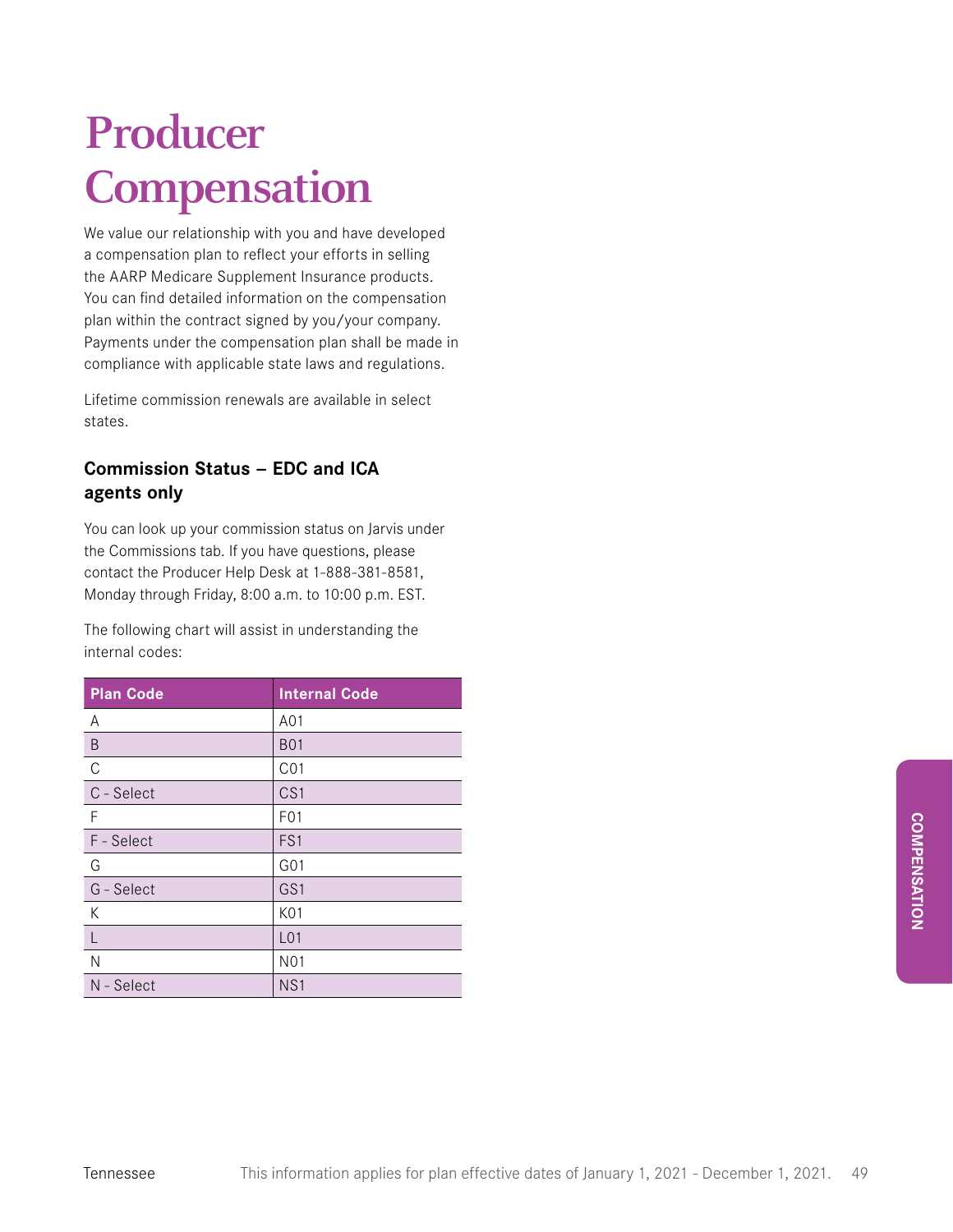# Producer Compensation

We value our relationship with you and have developed a compensation plan to reflect your efforts in selling the AARP Medicare Supplement Insurance products. You can find detailed information on the compensation plan within the contract signed by you/your company. Payments under the compensation plan shall be made in compliance with applicable state laws and regulations.

Lifetime commission renewals are available in select states.

### Commission Status – EDC and ICA agents only

You can look up your commission status on Jarvis under the Commissions tab. If you have questions, please contact the Producer Help Desk at 1-888-381-8581, Monday through Friday, 8:00 a.m. to 10:00 p.m. EST.

The following chart will assist in understanding the internal codes:

| Plan Code | Internal Code |
|---|---|
| A | A01 |
| B | B01 |
| C | C01 |
| C - Select | CS1 |
| F | F01 |
| F - Select | FS1 |
| G | G01 |
| G - Select | GS1 |
| K | K01 |
| L | L01 |
| N | N01 |
| N - Select | NS1 |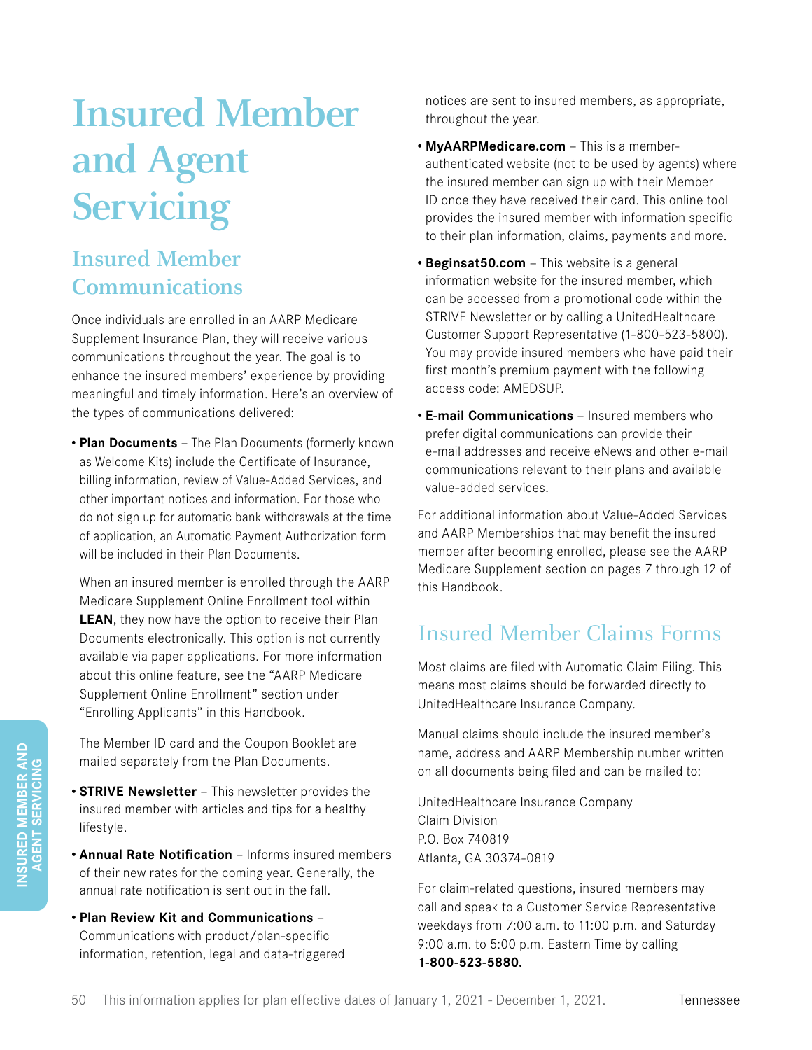# Insured Member and Agent Servicing

## Insured Member Communications

Once individuals are enrolled in an AARP Medicare Supplement Insurance Plan, they will receive various communications throughout the year. The goal is to enhance the insured members' experience by providing meaningful and timely information. Here's an overview of the types of communications delivered:

- **Plan Documents** – The Plan Documents (formerly known as Welcome Kits) include the Certificate of Insurance, billing information, review of Value-Added Services, and other important notices and information. For those who do not sign up for automatic bank withdrawals at the time of application, an Automatic Payment Authorization form will be included in their Plan Documents.

  When an insured member is enrolled through the AARP Medicare Supplement Online Enrollment tool within **LEAN**, they now have the option to receive their Plan Documents electronically. This option is not currently available via paper applications. For more information about this online feature, see the "AARP Medicare Supplement Online Enrollment" section under "Enrolling Applicants" in this Handbook.

  The Member ID card and the Coupon Booklet are mailed separately from the Plan Documents.

- **STRIVE Newsletter** – This newsletter provides the insured member with articles and tips for a healthy lifestyle.
- **Annual Rate Notification** – Informs insured members of their new rates for the coming year. Generally, the annual rate notification is sent out in the fall.
- **Plan Review Kit and Communications** – Communications with product/plan-specific information, retention, legal and data-triggered notices are sent to insured members, as appropriate, throughout the year.
- **MyAARPMedicare.com** – This is a member-authenticated website (not to be used by agents) where the insured member can sign up with their Member ID once they have received their card. This online tool provides the insured member with information specific to their plan information, claims, payments and more.
- **Beginsat50.com** – This website is a general information website for the insured member, which can be accessed from a promotional code within the STRIVE Newsletter or by calling a UnitedHealthcare Customer Support Representative (1-800-523-5800). You may provide insured members who have paid their first month's premium payment with the following access code: AMEDSUP.
- **E-mail Communications** – Insured members who prefer digital communications can provide their e-mail addresses and receive eNews and other e-mail communications relevant to their plans and available value-added services.

For additional information about Value-Added Services and AARP Memberships that may benefit the insured member after becoming enrolled, please see the AARP Medicare Supplement section on pages 7 through 12 of this Handbook.

## Insured Member Claims Forms

Most claims are filed with Automatic Claim Filing. This means most claims should be forwarded directly to UnitedHealthcare Insurance Company.

Manual claims should include the insured member's name, address and AARP Membership number written on all documents being filed and can be mailed to:

UnitedHealthcare Insurance Company
Claim Division
P.O. Box 740819
Atlanta, GA 30374-0819

For claim-related questions, insured members may call and speak to a Customer Service Representative weekdays from 7:00 a.m. to 11:00 p.m. and Saturday 9:00 a.m. to 5:00 p.m. Eastern Time by calling **1-800-523-5880.**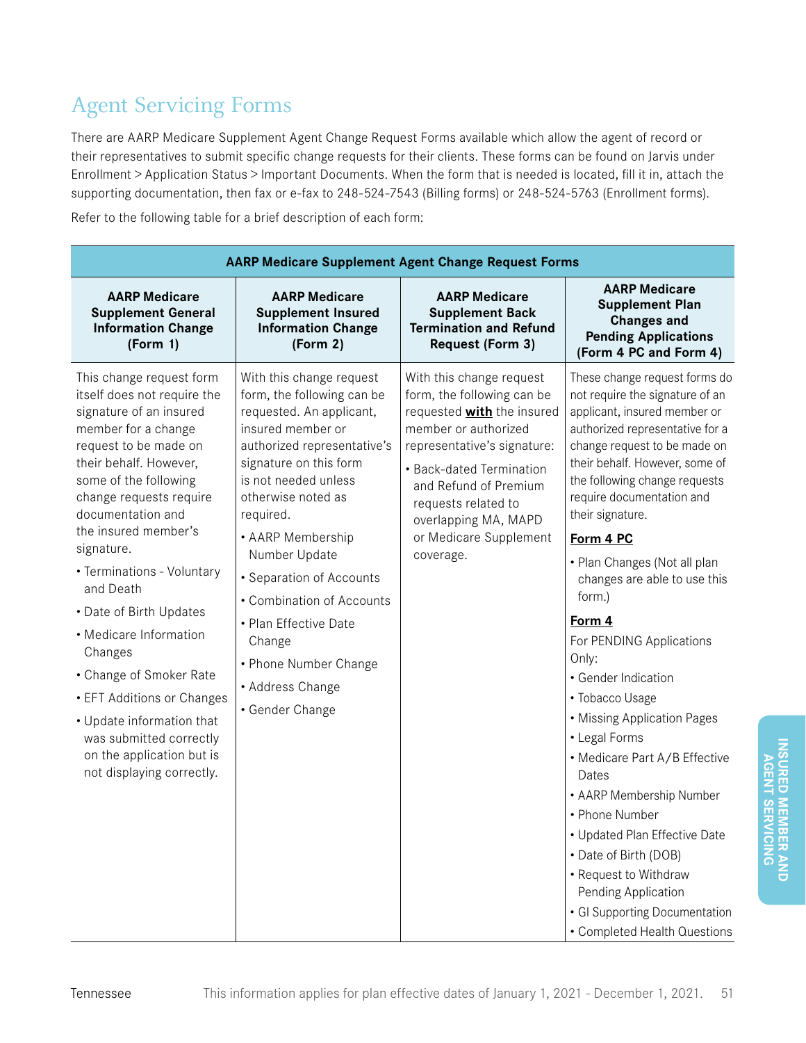## Agent Servicing Forms

There are AARP Medicare Supplement Agent Change Request Forms available which allow the agent of record or their representatives to submit specific change requests for their clients. These forms can be found on Jarvis under Enrollment > Application Status > Important Documents. When the form that is needed is located, fill it in, attach the supporting documentation, then fax or e-fax to 248-524-7543 (Billing forms) or 248-524-5763 (Enrollment forms).

Refer to the following table for a brief description of each form:

| AARP Medicare Supplement Agent Change Request Forms | | | |
|---|---|---|---|
| **AARP Medicare Supplement General Information Change (Form 1)** | **AARP Medicare Supplement Insured Information Change (Form 2)** | **AARP Medicare Supplement Back Termination and Refund Request (Form 3)** | **AARP Medicare Supplement Plan Changes and Pending Applications (Form 4 PC and Form 4)** |
| This change request form itself does not require the signature of an insured member for a change request to be made on their behalf. However, some of the following change requests require documentation and the insured member's signature:<br>• Terminations - Voluntary and Death<br>• Date of Birth Updates<br>• Medicare Information Changes<br>• Change of Smoker Rate<br>• EFT Additions or Changes<br>• Update information that was submitted correctly on the application but is not displaying correctly. | With this change request form, the following can be requested. An applicant, insured member or authorized representative's signature on this form is not needed unless otherwise noted as required.<br>• AARP Membership Number Update<br>• Separation of Accounts<br>• Combination of Accounts<br>• Plan Effective Date Change<br>• Phone Number Change<br>• Address Change<br>• Gender Change | With this change request form, the following can be requested **with** the insured member or authorized representative's signature:<br>• Back-dated Termination and Refund of Premium requests related to overlapping MA, MAPD or Medicare Supplement coverage. | These change request forms do not require the signature of an applicant, insured member or authorized representative for a change request to be made on their behalf. However, some of the following change requests require documentation and their signature.<br>**Form 4 PC**<br>• Plan Changes (Not all plan changes are able to use this form.)<br>**Form 4**<br>For PENDING Applications Only:<br>• Gender Indication<br>• Tobacco Usage<br>• Missing Application Pages<br>• Legal Forms<br>• Medicare Part A/B Effective Dates<br>• AARP Membership Number<br>• Phone Number<br>• Updated Plan Effective Date<br>• Date of Birth (DOB)<br>• Request to Withdraw Pending Application<br>• GI Supporting Documentation<br>• Completed Health Questions |

Tennessee — This information applies for plan effective dates of January 1, 2021 - December 1, 2021.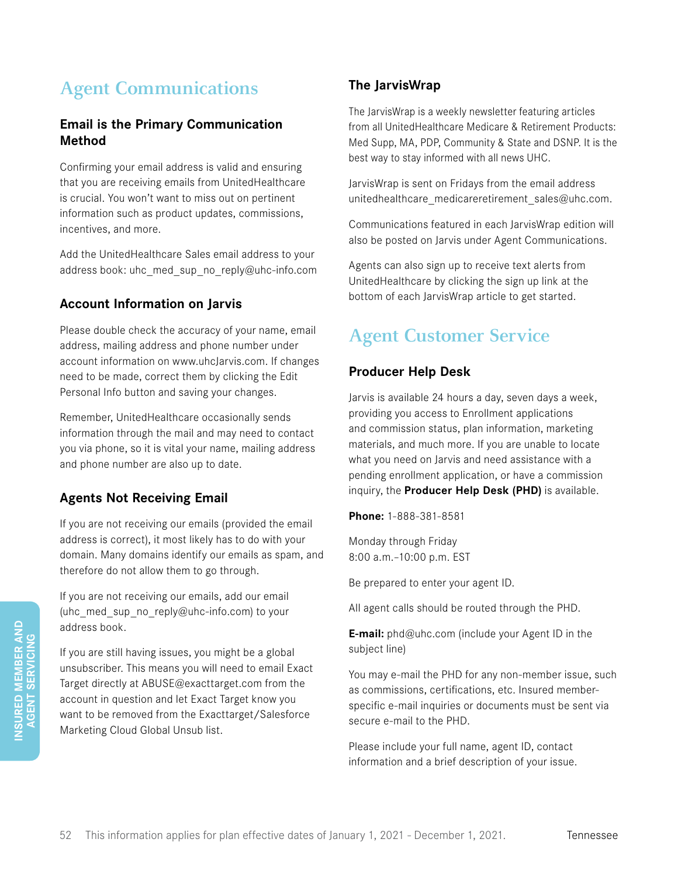# Agent Communications

### Email is the Primary Communication Method

Confirming your email address is valid and ensuring that you are receiving emails from UnitedHealthcare is crucial. You won't want to miss out on pertinent information such as product updates, commissions, incentives, and more.

Add the UnitedHealthcare Sales email address to your address book: uhc_med_sup_no_reply@uhc-info.com

### Account Information on Jarvis

Please double check the accuracy of your name, email address, mailing address and phone number under account information on www.uhcJarvis.com. If changes need to be made, correct them by clicking the Edit Personal Info button and saving your changes.

Remember, UnitedHealthcare occasionally sends information through the mail and may need to contact you via phone, so it is vital your name, mailing address and phone number are also up to date.

### Agents Not Receiving Email

If you are not receiving our emails (provided the email address is correct), it most likely has to do with your domain. Many domains identify our emails as spam, and therefore do not allow them to go through.

If you are not receiving our emails, add our email (uhc_med_sup_no_reply@uhc-info.com) to your address book.

If you are still having issues, you might be a global unsubscriber. This means you will need to email Exact Target directly at ABUSE@exacttarget.com from the account in question and let Exact Target know you want to be removed from the Exacttarget/Salesforce Marketing Cloud Global Unsub list.

### The JarvisWrap

The JarvisWrap is a weekly newsletter featuring articles from all UnitedHealthcare Medicare & Retirement Products: Med Supp, MA, PDP, Community & State and DSNP. It is the best way to stay informed with all news UHC.

JarvisWrap is sent on Fridays from the email address unitedhealthcare_medicareretirement_sales@uhc.com.

Communications featured in each JarvisWrap edition will also be posted on Jarvis under Agent Communications.

Agents can also sign up to receive text alerts from UnitedHealthcare by clicking the sign up link at the bottom of each JarvisWrap article to get started.

# Agent Customer Service

### Producer Help Desk

Jarvis is available 24 hours a day, seven days a week, providing you access to Enrollment applications and commission status, plan information, marketing materials, and much more. If you are unable to locate what you need on Jarvis and need assistance with a pending enrollment application, or have a commission inquiry, the **Producer Help Desk (PHD)** is available.

**Phone:** 1-888-381-8581

Monday through Friday
8:00 a.m.–10:00 p.m. EST

Be prepared to enter your agent ID.

All agent calls should be routed through the PHD.

**E-mail:** phd@uhc.com (include your Agent ID in the subject line)

You may e-mail the PHD for any non-member issue, such as commissions, certifications, etc. Insured member-specific e-mail inquiries or documents must be sent via secure e-mail to the PHD.

Please include your full name, agent ID, contact information and a brief description of your issue.

This information applies for plan effective dates of January 1, 2021 - December 1, 2021.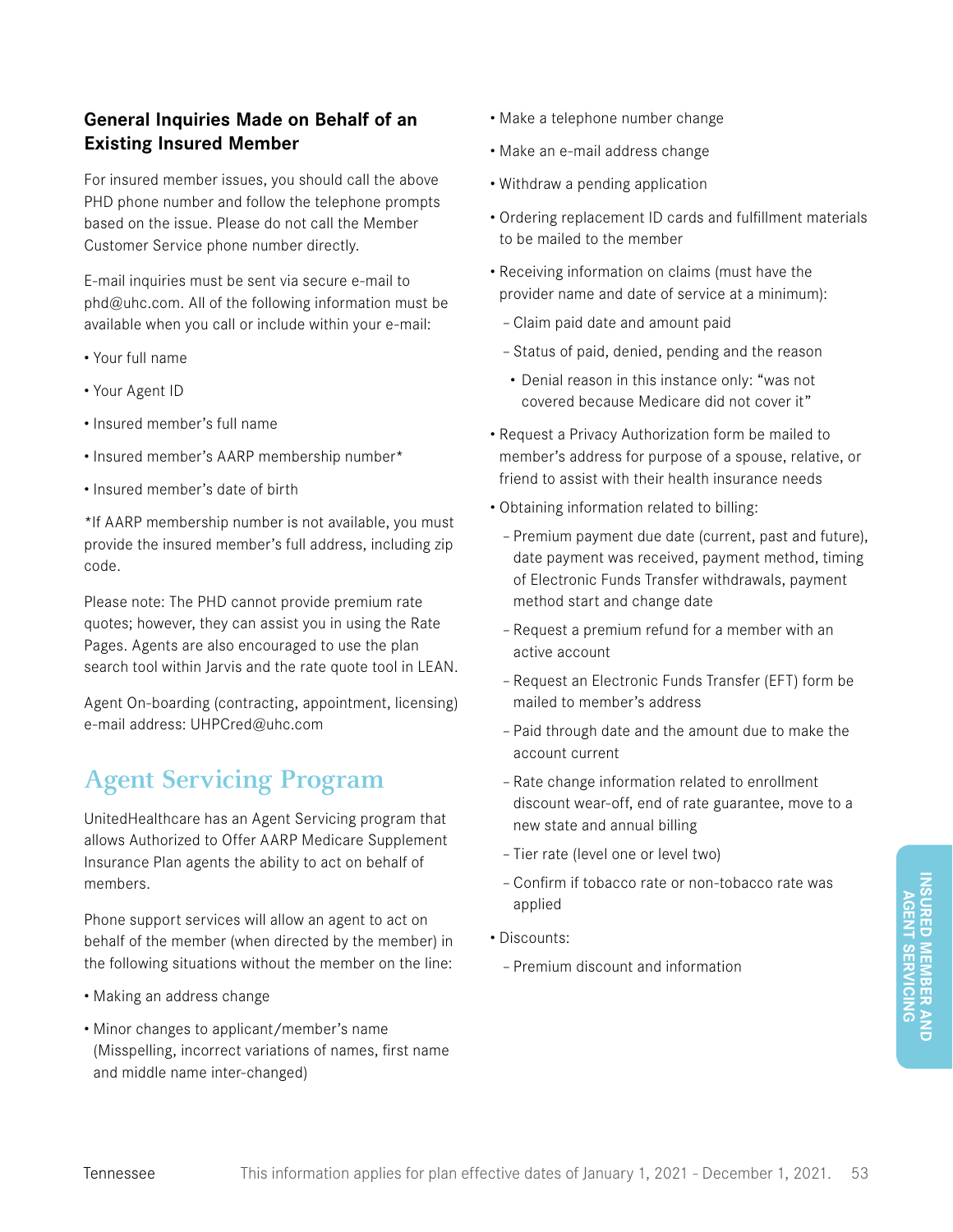### General Inquiries Made on Behalf of an Existing Insured Member

For insured member issues, you should call the above PHD phone number and follow the telephone prompts based on the issue. Please do not call the Member Customer Service phone number directly.

E-mail inquiries must be sent via secure e-mail to phd@uhc.com. All of the following information must be available when you call or include within your e-mail:

- Your full name
- Your Agent ID
- Insured member's full name
- Insured member's AARP membership number*
- Insured member's date of birth

*If AARP membership number is not available, you must provide the insured member's full address, including zip code.

Please note: The PHD cannot provide premium rate quotes; however, they can assist you in using the Rate Pages. Agents are also encouraged to use the plan search tool within Jarvis and the rate quote tool in LEAN.

Agent On-boarding (contracting, appointment, licensing) e-mail address: UHPCred@uhc.com

## Agent Servicing Program

UnitedHealthcare has an Agent Servicing program that allows Authorized to Offer AARP Medicare Supplement Insurance Plan agents the ability to act on behalf of members.

Phone support services will allow an agent to act on behalf of the member (when directed by the member) in the following situations without the member on the line:

- Making an address change
- Minor changes to applicant/member's name (Misspelling, incorrect variations of names, first name and middle name inter-changed)
- Make a telephone number change
- Make an e-mail address change
- Withdraw a pending application
- Ordering replacement ID cards and fulfillment materials to be mailed to the member
- Receiving information on claims (must have the provider name and date of service at a minimum):
  - Claim paid date and amount paid
  - Status of paid, denied, pending and the reason
    - Denial reason in this instance only: "was not covered because Medicare did not cover it"
- Request a Privacy Authorization form be mailed to member's address for purpose of a spouse, relative, or friend to assist with their health insurance needs
- Obtaining information related to billing:
  - Premium payment due date (current, past and future), date payment was received, payment method, timing of Electronic Funds Transfer withdrawals, payment method start and change date
  - Request a premium refund for a member with an active account
  - Request an Electronic Funds Transfer (EFT) form be mailed to member's address
  - Paid through date and the amount due to make the account current
  - Rate change information related to enrollment discount wear-off, end of rate guarantee, move to a new state and annual billing
  - Tier rate (level one or level two)
  - Confirm if tobacco rate or non-tobacco rate was applied
- Discounts:
  - Premium discount and information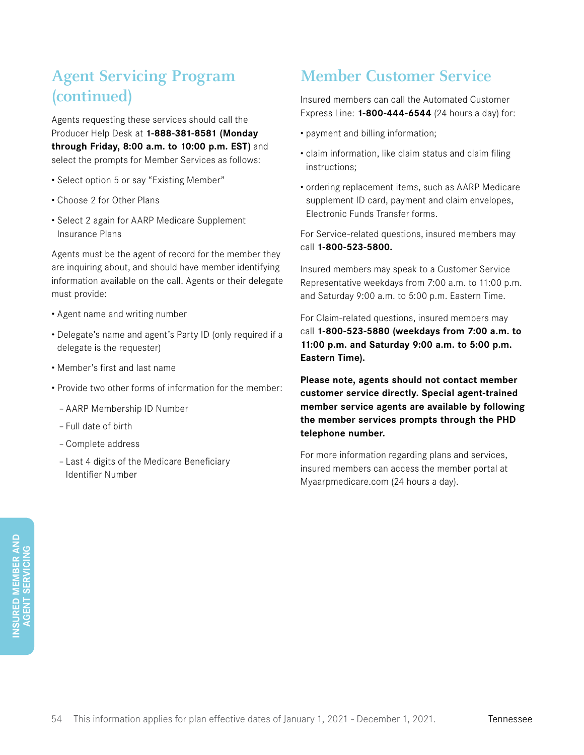## Agent Servicing Program (continued)

Agents requesting these services should call the Producer Help Desk at **1-888-381-8581 (Monday through Friday, 8:00 a.m. to 10:00 p.m. EST)** and select the prompts for Member Services as follows:

- Select option 5 or say "Existing Member"
- Choose 2 for Other Plans
- Select 2 again for AARP Medicare Supplement Insurance Plans

Agents must be the agent of record for the member they are inquiring about, and should have member identifying information available on the call. Agents or their delegate must provide:

- Agent name and writing number
- Delegate's name and agent's Party ID (only required if a delegate is the requester)
- Member's first and last name
- Provide two other forms of information for the member:
  - AARP Membership ID Number
  - Full date of birth
  - Complete address
  - Last 4 digits of the Medicare Beneficiary Identifier Number

## Member Customer Service

Insured members can call the Automated Customer Express Line: **1-800-444-6544** (24 hours a day) for:

- payment and billing information;
- claim information, like claim status and claim filing instructions;
- ordering replacement items, such as AARP Medicare supplement ID card, payment and claim envelopes, Electronic Funds Transfer forms.

For Service-related questions, insured members may call **1-800-523-5800.**

Insured members may speak to a Customer Service Representative weekdays from 7:00 a.m. to 11:00 p.m. and Saturday 9:00 a.m. to 5:00 p.m. Eastern Time.

For Claim-related questions, insured members may call **1-800-523-5880 (weekdays from 7:00 a.m. to 11:00 p.m. and Saturday 9:00 a.m. to 5:00 p.m. Eastern Time).**

**Please note, agents should not contact member customer service directly. Special agent-trained member service agents are available by following the member services prompts through the PHD telephone number.**

For more information regarding plans and services, insured members can access the member portal at Myaarpmedicare.com (24 hours a day).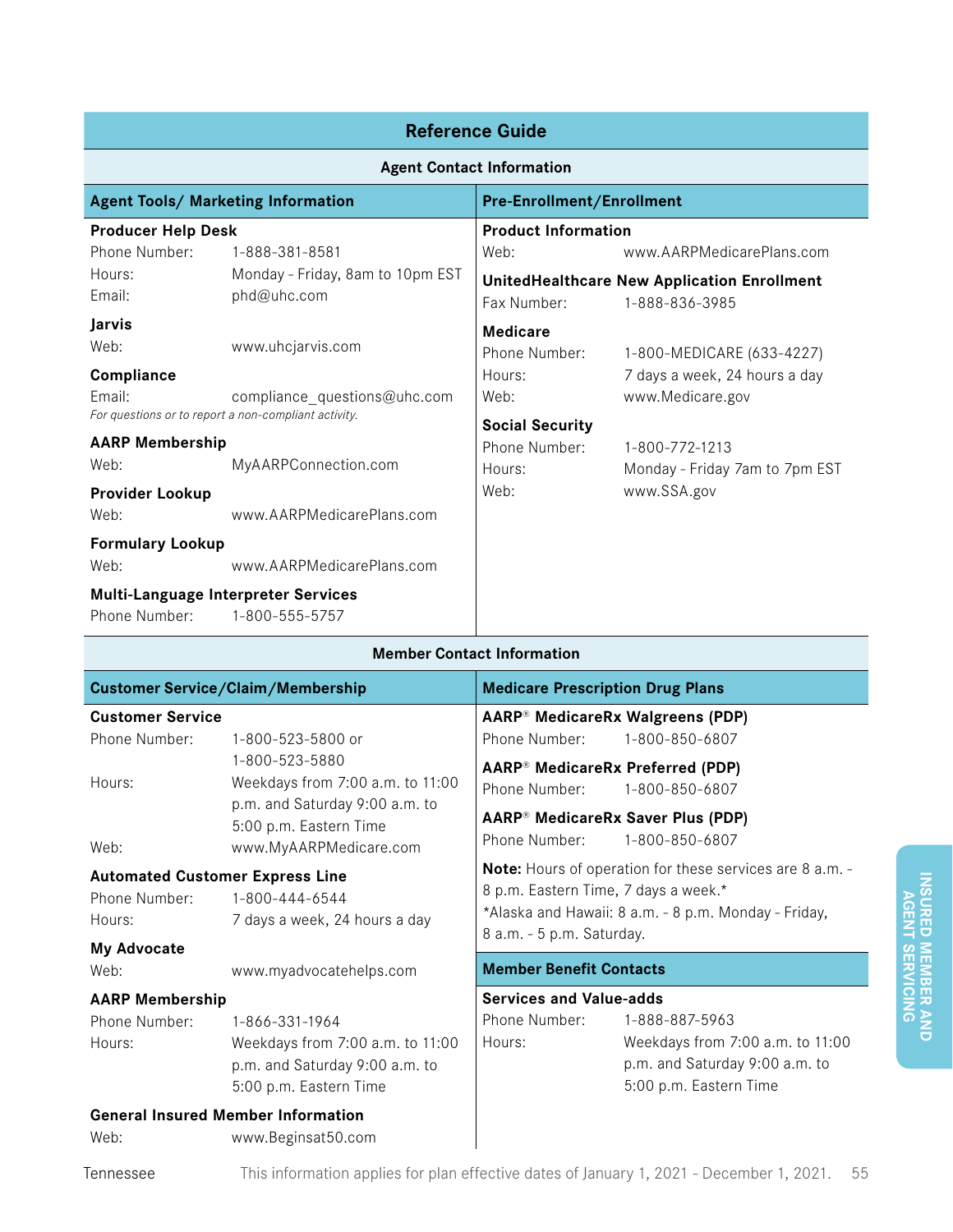# Reference Guide

## Agent Contact Information

### Agent Tools/ Marketing Information

**Producer Help Desk**
Phone Number: 1-888-381-8581
Hours: Monday - Friday, 8am to 10pm EST
Email: phd@uhc.com

**Jarvis**
Web: www.uhcjarvis.com

**Compliance**
Email: compliance_questions@uhc.com
*For questions or to report a non-compliant activity.*

**AARP Membership**
Web: MyAARPConnection.com

**Provider Lookup**
Web: www.AARPMedicarePlans.com

**Formulary Lookup**
Web: www.AARPMedicarePlans.com

**Multi-Language Interpreter Services**
Phone Number: 1-800-555-5757

### Pre-Enrollment/Enrollment

**Product Information**
Web: www.AARPMedicarePlans.com

**UnitedHealthcare New Application Enrollment**
Fax Number: 1-888-836-3985

**Medicare**
Phone Number: 1-800-MEDICARE (633-4227)
Hours: 7 days a week, 24 hours a day
Web: www.Medicare.gov

**Social Security**
Phone Number: 1-800-772-1213
Hours: Monday - Friday 7am to 7pm EST
Web: www.SSA.gov

## Member Contact Information

### Customer Service/Claim/Membership

**Customer Service**
Phone Number: 1-800-523-5800 or 1-800-523-5880
Hours: Weekdays from 7:00 a.m. to 11:00 p.m. and Saturday 9:00 a.m. to 5:00 p.m. Eastern Time
Web: www.MyAARPMedicare.com

**Automated Customer Express Line**
Phone Number: 1-800-444-6544
Hours: 7 days a week, 24 hours a day

**My Advocate**
Web: www.myadvocatehelps.com

**AARP Membership**
Phone Number: 1-866-331-1964
Hours: Weekdays from 7:00 a.m. to 11:00 p.m. and Saturday 9:00 a.m. to 5:00 p.m. Eastern Time

**General Insured Member Information**
Web: www.Beginsat50.com

### Medicare Prescription Drug Plans

**AARP® MedicareRx Walgreens (PDP)**
Phone Number: 1-800-850-6807

**AARP® MedicareRx Preferred (PDP)**
Phone Number: 1-800-850-6807

**AARP® MedicareRx Saver Plus (PDP)**
Phone Number: 1-800-850-6807

**Note:** Hours of operation for these services are 8 a.m. - 8 p.m. Eastern Time, 7 days a week.*
*Alaska and Hawaii: 8 a.m. - 8 p.m. Monday - Friday, 8 a.m. - 5 p.m. Saturday.

### Member Benefit Contacts

**Services and Value-adds**
Phone Number: 1-888-887-5963
Hours: Weekdays from 7:00 a.m. to 11:00 p.m. and Saturday 9:00 a.m. to 5:00 p.m. Eastern Time

Tennessee This information applies for plan effective dates of January 1, 2021 - December 1, 2021.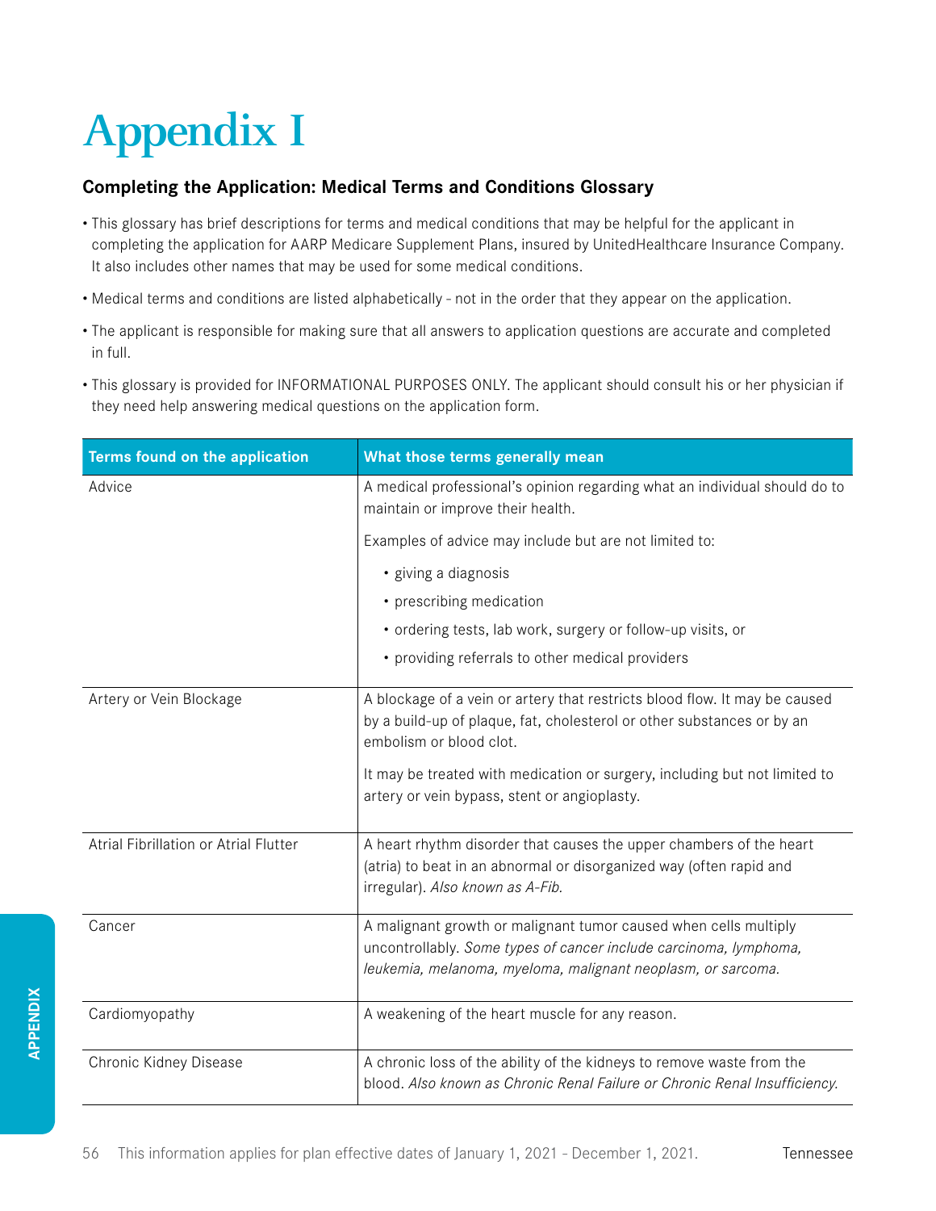# Appendix I

### Completing the Application: Medical Terms and Conditions Glossary

- This glossary has brief descriptions for terms and medical conditions that may be helpful for the applicant in completing the application for AARP Medicare Supplement Plans, insured by UnitedHealthcare Insurance Company. It also includes other names that may be used for some medical conditions.
- Medical terms and conditions are listed alphabetically - not in the order that they appear on the application.
- The applicant is responsible for making sure that all answers to application questions are accurate and completed in full.
- This glossary is provided for INFORMATIONAL PURPOSES ONLY. The applicant should consult his or her physician if they need help answering medical questions on the application form.

| Terms found on the application | What those terms generally mean |
|---|---|
| Advice | A medical professional's opinion regarding what an individual should do to maintain or improve their health.<br><br>Examples of advice may include but are not limited to:<br>• giving a diagnosis<br>• prescribing medication<br>• ordering tests, lab work, surgery or follow-up visits, or<br>• providing referrals to other medical providers |
| Artery or Vein Blockage | A blockage of a vein or artery that restricts blood flow. It may be caused by a build-up of plaque, fat, cholesterol or other substances or by an embolism or blood clot.<br><br>It may be treated with medication or surgery, including but not limited to artery or vein bypass, stent or angioplasty. |
| Atrial Fibrillation or Atrial Flutter | A heart rhythm disorder that causes the upper chambers of the heart (atria) to beat in an abnormal or disorganized way (often rapid and irregular). *Also known as A-Fib.* |
| Cancer | A malignant growth or malignant tumor caused when cells multiply uncontrollably. *Some types of cancer include carcinoma, lymphoma, leukemia, melanoma, myeloma, malignant neoplasm, or sarcoma.* |
| Cardiomyopathy | A weakening of the heart muscle for any reason. |
| Chronic Kidney Disease | A chronic loss of the ability of the kidneys to remove waste from the blood. *Also known as Chronic Renal Failure or Chronic Renal Insufficiency.* |

This information applies for plan effective dates of January 1, 2021 - December 1, 2021.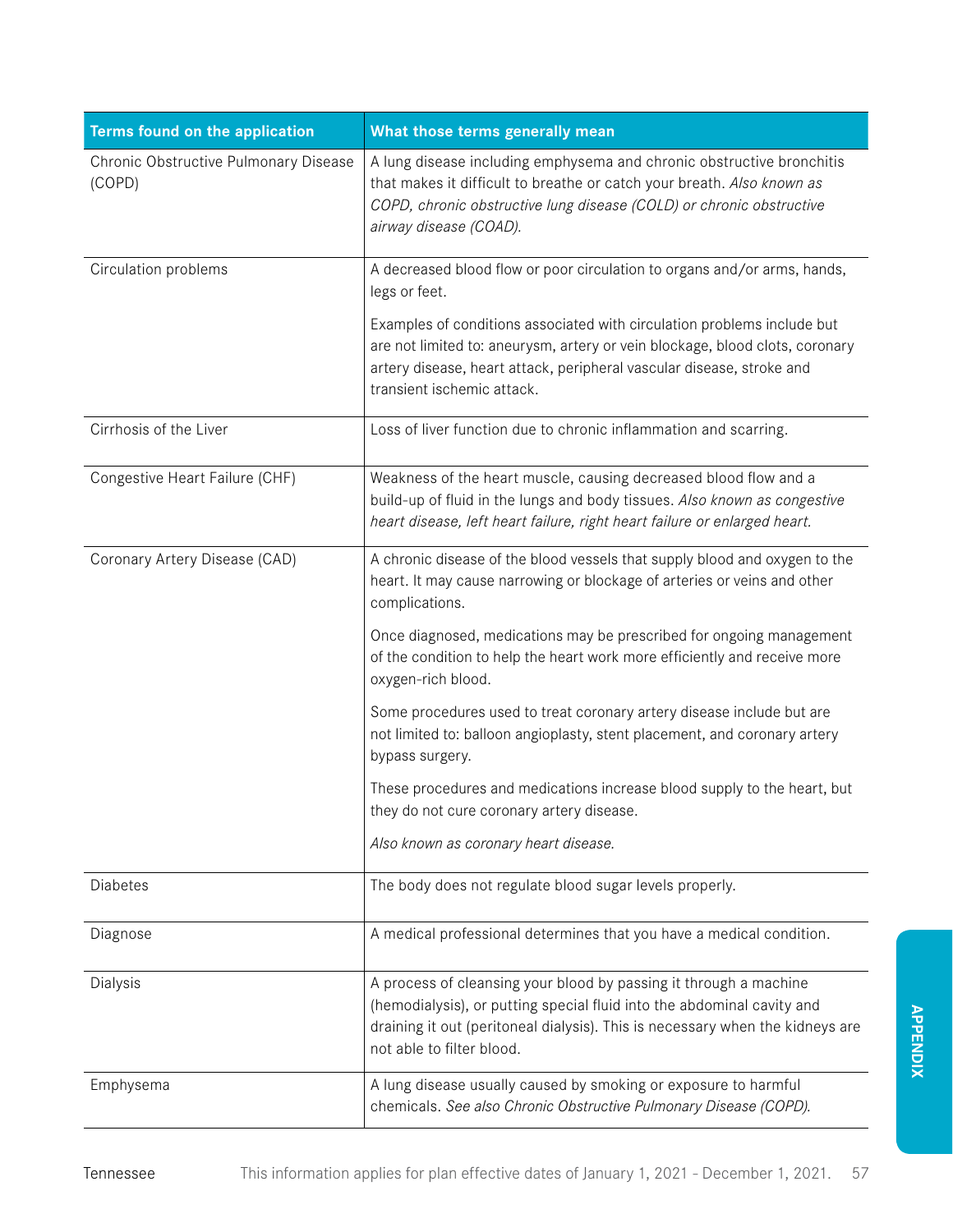| Terms found on the application | What those terms generally mean |
|---|---|
| Chronic Obstructive Pulmonary Disease (COPD) | A lung disease including emphysema and chronic obstructive bronchitis that makes it difficult to breathe or catch your breath. *Also known as COPD, chronic obstructive lung disease (COLD) or chronic obstructive airway disease (COAD).* |
| Circulation problems | A decreased blood flow or poor circulation to organs and/or arms, hands, legs or feet.<br><br>Examples of conditions associated with circulation problems include but are not limited to: aneurysm, artery or vein blockage, blood clots, coronary artery disease, heart attack, peripheral vascular disease, stroke and transient ischemic attack. |
| Cirrhosis of the Liver | Loss of liver function due to chronic inflammation and scarring. |
| Congestive Heart Failure (CHF) | Weakness of the heart muscle, causing decreased blood flow and a build-up of fluid in the lungs and body tissues. *Also known as congestive heart disease, left heart failure, right heart failure or enlarged heart.* |
| Coronary Artery Disease (CAD) | A chronic disease of the blood vessels that supply blood and oxygen to the heart. It may cause narrowing or blockage of arteries or veins and other complications.<br><br>Once diagnosed, medications may be prescribed for ongoing management of the condition to help the heart work more efficiently and receive more oxygen-rich blood.<br><br>Some procedures used to treat coronary artery disease include but are not limited to: balloon angioplasty, stent placement, and coronary artery bypass surgery.<br><br>These procedures and medications increase blood supply to the heart, but they do not cure coronary artery disease.<br><br>*Also known as coronary heart disease.* |
| Diabetes | The body does not regulate blood sugar levels properly. |
| Diagnose | A medical professional determines that you have a medical condition. |
| Dialysis | A process of cleansing your blood by passing it through a machine (hemodialysis), or putting special fluid into the abdominal cavity and draining it out (peritoneal dialysis). This is necessary when the kidneys are not able to filter blood. |
| Emphysema | A lung disease usually caused by smoking or exposure to harmful chemicals. *See also Chronic Obstructive Pulmonary Disease (COPD).* |

Tennessee This information applies for plan effective dates of January 1, 2021 - December 1, 2021.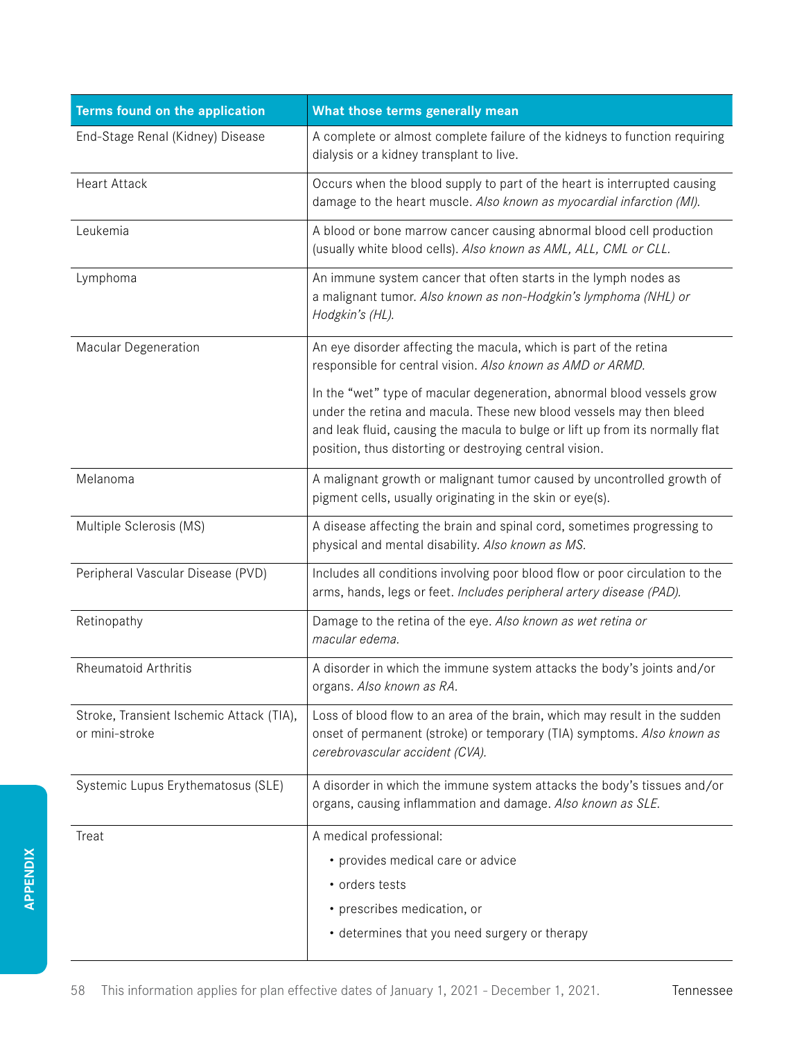| Terms found on the application | What those terms generally mean |
| --- | --- |
| End-Stage Renal (Kidney) Disease | A complete or almost complete failure of the kidneys to function requiring dialysis or a kidney transplant to live. |
| Heart Attack | Occurs when the blood supply to part of the heart is interrupted causing damage to the heart muscle. *Also known as myocardial infarction (MI).* |
| Leukemia | A blood or bone marrow cancer causing abnormal blood cell production (usually white blood cells). *Also known as AML, ALL, CML or CLL.* |
| Lymphoma | An immune system cancer that often starts in the lymph nodes as a malignant tumor. *Also known as non-Hodgkin's lymphoma (NHL) or Hodgkin's (HL).* |
| Macular Degeneration | An eye disorder affecting the macula, which is part of the retina responsible for central vision. *Also known as AMD or ARMD.*<br><br>In the "wet" type of macular degeneration, abnormal blood vessels grow under the retina and macula. These new blood vessels may then bleed and leak fluid, causing the macula to bulge or lift up from its normally flat position, thus distorting or destroying central vision. |
| Melanoma | A malignant growth or malignant tumor caused by uncontrolled growth of pigment cells, usually originating in the skin or eye(s). |
| Multiple Sclerosis (MS) | A disease affecting the brain and spinal cord, sometimes progressing to physical and mental disability. *Also known as MS.* |
| Peripheral Vascular Disease (PVD) | Includes all conditions involving poor blood flow or poor circulation to the arms, hands, legs or feet. *Includes peripheral artery disease (PAD).* |
| Retinopathy | Damage to the retina of the eye. *Also known as wet retina or macular edema.* |
| Rheumatoid Arthritis | A disorder in which the immune system attacks the body's joints and/or organs. *Also known as RA.* |
| Stroke, Transient Ischemic Attack (TIA), or mini-stroke | Loss of blood flow to an area of the brain, which may result in the sudden onset of permanent (stroke) or temporary (TIA) symptoms. *Also known as cerebrovascular accident (CVA).* |
| Systemic Lupus Erythematosus (SLE) | A disorder in which the immune system attacks the body's tissues and/or organs, causing inflammation and damage. *Also known as SLE.* |
| Treat | A medical professional:<br>• provides medical care or advice<br>• orders tests<br>• prescribes medication, or<br>• determines that you need surgery or therapy |

This information applies for plan effective dates of January 1, 2021 - December 1, 2021. Tennessee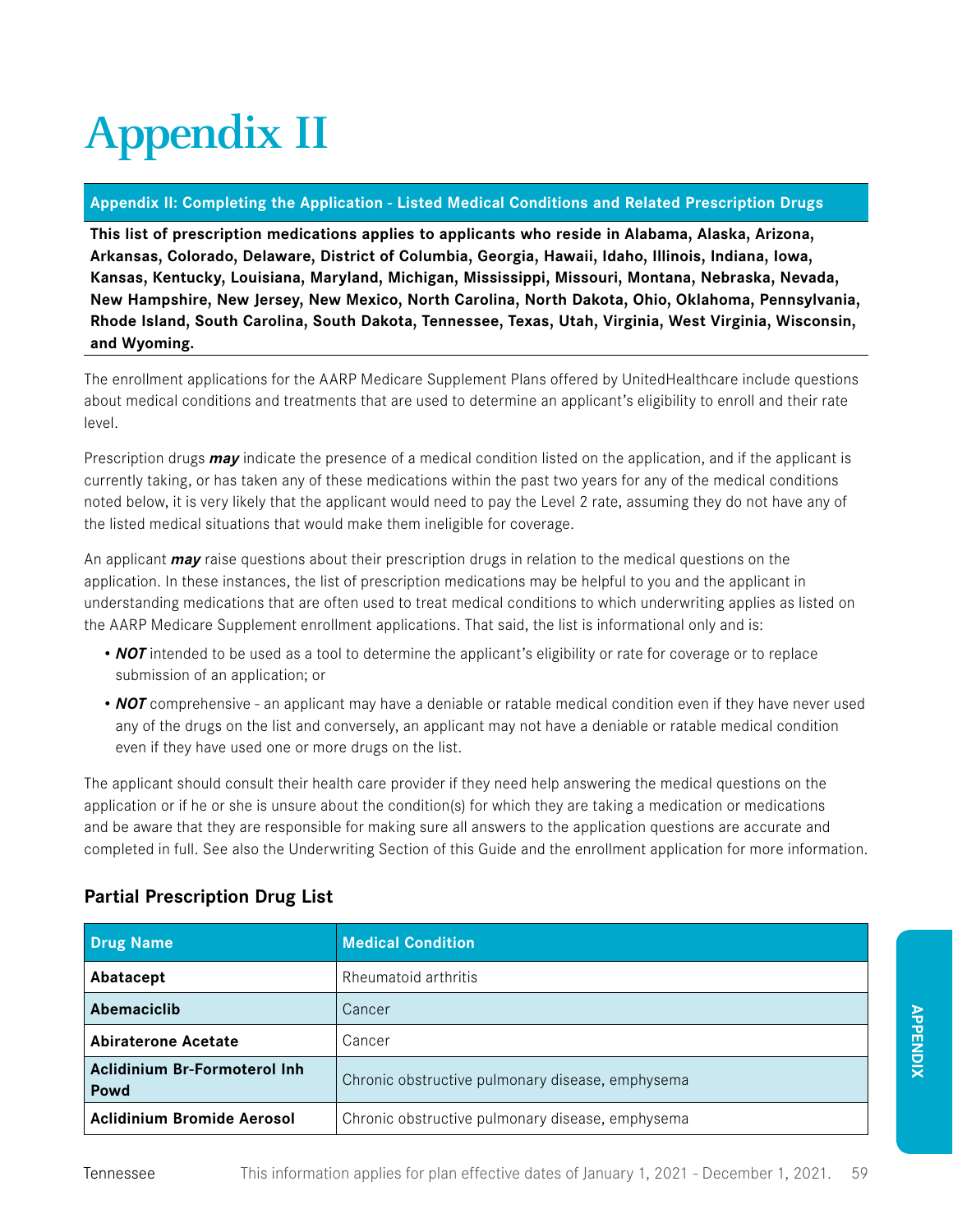# Appendix II

**Appendix II: Completing the Application - Listed Medical Conditions and Related Prescription Drugs**

**This list of prescription medications applies to applicants who reside in Alabama, Alaska, Arizona, Arkansas, Colorado, Delaware, District of Columbia, Georgia, Hawaii, Idaho, Illinois, Indiana, Iowa, Kansas, Kentucky, Louisiana, Maryland, Michigan, Mississippi, Missouri, Montana, Nebraska, Nevada, New Hampshire, New Jersey, New Mexico, North Carolina, North Dakota, Ohio, Oklahoma, Pennsylvania, Rhode Island, South Carolina, South Dakota, Tennessee, Texas, Utah, Virginia, West Virginia, Wisconsin, and Wyoming.**

The enrollment applications for the AARP Medicare Supplement Plans offered by UnitedHealthcare include questions about medical conditions and treatments that are used to determine an applicant's eligibility to enroll and their rate level.

Prescription drugs ***may*** indicate the presence of a medical condition listed on the application, and if the applicant is currently taking, or has taken any of these medications within the past two years for any of the medical conditions noted below, it is very likely that the applicant would need to pay the Level 2 rate, assuming they do not have any of the listed medical situations that would make them ineligible for coverage.

An applicant ***may*** raise questions about their prescription drugs in relation to the medical questions on the application. In these instances, the list of prescription medications may be helpful to you and the applicant in understanding medications that are often used to treat medical conditions to which underwriting applies as listed on the AARP Medicare Supplement enrollment applications. That said, the list is informational only and is:

- ***NOT*** intended to be used as a tool to determine the applicant's eligibility or rate for coverage or to replace submission of an application; or
- ***NOT*** comprehensive - an applicant may have a deniable or ratable medical condition even if they have never used any of the drugs on the list and conversely, an applicant may not have a deniable or ratable medical condition even if they have used one or more drugs on the list.

The applicant should consult their health care provider if they need help answering the medical questions on the application or if he or she is unsure about the condition(s) for which they are taking a medication or medications and be aware that they are responsible for making sure all answers to the application questions are accurate and completed in full. See also the Underwriting Section of this Guide and the enrollment application for more information.

## Partial Prescription Drug List

| Drug Name | Medical Condition |
|---|---|
| **Abatacept** | Rheumatoid arthritis |
| **Abemaciclib** | Cancer |
| **Abiraterone Acetate** | Cancer |
| **Aclidinium Br-Formoterol Inh Powd** | Chronic obstructive pulmonary disease, emphysema |
| **Aclidinium Bromide Aerosol** | Chronic obstructive pulmonary disease, emphysema |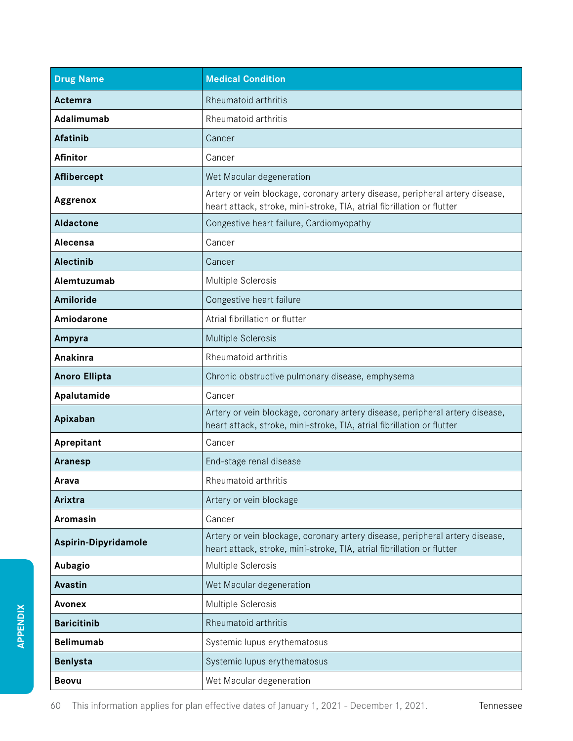| Drug Name | Medical Condition |
| --- | --- |
| **Actemra** | Rheumatoid arthritis |
| **Adalimumab** | Rheumatoid arthritis |
| **Afatinib** | Cancer |
| **Afinitor** | Cancer |
| **Aflibercept** | Wet Macular degeneration |
| **Aggrenox** | Artery or vein blockage, coronary artery disease, peripheral artery disease, heart attack, stroke, mini-stroke, TIA, atrial fibrillation or flutter |
| **Aldactone** | Congestive heart failure, Cardiomyopathy |
| **Alecensa** | Cancer |
| **Alectinib** | Cancer |
| **Alemtuzumab** | Multiple Sclerosis |
| **Amiloride** | Congestive heart failure |
| **Amiodarone** | Atrial fibrillation or flutter |
| **Ampyra** | Multiple Sclerosis |
| **Anakinra** | Rheumatoid arthritis |
| **Anoro Ellipta** | Chronic obstructive pulmonary disease, emphysema |
| **Apalutamide** | Cancer |
| **Apixaban** | Artery or vein blockage, coronary artery disease, peripheral artery disease, heart attack, stroke, mini-stroke, TIA, atrial fibrillation or flutter |
| **Aprepitant** | Cancer |
| **Aranesp** | End-stage renal disease |
| **Arava** | Rheumatoid arthritis |
| **Arixtra** | Artery or vein blockage |
| **Aromasin** | Cancer |
| **Aspirin-Dipyridamole** | Artery or vein blockage, coronary artery disease, peripheral artery disease, heart attack, stroke, mini-stroke, TIA, atrial fibrillation or flutter |
| **Aubagio** | Multiple Sclerosis |
| **Avastin** | Wet Macular degeneration |
| **Avonex** | Multiple Sclerosis |
| **Baricitinib** | Rheumatoid arthritis |
| **Belimumab** | Systemic lupus erythematosus |
| **Benlysta** | Systemic lupus erythematosus |
| **Beovu** | Wet Macular degeneration |

This information applies for plan effective dates of January 1, 2021 - December 1, 2021.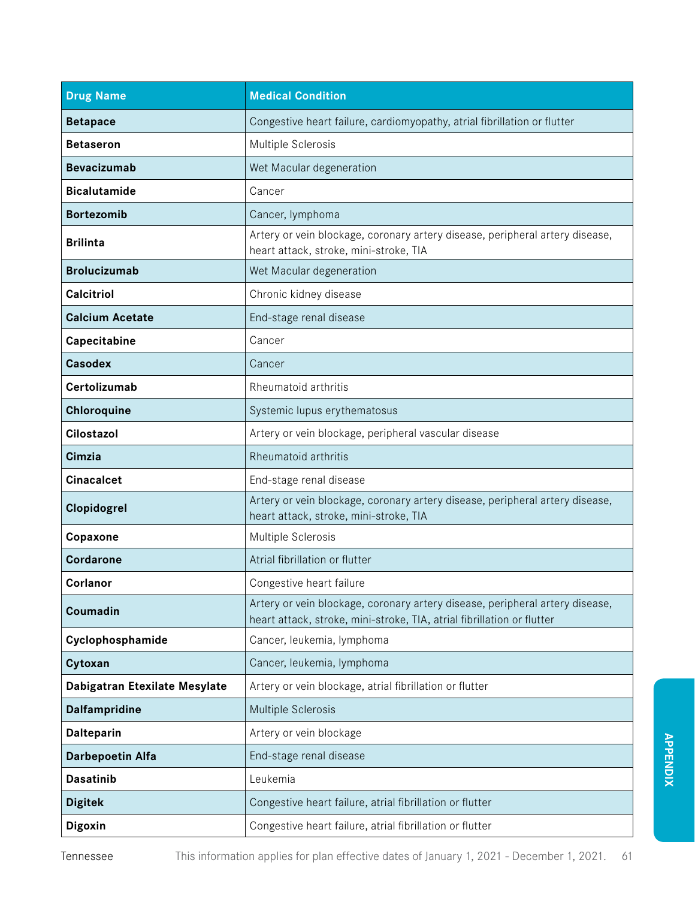| Drug Name | Medical Condition |
|---|---|
| **Betapace** | Congestive heart failure, cardiomyopathy, atrial fibrillation or flutter |
| **Betaseron** | Multiple Sclerosis |
| **Bevacizumab** | Wet Macular degeneration |
| **Bicalutamide** | Cancer |
| **Bortezomib** | Cancer, lymphoma |
| **Brilinta** | Artery or vein blockage, coronary artery disease, peripheral artery disease, heart attack, stroke, mini-stroke, TIA |
| **Brolucizumab** | Wet Macular degeneration |
| **Calcitriol** | Chronic kidney disease |
| **Calcium Acetate** | End-stage renal disease |
| **Capecitabine** | Cancer |
| **Casodex** | Cancer |
| **Certolizumab** | Rheumatoid arthritis |
| **Chloroquine** | Systemic lupus erythematosus |
| **Cilostazol** | Artery or vein blockage, peripheral vascular disease |
| **Cimzia** | Rheumatoid arthritis |
| **Cinacalcet** | End-stage renal disease |
| **Clopidogrel** | Artery or vein blockage, coronary artery disease, peripheral artery disease, heart attack, stroke, mini-stroke, TIA |
| **Copaxone** | Multiple Sclerosis |
| **Cordarone** | Atrial fibrillation or flutter |
| **Corlanor** | Congestive heart failure |
| **Coumadin** | Artery or vein blockage, coronary artery disease, peripheral artery disease, heart attack, stroke, mini-stroke, TIA, atrial fibrillation or flutter |
| **Cyclophosphamide** | Cancer, leukemia, lymphoma |
| **Cytoxan** | Cancer, leukemia, lymphoma |
| **Dabigatran Etexilate Mesylate** | Artery or vein blockage, atrial fibrillation or flutter |
| **Dalfampridine** | Multiple Sclerosis |
| **Dalteparin** | Artery or vein blockage |
| **Darbepoetin Alfa** | End-stage renal disease |
| **Dasatinib** | Leukemia |
| **Digitek** | Congestive heart failure, atrial fibrillation or flutter |
| **Digoxin** | Congestive heart failure, atrial fibrillation or flutter |

Tennessee This information applies for plan effective dates of January 1, 2021 - December 1, 2021.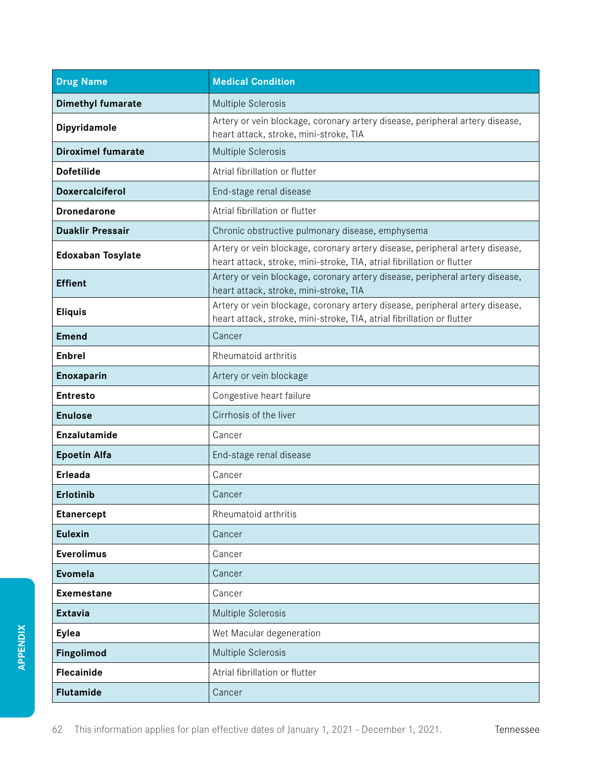| Drug Name | Medical Condition |
|---|---|
| **Dimethyl fumarate** | Multiple Sclerosis |
| **Dipyridamole** | Artery or vein blockage, coronary artery disease, peripheral artery disease, heart attack, stroke, mini-stroke, TIA |
| **Diroximel fumarate** | Multiple Sclerosis |
| **Dofetilide** | Atrial fibrillation or flutter |
| **Doxercalciferol** | End-stage renal disease |
| **Dronedarone** | Atrial fibrillation or flutter |
| **Duaklir Pressair** | Chronic obstructive pulmonary disease, emphysema |
| **Edoxaban Tosylate** | Artery or vein blockage, coronary artery disease, peripheral artery disease, heart attack, stroke, mini-stroke, TIA, atrial fibrillation or flutter |
| **Effient** | Artery or vein blockage, coronary artery disease, peripheral artery disease, heart attack, stroke, mini-stroke, TIA |
| **Eliquis** | Artery or vein blockage, coronary artery disease, peripheral artery disease, heart attack, stroke, mini-stroke, TIA, atrial fibrillation or flutter |
| **Emend** | Cancer |
| **Enbrel** | Rheumatoid arthritis |
| **Enoxaparin** | Artery or vein blockage |
| **Entresto** | Congestive heart failure |
| **Enulose** | Cirrhosis of the liver |
| **Enzalutamide** | Cancer |
| **Epoetin Alfa** | End-stage renal disease |
| **Erleada** | Cancer |
| **Erlotinib** | Cancer |
| **Etanercept** | Rheumatoid arthritis |
| **Eulexin** | Cancer |
| **Everolimus** | Cancer |
| **Evomela** | Cancer |
| **Exemestane** | Cancer |
| **Extavia** | Multiple Sclerosis |
| **Eylea** | Wet Macular degeneration |
| **Fingolimod** | Multiple Sclerosis |
| **Flecainide** | Atrial fibrillation or flutter |
| **Flutamide** | Cancer |

This information applies for plan effective dates of January 1, 2021 - December 1, 2021.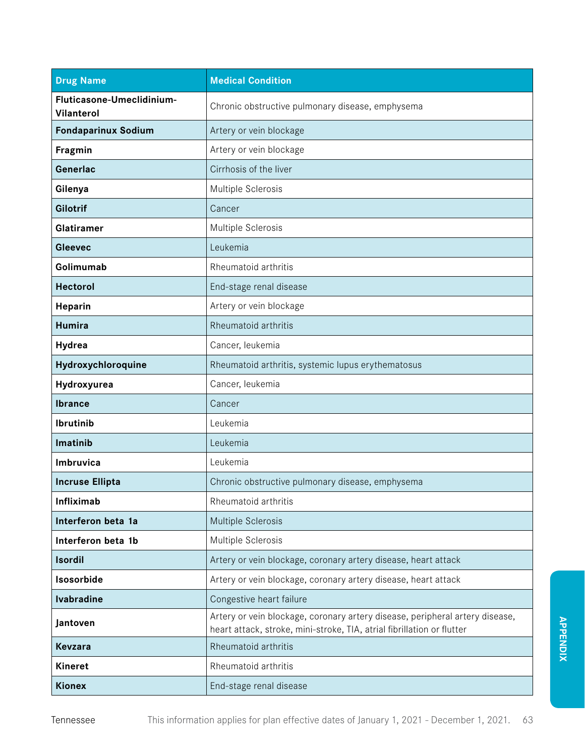| Drug Name | Medical Condition |
| --- | --- |
| **Fluticasone-Umeclidinium-Vilanterol** | Chronic obstructive pulmonary disease, emphysema |
| **Fondaparinux Sodium** | Artery or vein blockage |
| **Fragmin** | Artery or vein blockage |
| **Generlac** | Cirrhosis of the liver |
| **Gilenya** | Multiple Sclerosis |
| **Gilotrif** | Cancer |
| **Glatiramer** | Multiple Sclerosis |
| **Gleevec** | Leukemia |
| **Golimumab** | Rheumatoid arthritis |
| **Hectorol** | End-stage renal disease |
| **Heparin** | Artery or vein blockage |
| **Humira** | Rheumatoid arthritis |
| **Hydrea** | Cancer, leukemia |
| **Hydroxychloroquine** | Rheumatoid arthritis, systemic lupus erythematosus |
| **Hydroxyurea** | Cancer, leukemia |
| **Ibrance** | Cancer |
| **Ibrutinib** | Leukemia |
| **Imatinib** | Leukemia |
| **Imbruvica** | Leukemia |
| **Incruse Ellipta** | Chronic obstructive pulmonary disease, emphysema |
| **Infliximab** | Rheumatoid arthritis |
| **Interferon beta 1a** | Multiple Sclerosis |
| **Interferon beta 1b** | Multiple Sclerosis |
| **Isordil** | Artery or vein blockage, coronary artery disease, heart attack |
| **Isosorbide** | Artery or vein blockage, coronary artery disease, heart attack |
| **Ivabradine** | Congestive heart failure |
| **Jantoven** | Artery or vein blockage, coronary artery disease, peripheral artery disease, heart attack, stroke, mini-stroke, TIA, atrial fibrillation or flutter |
| **Kevzara** | Rheumatoid arthritis |
| **Kineret** | Rheumatoid arthritis |
| **Kionex** | End-stage renal disease |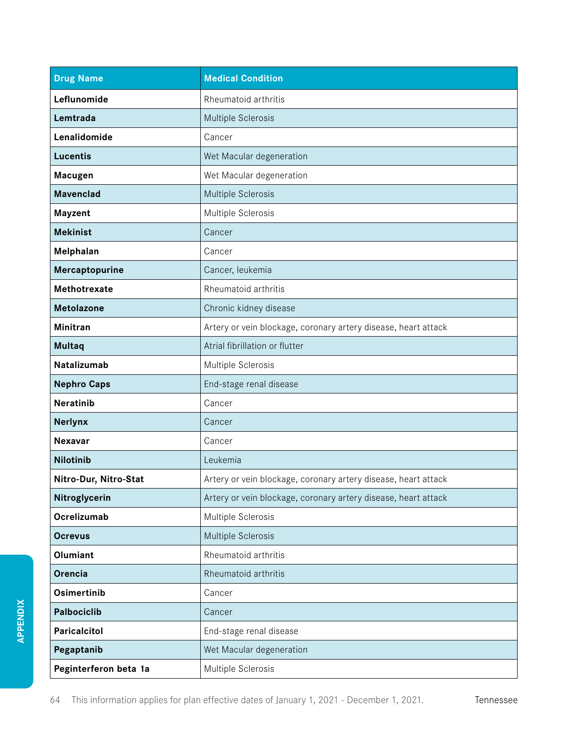| Drug Name | Medical Condition |
|---|---|
| **Leflunomide** | Rheumatoid arthritis |
| **Lemtrada** | Multiple Sclerosis |
| **Lenalidomide** | Cancer |
| **Lucentis** | Wet Macular degeneration |
| **Macugen** | Wet Macular degeneration |
| **Mavenclad** | Multiple Sclerosis |
| **Mayzent** | Multiple Sclerosis |
| **Mekinist** | Cancer |
| **Melphalan** | Cancer |
| **Mercaptopurine** | Cancer, leukemia |
| **Methotrexate** | Rheumatoid arthritis |
| **Metolazone** | Chronic kidney disease |
| **Minitran** | Artery or vein blockage, coronary artery disease, heart attack |
| **Multaq** | Atrial fibrillation or flutter |
| **Natalizumab** | Multiple Sclerosis |
| **Nephro Caps** | End-stage renal disease |
| **Neratinib** | Cancer |
| **Nerlynx** | Cancer |
| **Nexavar** | Cancer |
| **Nilotinib** | Leukemia |
| **Nitro-Dur, Nitro-Stat** | Artery or vein blockage, coronary artery disease, heart attack |
| **Nitroglycerin** | Artery or vein blockage, coronary artery disease, heart attack |
| **Ocrelizumab** | Multiple Sclerosis |
| **Ocrevus** | Multiple Sclerosis |
| **Olumiant** | Rheumatoid arthritis |
| **Orencia** | Rheumatoid arthritis |
| **Osimertinib** | Cancer |
| **Palbociclib** | Cancer |
| **Paricalcitol** | End-stage renal disease |
| **Pegaptanib** | Wet Macular degeneration |
| **Peginterferon beta 1a** | Multiple Sclerosis |

This information applies for plan effective dates of January 1, 2021 - December 1, 2021.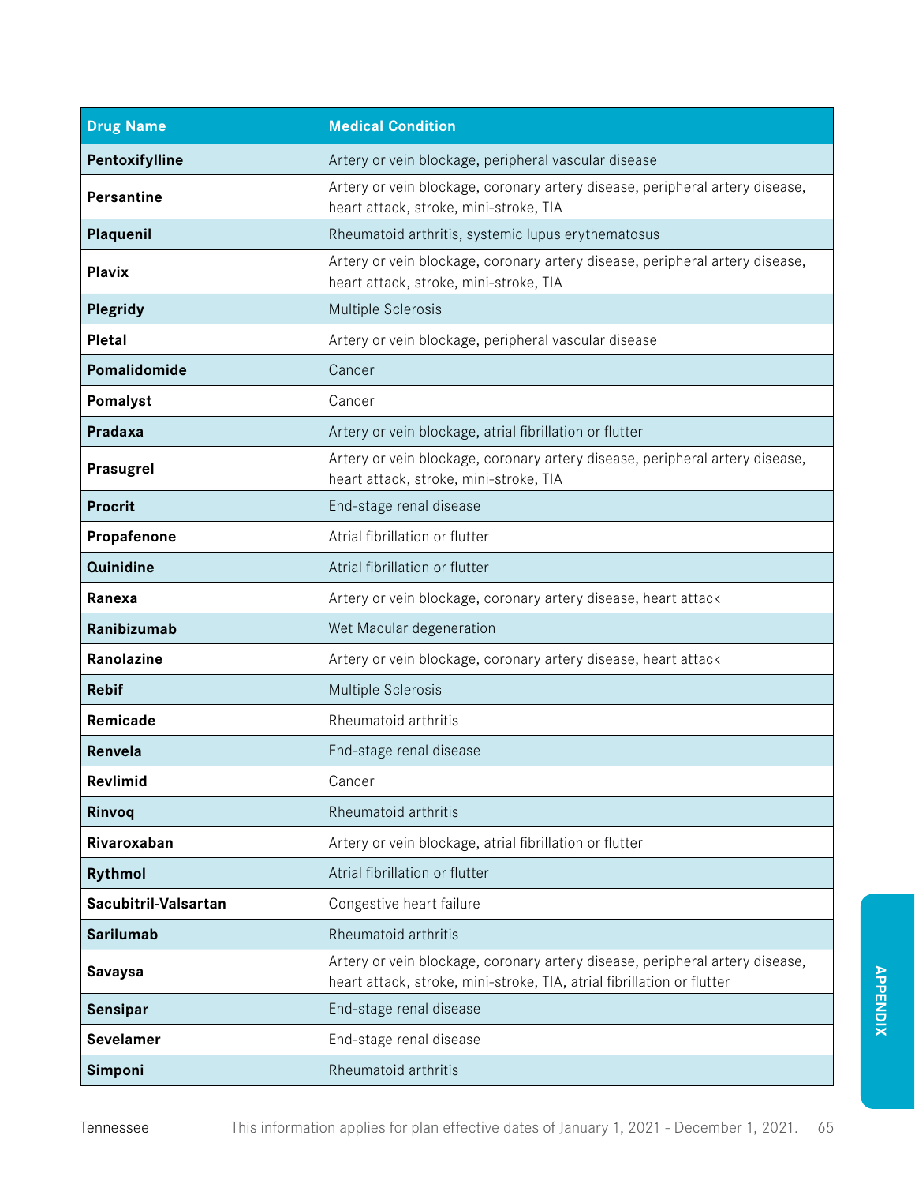| Drug Name | Medical Condition |
| --- | --- |
| **Pentoxifylline** | Artery or vein blockage, peripheral vascular disease |
| **Persantine** | Artery or vein blockage, coronary artery disease, peripheral artery disease, heart attack, stroke, mini-stroke, TIA |
| **Plaquenil** | Rheumatoid arthritis, systemic lupus erythematosus |
| **Plavix** | Artery or vein blockage, coronary artery disease, peripheral artery disease, heart attack, stroke, mini-stroke, TIA |
| **Plegridy** | Multiple Sclerosis |
| **Pletal** | Artery or vein blockage, peripheral vascular disease |
| **Pomalidomide** | Cancer |
| **Pomalyst** | Cancer |
| **Pradaxa** | Artery or vein blockage, atrial fibrillation or flutter |
| **Prasugrel** | Artery or vein blockage, coronary artery disease, peripheral artery disease, heart attack, stroke, mini-stroke, TIA |
| **Procrit** | End-stage renal disease |
| **Propafenone** | Atrial fibrillation or flutter |
| **Quinidine** | Atrial fibrillation or flutter |
| **Ranexa** | Artery or vein blockage, coronary artery disease, heart attack |
| **Ranibizumab** | Wet Macular degeneration |
| **Ranolazine** | Artery or vein blockage, coronary artery disease, heart attack |
| **Rebif** | Multiple Sclerosis |
| **Remicade** | Rheumatoid arthritis |
| **Renvela** | End-stage renal disease |
| **Revlimid** | Cancer |
| **Rinvoq** | Rheumatoid arthritis |
| **Rivaroxaban** | Artery or vein blockage, atrial fibrillation or flutter |
| **Rythmol** | Atrial fibrillation or flutter |
| **Sacubitril-Valsartan** | Congestive heart failure |
| **Sarilumab** | Rheumatoid arthritis |
| **Savaysa** | Artery or vein blockage, coronary artery disease, peripheral artery disease, heart attack, stroke, mini-stroke, TIA, atrial fibrillation or flutter |
| **Sensipar** | End-stage renal disease |
| **Sevelamer** | End-stage renal disease |
| **Simponi** | Rheumatoid arthritis |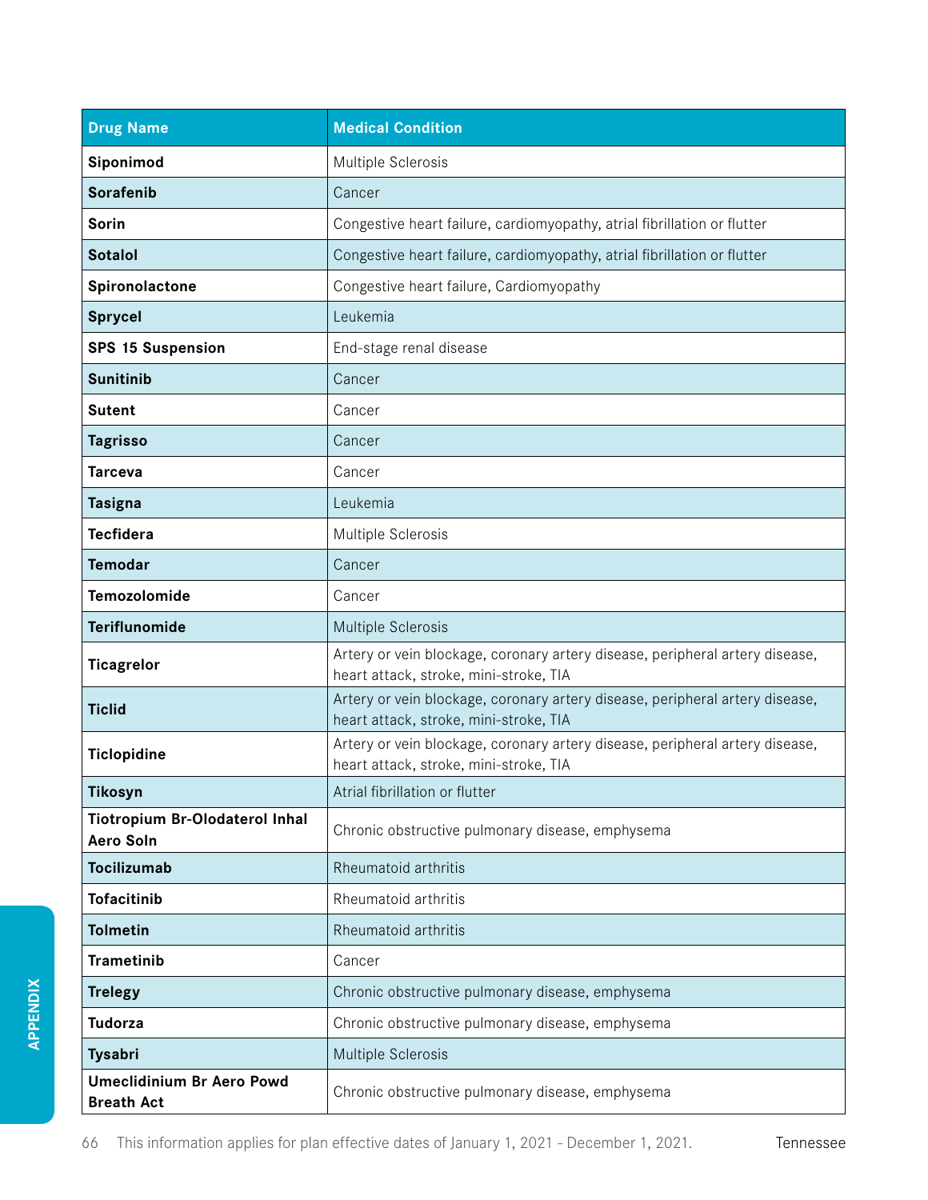| Drug Name | Medical Condition |
|---|---|
| **Siponimod** | Multiple Sclerosis |
| **Sorafenib** | Cancer |
| **Sorin** | Congestive heart failure, cardiomyopathy, atrial fibrillation or flutter |
| **Sotalol** | Congestive heart failure, cardiomyopathy, atrial fibrillation or flutter |
| **Spironolactone** | Congestive heart failure, Cardiomyopathy |
| **Sprycel** | Leukemia |
| **SPS 15 Suspension** | End-stage renal disease |
| **Sunitinib** | Cancer |
| **Sutent** | Cancer |
| **Tagrisso** | Cancer |
| **Tarceva** | Cancer |
| **Tasigna** | Leukemia |
| **Tecfidera** | Multiple Sclerosis |
| **Temodar** | Cancer |
| **Temozolomide** | Cancer |
| **Teriflunomide** | Multiple Sclerosis |
| **Ticagrelor** | Artery or vein blockage, coronary artery disease, peripheral artery disease, heart attack, stroke, mini-stroke, TIA |
| **Ticlid** | Artery or vein blockage, coronary artery disease, peripheral artery disease, heart attack, stroke, mini-stroke, TIA |
| **Ticlopidine** | Artery or vein blockage, coronary artery disease, peripheral artery disease, heart attack, stroke, mini-stroke, TIA |
| **Tikosyn** | Atrial fibrillation or flutter |
| **Tiotropium Br-Olodaterol Inhal Aero Soln** | Chronic obstructive pulmonary disease, emphysema |
| **Tocilizumab** | Rheumatoid arthritis |
| **Tofacitinib** | Rheumatoid arthritis |
| **Tolmetin** | Rheumatoid arthritis |
| **Trametinib** | Cancer |
| **Trelegy** | Chronic obstructive pulmonary disease, emphysema |
| **Tudorza** | Chronic obstructive pulmonary disease, emphysema |
| **Tysabri** | Multiple Sclerosis |
| **Umeclidinium Br Aero Powd Breath Act** | Chronic obstructive pulmonary disease, emphysema |

This information applies for plan effective dates of January 1, 2021 - December 1, 2021.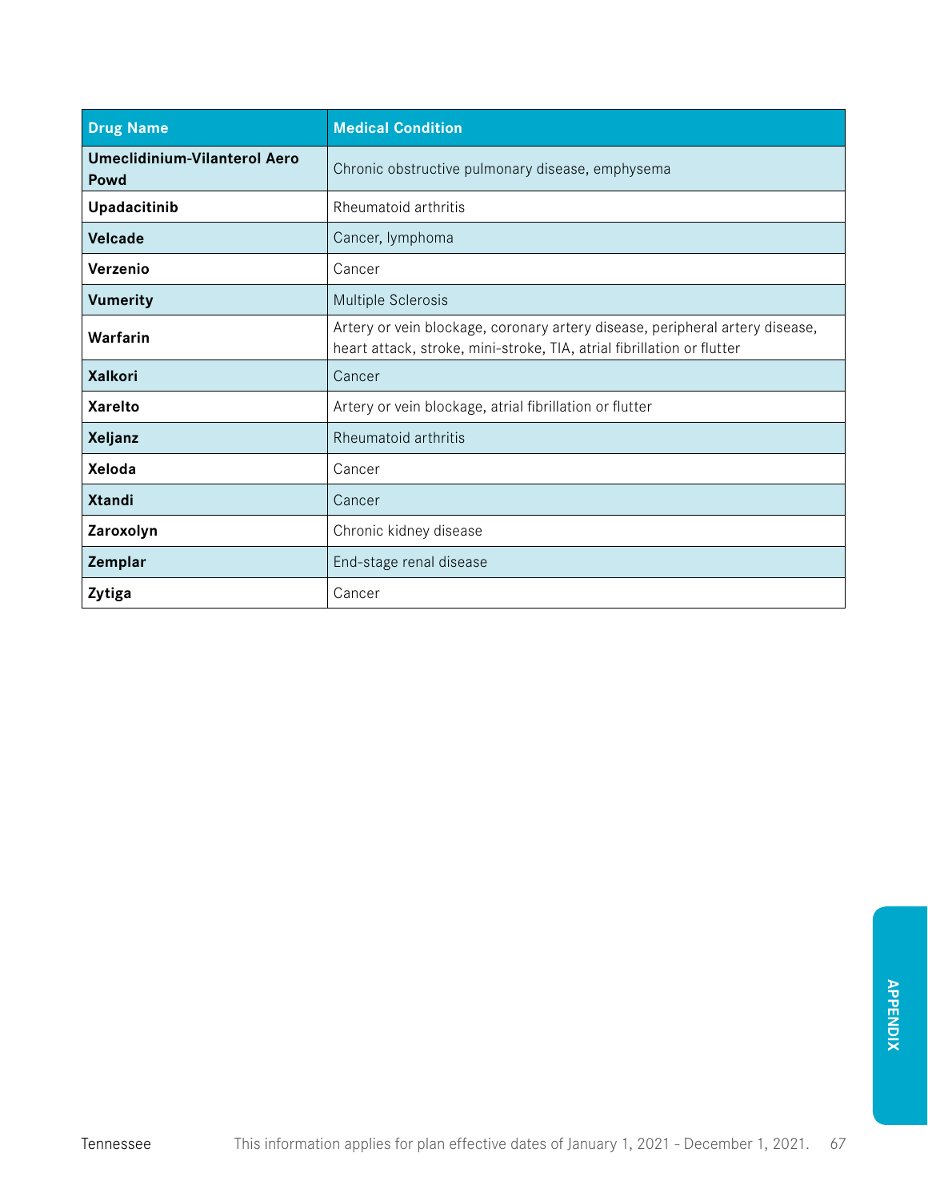| Drug Name | Medical Condition |
| --- | --- |
| **Umeclidinium-Vilanterol Aero Powd** | Chronic obstructive pulmonary disease, emphysema |
| **Upadacitinib** | Rheumatoid arthritis |
| **Velcade** | Cancer, lymphoma |
| **Verzenio** | Cancer |
| **Vumerity** | Multiple Sclerosis |
| **Warfarin** | Artery or vein blockage, coronary artery disease, peripheral artery disease, heart attack, stroke, mini-stroke, TIA, atrial fibrillation or flutter |
| **Xalkori** | Cancer |
| **Xarelto** | Artery or vein blockage, atrial fibrillation or flutter |
| **Xeljanz** | Rheumatoid arthritis |
| **Xeloda** | Cancer |
| **Xtandi** | Cancer |
| **Zaroxolyn** | Chronic kidney disease |
| **Zemplar** | End-stage renal disease |
| **Zytiga** | Cancer |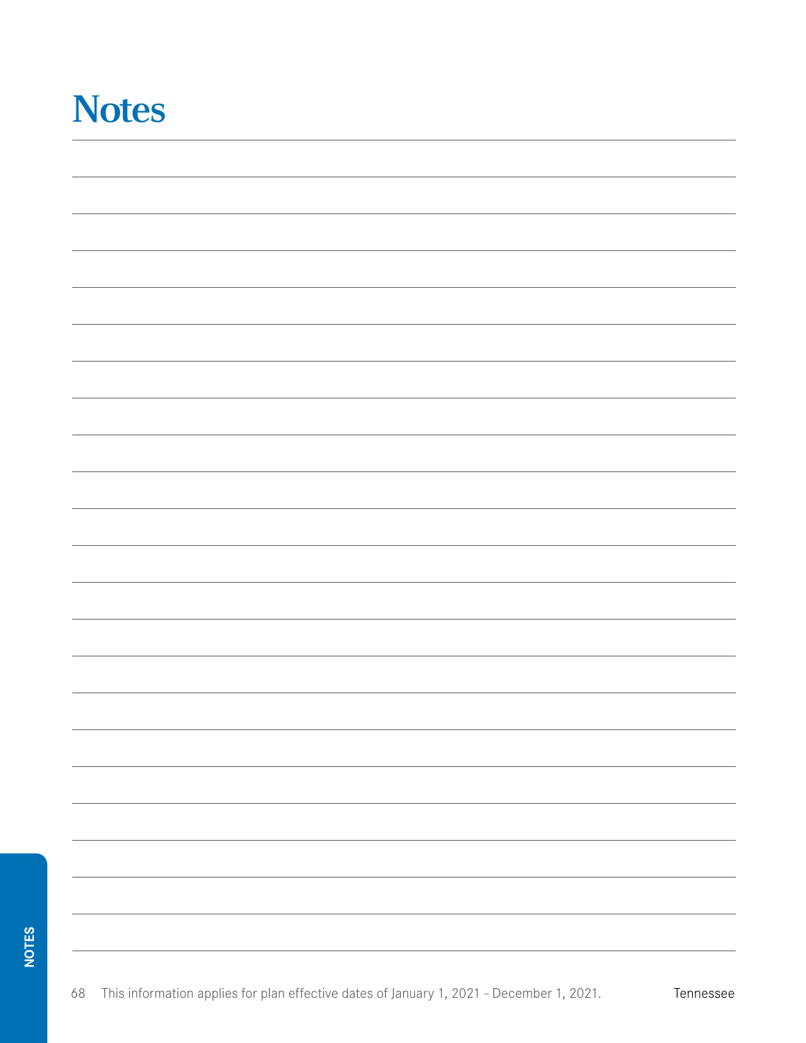# Notes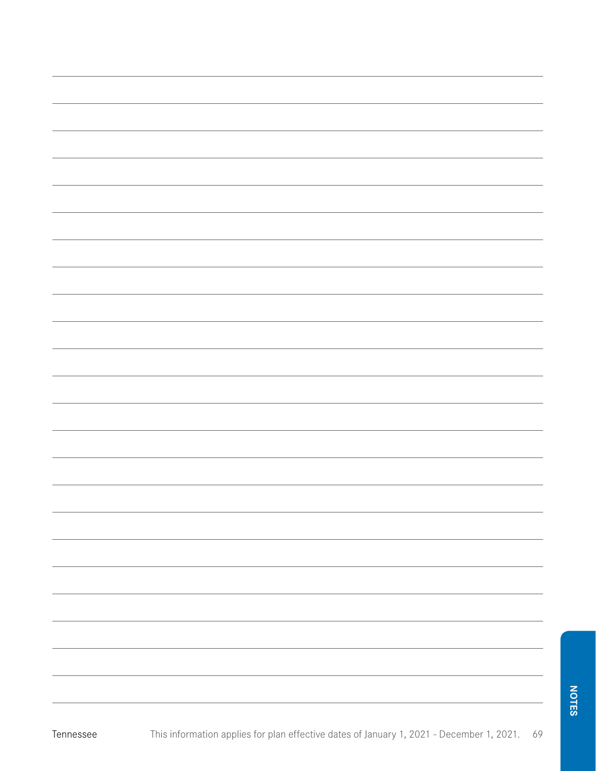NOTES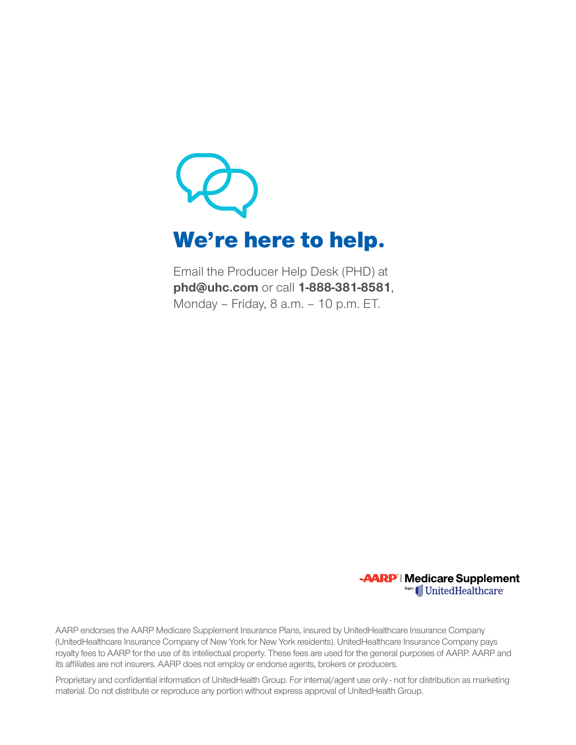# We're here to help.

Email the Producer Help Desk (PHD) at **phd@uhc.com** or call **1-888-381-8581**, Monday – Friday, 8 a.m. – 10 p.m. ET.

AARP | Medicare Supplement from UnitedHealthcare

AARP endorses the AARP Medicare Supplement Insurance Plans, insured by UnitedHealthcare Insurance Company (UnitedHealthcare Insurance Company of New York for New York residents). UnitedHealthcare Insurance Company pays royalty fees to AARP for the use of its intellectual property. These fees are used for the general purposes of AARP. AARP and its affiliates are not insurers. AARP does not employ or endorse agents, brokers or producers.

Proprietary and confidential information of UnitedHealth Group. For internal/agent use only - not for distribution as marketing material. Do not distribute or reproduce any portion without express approval of UnitedHealth Group.